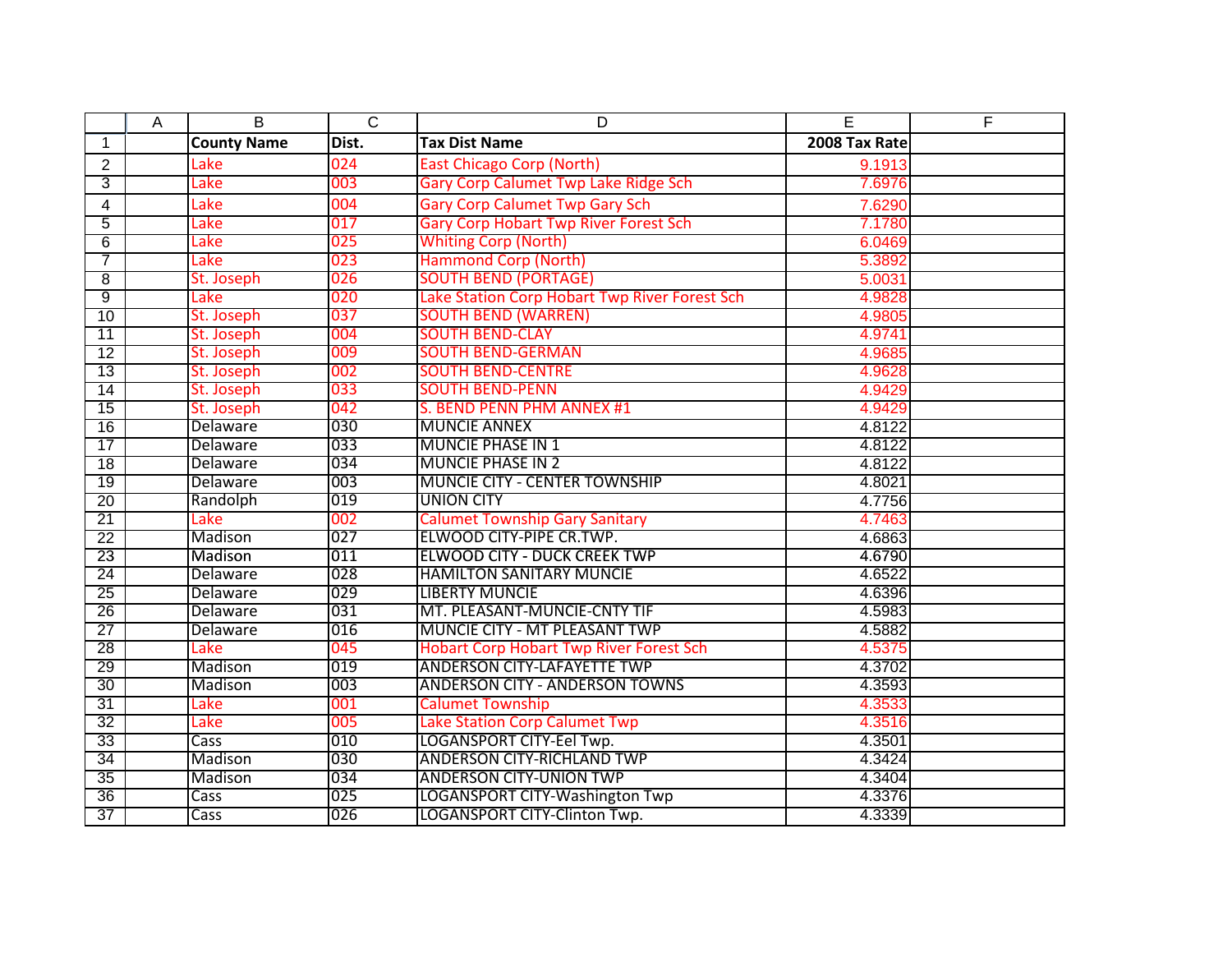| County Name | Dist. | Tax Dist Name | 2008 Tax Rate |
|---|---|---|---|
| Lake | 024 | East Chicago Corp (North) | 9.1913 |
| Lake | 003 | Gary Corp Calumet Twp Lake Ridge Sch | 7.6976 |
| Lake | 004 | Gary Corp Calumet Twp Gary Sch | 7.6290 |
| Lake | 017 | Gary Corp Hobart Twp River Forest Sch | 7.1780 |
| Lake | 025 | Whiting Corp (North) | 6.0469 |
| Lake | 023 | Hammond Corp (North) | 5.3892 |
| St. Joseph | 026 | SOUTH BEND (PORTAGE) | 5.0031 |
| Lake | 020 | Lake Station Corp Hobart Twp River Forest Sch | 4.9828 |
| St. Joseph | 037 | SOUTH BEND (WARREN) | 4.9805 |
| St. Joseph | 004 | SOUTH BEND-CLAY | 4.9741 |
| St. Joseph | 009 | SOUTH BEND-GERMAN | 4.9685 |
| St. Joseph | 002 | SOUTH BEND-CENTRE | 4.9628 |
| St. Joseph | 033 | SOUTH BEND-PENN | 4.9429 |
| St. Joseph | 042 | S. BEND PENN PHM ANNEX #1 | 4.9429 |
| Delaware | 030 | MUNCIE ANNEX | 4.8122 |
| Delaware | 033 | MUNCIE PHASE IN 1 | 4.8122 |
| Delaware | 034 | MUNCIE PHASE IN 2 | 4.8122 |
| Delaware | 003 | MUNCIE CITY - CENTER TOWNSHIP | 4.8021 |
| Randolph | 019 | UNION CITY | 4.7756 |
| Lake | 002 | Calumet Township Gary Sanitary | 4.7463 |
| Madison | 027 | ELWOOD CITY-PIPE CR.TWP. | 4.6863 |
| Madison | 011 | ELWOOD CITY - DUCK CREEK TWP | 4.6790 |
| Delaware | 028 | HAMILTON SANITARY MUNCIE | 4.6522 |
| Delaware | 029 | LIBERTY MUNCIE | 4.6396 |
| Delaware | 031 | MT. PLEASANT-MUNCIE-CNTY TIF | 4.5983 |
| Delaware | 016 | MUNCIE CITY - MT PLEASANT TWP | 4.5882 |
| Lake | 045 | Hobart Corp Hobart Twp River Forest Sch | 4.5375 |
| Madison | 019 | ANDERSON CITY-LAFAYETTE TWP | 4.3702 |
| Madison | 003 | ANDERSON CITY - ANDERSON TOWNS | 4.3593 |
| Lake | 001 | Calumet Township | 4.3533 |
| Lake | 005 | Lake Station Corp Calumet Twp | 4.3516 |
| Cass | 010 | LOGANSPORT CITY-Eel Twp. | 4.3501 |
| Madison | 030 | ANDERSON CITY-RICHLAND TWP | 4.3424 |
| Madison | 034 | ANDERSON CITY-UNION TWP | 4.3404 |
| Cass | 025 | LOGANSPORT CITY-Washington Twp | 4.3376 |
| Cass | 026 | LOGANSPORT CITY-Clinton Twp. | 4.3339 |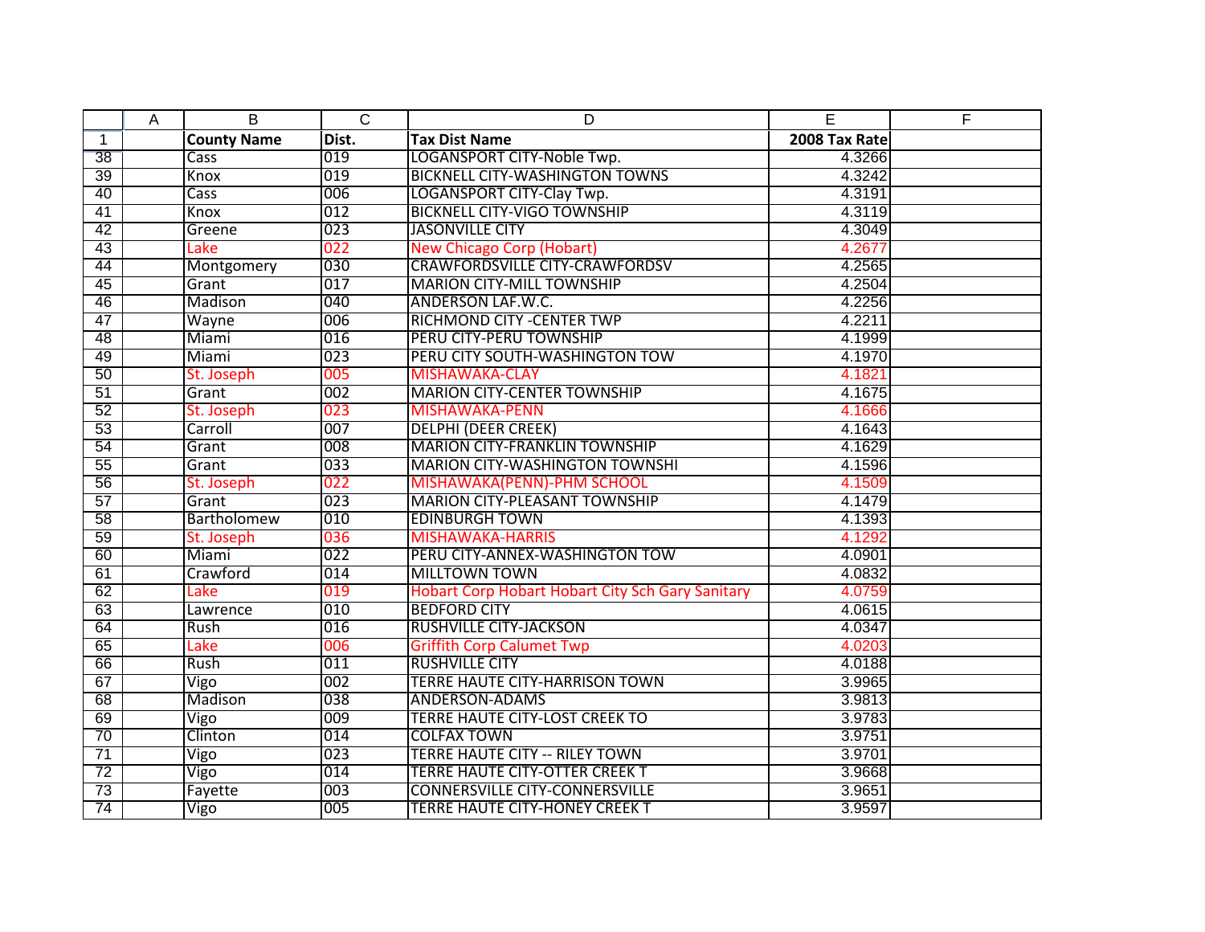| | A | B | C | D | E | F |
|---|---|---|---|---|---|---|
| 1 | | **County Name** | **Dist.** | **Tax Dist Name** | **2008 Tax Rate** | |
| 38 | | Cass | 019 | LOGANSPORT CITY-Noble Twp. | 4.3266 | |
| 39 | | Knox | 019 | BICKNELL CITY-WASHINGTON TOWNS | 4.3242 | |
| 40 | | Cass | 006 | LOGANSPORT CITY-Clay Twp. | 4.3191 | |
| 41 | | Knox | 012 | BICKNELL CITY-VIGO TOWNSHIP | 4.3119 | |
| 42 | | Greene | 023 | JASONVILLE CITY | 4.3049 | |
| 43 | | Lake | 022 | New Chicago Corp (Hobart) | 4.2677 | |
| 44 | | Montgomery | 030 | CRAWFORDSVILLE CITY-CRAWFORDSV | 4.2565 | |
| 45 | | Grant | 017 | MARION CITY-MILL TOWNSHIP | 4.2504 | |
| 46 | | Madison | 040 | ANDERSON LAF.W.C. | 4.2256 | |
| 47 | | Wayne | 006 | RICHMOND CITY -CENTER TWP | 4.2211 | |
| 48 | | Miami | 016 | PERU CITY-PERU TOWNSHIP | 4.1999 | |
| 49 | | Miami | 023 | PERU CITY SOUTH-WASHINGTON TOW | 4.1970 | |
| 50 | | St. Joseph | 005 | MISHAWAKA-CLAY | 4.1821 | |
| 51 | | Grant | 002 | MARION CITY-CENTER TOWNSHIP | 4.1675 | |
| 52 | | St. Joseph | 023 | MISHAWAKA-PENN | 4.1666 | |
| 53 | | Carroll | 007 | DELPHI (DEER CREEK) | 4.1643 | |
| 54 | | Grant | 008 | MARION CITY-FRANKLIN TOWNSHIP | 4.1629 | |
| 55 | | Grant | 033 | MARION CITY-WASHINGTON TOWNSHI | 4.1596 | |
| 56 | | St. Joseph | 022 | MISHAWAKA(PENN)-PHM SCHOOL | 4.1509 | |
| 57 | | Grant | 023 | MARION CITY-PLEASANT TOWNSHIP | 4.1479 | |
| 58 | | Bartholomew | 010 | EDINBURGH TOWN | 4.1393 | |
| 59 | | St. Joseph | 036 | MISHAWAKA-HARRIS | 4.1292 | |
| 60 | | Miami | 022 | PERU CITY-ANNEX-WASHINGTON TOW | 4.0901 | |
| 61 | | Crawford | 014 | MILLTOWN TOWN | 4.0832 | |
| 62 | | Lake | 019 | Hobart Corp Hobart Hobart City Sch Gary Sanitary | 4.0759 | |
| 63 | | Lawrence | 010 | BEDFORD CITY | 4.0615 | |
| 64 | | Rush | 016 | RUSHVILLE CITY-JACKSON | 4.0347 | |
| 65 | | Lake | 006 | Griffith Corp Calumet Twp | 4.0203 | |
| 66 | | Rush | 011 | RUSHVILLE CITY | 4.0188 | |
| 67 | | Vigo | 002 | TERRE HAUTE CITY-HARRISON TOWN | 3.9965 | |
| 68 | | Madison | 038 | ANDERSON-ADAMS | 3.9813 | |
| 69 | | Vigo | 009 | TERRE HAUTE CITY-LOST CREEK TO | 3.9783 | |
| 70 | | Clinton | 014 | COLFAX TOWN | 3.9751 | |
| 71 | | Vigo | 023 | TERRE HAUTE CITY -- RILEY TOWN | 3.9701 | |
| 72 | | Vigo | 014 | TERRE HAUTE CITY-OTTER CREEK T | 3.9668 | |
| 73 | | Fayette | 003 | CONNERSVILLE CITY-CONNERSVILLE | 3.9651 | |
| 74 | | Vigo | 005 | TERRE HAUTE CITY-HONEY CREEK T | 3.9597 | |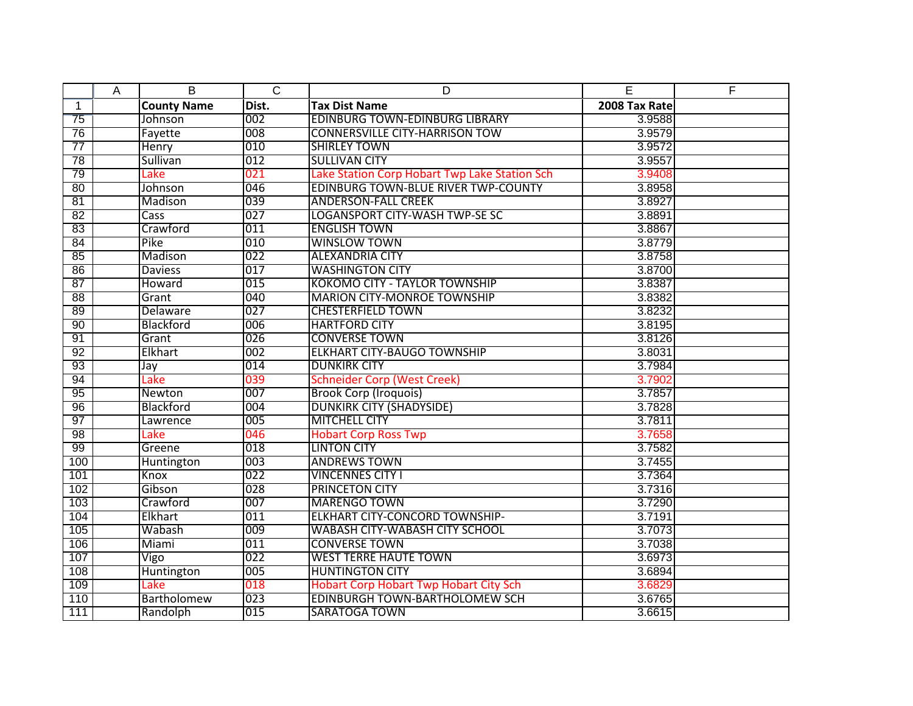| | A | B | C | D | E | F |
|---|---|---|---|---|---|---|
| 1 | | **County Name** | **Dist.** | **Tax Dist Name** | **2008 Tax Rate** | |
| 75 | | Johnson | 002 | EDINBURG TOWN-EDINBURG LIBRARY | 3.9588 | |
| 76 | | Fayette | 008 | CONNERSVILLE CITY-HARRISON TOW | 3.9579 | |
| 77 | | Henry | 010 | SHIRLEY TOWN | 3.9572 | |
| 78 | | Sullivan | 012 | SULLIVAN CITY | 3.9557 | |
| 79 | | Lake | 021 | Lake Station Corp Hobart Twp Lake Station Sch | 3.9408 | |
| 80 | | Johnson | 046 | EDINBURG TOWN-BLUE RIVER TWP-COUNTY | 3.8958 | |
| 81 | | Madison | 039 | ANDERSON-FALL CREEK | 3.8927 | |
| 82 | | Cass | 027 | LOGANSPORT CITY-WASH TWP-SE SC | 3.8891 | |
| 83 | | Crawford | 011 | ENGLISH TOWN | 3.8867 | |
| 84 | | Pike | 010 | WINSLOW TOWN | 3.8779 | |
| 85 | | Madison | 022 | ALEXANDRIA CITY | 3.8758 | |
| 86 | | Daviess | 017 | WASHINGTON CITY | 3.8700 | |
| 87 | | Howard | 015 | KOKOMO CITY - TAYLOR TOWNSHIP | 3.8387 | |
| 88 | | Grant | 040 | MARION CITY-MONROE TOWNSHIP | 3.8382 | |
| 89 | | Delaware | 027 | CHESTERFIELD TOWN | 3.8232 | |
| 90 | | Blackford | 006 | HARTFORD CITY | 3.8195 | |
| 91 | | Grant | 026 | CONVERSE TOWN | 3.8126 | |
| 92 | | Elkhart | 002 | ELKHART CITY-BAUGO TOWNSHIP | 3.8031 | |
| 93 | | Jay | 014 | DUNKIRK CITY | 3.7984 | |
| 94 | | Lake | 039 | Schneider Corp (West Creek) | 3.7902 | |
| 95 | | Newton | 007 | Brook Corp (Iroquois) | 3.7857 | |
| 96 | | Blackford | 004 | DUNKIRK CITY (SHADYSIDE) | 3.7828 | |
| 97 | | Lawrence | 005 | MITCHELL CITY | 3.7811 | |
| 98 | | Lake | 046 | Hobart Corp Ross Twp | 3.7658 | |
| 99 | | Greene | 018 | LINTON CITY | 3.7582 | |
| 100 | | Huntington | 003 | ANDREWS TOWN | 3.7455 | |
| 101 | | Knox | 022 | VINCENNES CITY I | 3.7364 | |
| 102 | | Gibson | 028 | PRINCETON CITY | 3.7316 | |
| 103 | | Crawford | 007 | MARENGO TOWN | 3.7290 | |
| 104 | | Elkhart | 011 | ELKHART CITY-CONCORD TOWNSHIP- | 3.7191 | |
| 105 | | Wabash | 009 | WABASH CITY-WABASH CITY SCHOOL | 3.7073 | |
| 106 | | Miami | 011 | CONVERSE TOWN | 3.7038 | |
| 107 | | Vigo | 022 | WEST TERRE HAUTE TOWN | 3.6973 | |
| 108 | | Huntington | 005 | HUNTINGTON CITY | 3.6894 | |
| 109 | | Lake | 018 | Hobart Corp Hobart Twp Hobart City Sch | 3.6829 | |
| 110 | | Bartholomew | 023 | EDINBURGH TOWN-BARTHOLOMEW SCH | 3.6765 | |
| 111 | | Randolph | 015 | SARATOGA TOWN | 3.6615 | |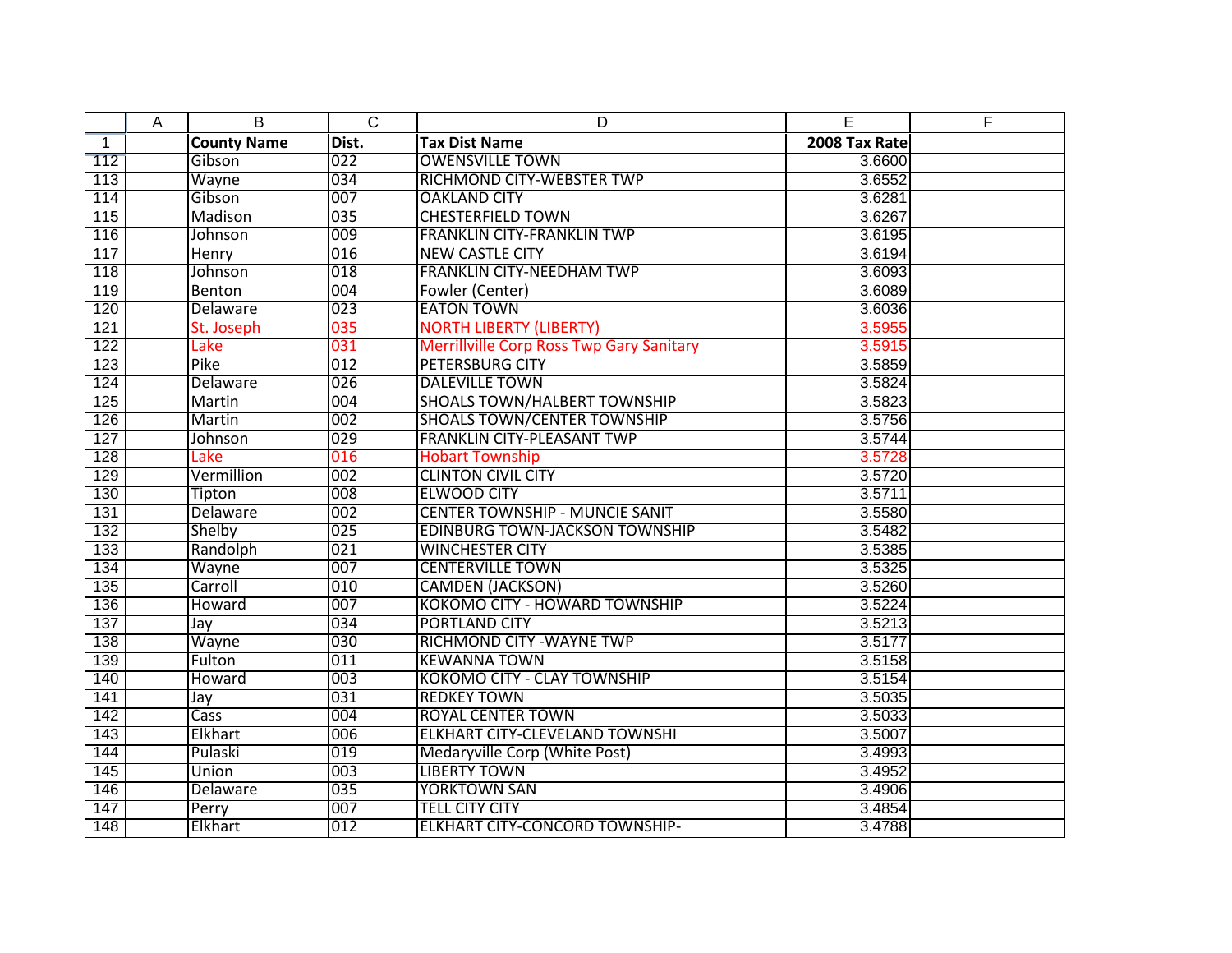| | A | B | C | D | E | F |
|---|---|---|---|---|---|---|
| 1 | | **County Name** | **Dist.** | **Tax Dist Name** | **2008 Tax Rate** | |
| 112 | | Gibson | 022 | OWENSVILLE TOWN | 3.6600 | |
| 113 | | Wayne | 034 | RICHMOND CITY-WEBSTER TWP | 3.6552 | |
| 114 | | Gibson | 007 | OAKLAND CITY | 3.6281 | |
| 115 | | Madison | 035 | CHESTERFIELD TOWN | 3.6267 | |
| 116 | | Johnson | 009 | FRANKLIN CITY-FRANKLIN TWP | 3.6195 | |
| 117 | | Henry | 016 | NEW CASTLE CITY | 3.6194 | |
| 118 | | Johnson | 018 | FRANKLIN CITY-NEEDHAM TWP | 3.6093 | |
| 119 | | Benton | 004 | Fowler (Center) | 3.6089 | |
| 120 | | Delaware | 023 | EATON TOWN | 3.6036 | |
| 121 | | St. Joseph | 035 | NORTH LIBERTY (LIBERTY) | 3.5955 | |
| 122 | | Lake | 031 | Merrillville Corp Ross Twp Gary Sanitary | 3.5915 | |
| 123 | | Pike | 012 | PETERSBURG CITY | 3.5859 | |
| 124 | | Delaware | 026 | DALEVILLE TOWN | 3.5824 | |
| 125 | | Martin | 004 | SHOALS TOWN/HALBERT TOWNSHIP | 3.5823 | |
| 126 | | Martin | 002 | SHOALS TOWN/CENTER TOWNSHIP | 3.5756 | |
| 127 | | Johnson | 029 | FRANKLIN CITY-PLEASANT TWP | 3.5744 | |
| 128 | | Lake | 016 | Hobart Township | 3.5728 | |
| 129 | | Vermillion | 002 | CLINTON CIVIL CITY | 3.5720 | |
| 130 | | Tipton | 008 | ELWOOD CITY | 3.5711 | |
| 131 | | Delaware | 002 | CENTER TOWNSHIP - MUNCIE SANIT | 3.5580 | |
| 132 | | Shelby | 025 | EDINBURG TOWN-JACKSON TOWNSHIP | 3.5482 | |
| 133 | | Randolph | 021 | WINCHESTER CITY | 3.5385 | |
| 134 | | Wayne | 007 | CENTERVILLE TOWN | 3.5325 | |
| 135 | | Carroll | 010 | CAMDEN (JACKSON) | 3.5260 | |
| 136 | | Howard | 007 | KOKOMO CITY - HOWARD TOWNSHIP | 3.5224 | |
| 137 | | Jay | 034 | PORTLAND CITY | 3.5213 | |
| 138 | | Wayne | 030 | RICHMOND CITY -WAYNE TWP | 3.5177 | |
| 139 | | Fulton | 011 | KEWANNA TOWN | 3.5158 | |
| 140 | | Howard | 003 | KOKOMO CITY - CLAY TOWNSHIP | 3.5154 | |
| 141 | | Jay | 031 | REDKEY TOWN | 3.5035 | |
| 142 | | Cass | 004 | ROYAL CENTER TOWN | 3.5033 | |
| 143 | | Elkhart | 006 | ELKHART CITY-CLEVELAND TOWNSHI | 3.5007 | |
| 144 | | Pulaski | 019 | Medaryville Corp (White Post) | 3.4993 | |
| 145 | | Union | 003 | LIBERTY TOWN | 3.4952 | |
| 146 | | Delaware | 035 | YORKTOWN SAN | 3.4906 | |
| 147 | | Perry | 007 | TELL CITY CITY | 3.4854 | |
| 148 | | Elkhart | 012 | ELKHART CITY-CONCORD TOWNSHIP- | 3.4788 | |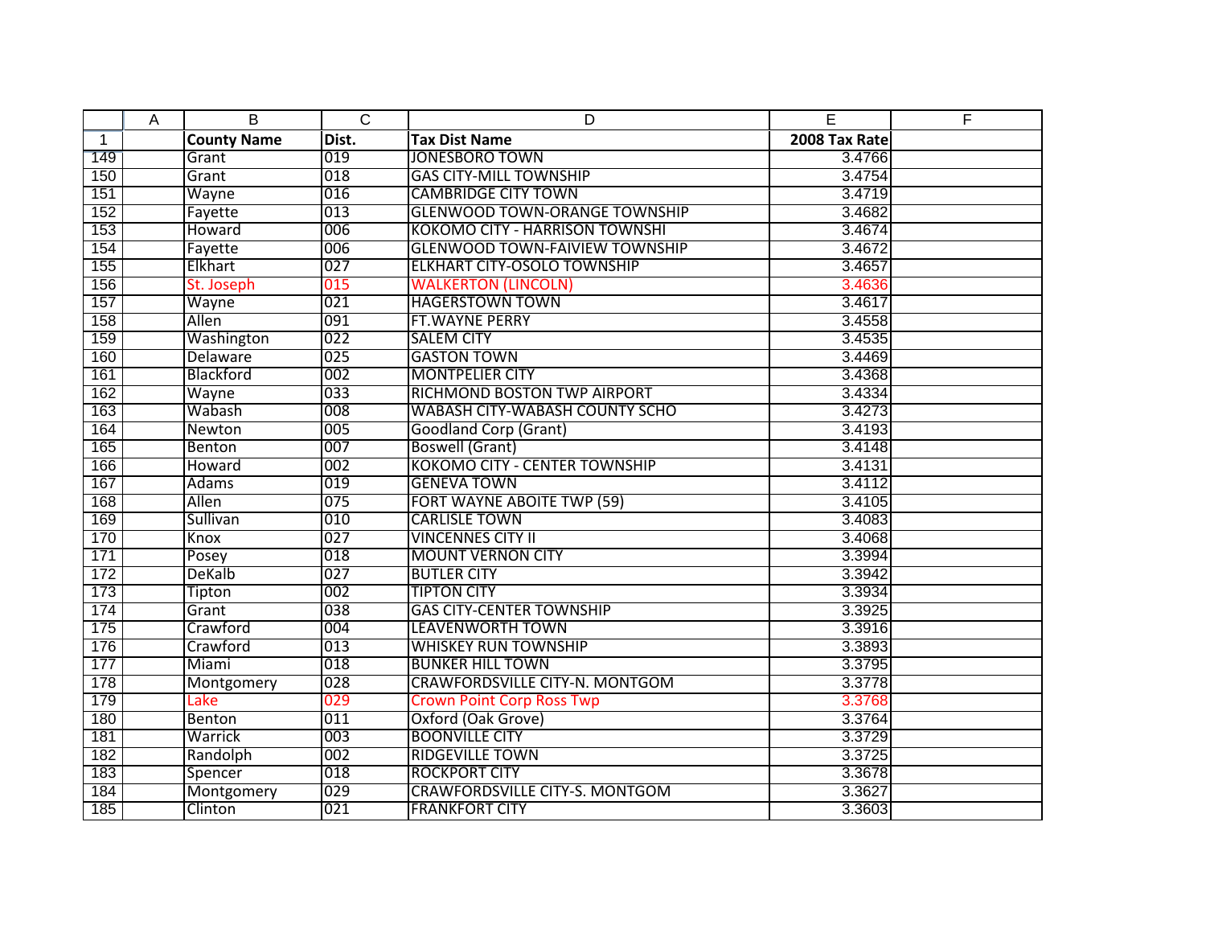| | A | B | C | D | E | F |
|---|---|---|---|---|---|---|
| 1 | | **County Name** | **Dist.** | **Tax Dist Name** | **2008 Tax Rate** | |
| 149 | | Grant | 019 | JONESBORO TOWN | 3.4766 | |
| 150 | | Grant | 018 | GAS CITY-MILL TOWNSHIP | 3.4754 | |
| 151 | | Wayne | 016 | CAMBRIDGE CITY TOWN | 3.4719 | |
| 152 | | Fayette | 013 | GLENWOOD TOWN-ORANGE TOWNSHIP | 3.4682 | |
| 153 | | Howard | 006 | KOKOMO CITY - HARRISON TOWNSHI | 3.4674 | |
| 154 | | Fayette | 006 | GLENWOOD TOWN-FAIVIEW TOWNSHIP | 3.4672 | |
| 155 | | Elkhart | 027 | ELKHART CITY-OSOLO TOWNSHIP | 3.4657 | |
| 156 | | St. Joseph | 015 | WALKERTON (LINCOLN) | 3.4636 | |
| 157 | | Wayne | 021 | HAGERSTOWN TOWN | 3.4617 | |
| 158 | | Allen | 091 | FT.WAYNE PERRY | 3.4558 | |
| 159 | | Washington | 022 | SALEM CITY | 3.4535 | |
| 160 | | Delaware | 025 | GASTON TOWN | 3.4469 | |
| 161 | | Blackford | 002 | MONTPELIER CITY | 3.4368 | |
| 162 | | Wayne | 033 | RICHMOND BOSTON TWP AIRPORT | 3.4334 | |
| 163 | | Wabash | 008 | WABASH CITY-WABASH COUNTY SCHO | 3.4273 | |
| 164 | | Newton | 005 | Goodland Corp (Grant) | 3.4193 | |
| 165 | | Benton | 007 | Boswell (Grant) | 3.4148 | |
| 166 | | Howard | 002 | KOKOMO CITY - CENTER TOWNSHIP | 3.4131 | |
| 167 | | Adams | 019 | GENEVA TOWN | 3.4112 | |
| 168 | | Allen | 075 | FORT WAYNE ABOITE TWP (59) | 3.4105 | |
| 169 | | Sullivan | 010 | CARLISLE TOWN | 3.4083 | |
| 170 | | Knox | 027 | VINCENNES CITY II | 3.4068 | |
| 171 | | Posey | 018 | MOUNT VERNON CITY | 3.3994 | |
| 172 | | DeKalb | 027 | BUTLER CITY | 3.3942 | |
| 173 | | Tipton | 002 | TIPTON CITY | 3.3934 | |
| 174 | | Grant | 038 | GAS CITY-CENTER TOWNSHIP | 3.3925 | |
| 175 | | Crawford | 004 | LEAVENWORTH TOWN | 3.3916 | |
| 176 | | Crawford | 013 | WHISKEY RUN TOWNSHIP | 3.3893 | |
| 177 | | Miami | 018 | BUNKER HILL TOWN | 3.3795 | |
| 178 | | Montgomery | 028 | CRAWFORDSVILLE CITY-N. MONTGOM | 3.3778 | |
| 179 | | Lake | 029 | Crown Point Corp Ross Twp | 3.3768 | |
| 180 | | Benton | 011 | Oxford (Oak Grove) | 3.3764 | |
| 181 | | Warrick | 003 | BOONVILLE CITY | 3.3729 | |
| 182 | | Randolph | 002 | RIDGEVILLE TOWN | 3.3725 | |
| 183 | | Spencer | 018 | ROCKPORT CITY | 3.3678 | |
| 184 | | Montgomery | 029 | CRAWFORDSVILLE CITY-S. MONTGOM | 3.3627 | |
| 185 | | Clinton | 021 | FRANKFORT CITY | 3.3603 | |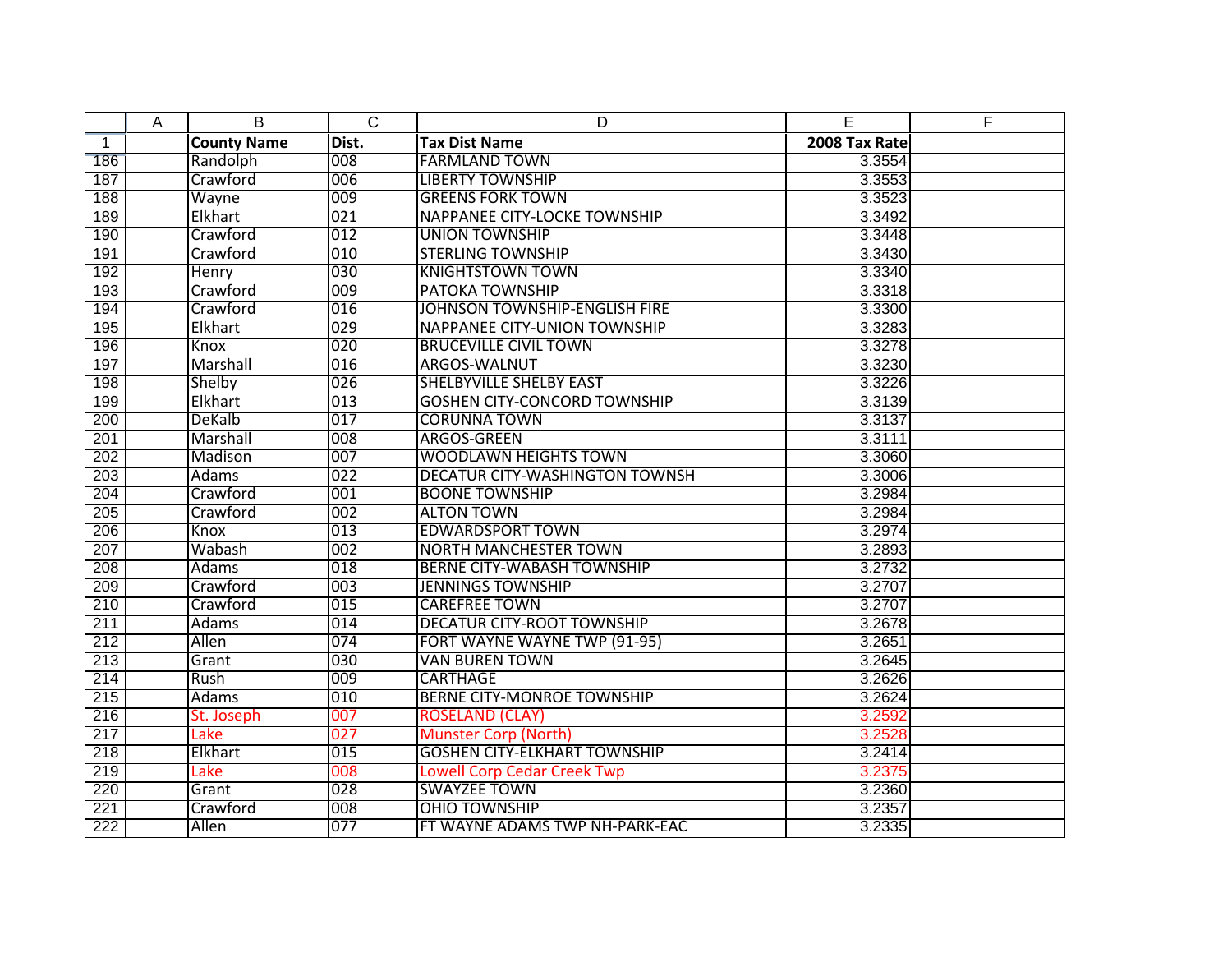| | A | B | C | D | E | F |
|---|---|---|---|---|---|---|
| 1 | | **County Name** | **Dist.** | **Tax Dist Name** | **2008 Tax Rate** | |
| 186 | | Randolph | 008 | FARMLAND TOWN | 3.3554 | |
| 187 | | Crawford | 006 | LIBERTY TOWNSHIP | 3.3553 | |
| 188 | | Wayne | 009 | GREENS FORK TOWN | 3.3523 | |
| 189 | | Elkhart | 021 | NAPPANEE CITY-LOCKE TOWNSHIP | 3.3492 | |
| 190 | | Crawford | 012 | UNION TOWNSHIP | 3.3448 | |
| 191 | | Crawford | 010 | STERLING TOWNSHIP | 3.3430 | |
| 192 | | Henry | 030 | KNIGHTSTOWN TOWN | 3.3340 | |
| 193 | | Crawford | 009 | PATOKA TOWNSHIP | 3.3318 | |
| 194 | | Crawford | 016 | JOHNSON TOWNSHIP-ENGLISH FIRE | 3.3300 | |
| 195 | | Elkhart | 029 | NAPPANEE CITY-UNION TOWNSHIP | 3.3283 | |
| 196 | | Knox | 020 | BRUCEVILLE CIVIL TOWN | 3.3278 | |
| 197 | | Marshall | 016 | ARGOS-WALNUT | 3.3230 | |
| 198 | | Shelby | 026 | SHELBYVILLE SHELBY EAST | 3.3226 | |
| 199 | | Elkhart | 013 | GOSHEN CITY-CONCORD TOWNSHIP | 3.3139 | |
| 200 | | DeKalb | 017 | CORUNNA TOWN | 3.3137 | |
| 201 | | Marshall | 008 | ARGOS-GREEN | 3.3111 | |
| 202 | | Madison | 007 | WOODLAWN HEIGHTS TOWN | 3.3060 | |
| 203 | | Adams | 022 | DECATUR CITY-WASHINGTON TOWNSH | 3.3006 | |
| 204 | | Crawford | 001 | BOONE TOWNSHIP | 3.2984 | |
| 205 | | Crawford | 002 | ALTON TOWN | 3.2984 | |
| 206 | | Knox | 013 | EDWARDSPORT TOWN | 3.2974 | |
| 207 | | Wabash | 002 | NORTH MANCHESTER TOWN | 3.2893 | |
| 208 | | Adams | 018 | BERNE CITY-WABASH TOWNSHIP | 3.2732 | |
| 209 | | Crawford | 003 | JENNINGS TOWNSHIP | 3.2707 | |
| 210 | | Crawford | 015 | CAREFREE TOWN | 3.2707 | |
| 211 | | Adams | 014 | DECATUR CITY-ROOT TOWNSHIP | 3.2678 | |
| 212 | | Allen | 074 | FORT WAYNE WAYNE TWP (91-95) | 3.2651 | |
| 213 | | Grant | 030 | VAN BUREN TOWN | 3.2645 | |
| 214 | | Rush | 009 | CARTHAGE | 3.2626 | |
| 215 | | Adams | 010 | BERNE CITY-MONROE TOWNSHIP | 3.2624 | |
| 216 | | St. Joseph | 007 | ROSELAND (CLAY) | 3.2592 | |
| 217 | | Lake | 027 | Munster Corp (North) | 3.2528 | |
| 218 | | Elkhart | 015 | GOSHEN CITY-ELKHART TOWNSHIP | 3.2414 | |
| 219 | | Lake | 008 | Lowell Corp Cedar Creek Twp | 3.2375 | |
| 220 | | Grant | 028 | SWAYZEE TOWN | 3.2360 | |
| 221 | | Crawford | 008 | OHIO TOWNSHIP | 3.2357 | |
| 222 | | Allen | 077 | FT WAYNE ADAMS TWP NH-PARK-EAC | 3.2335 | |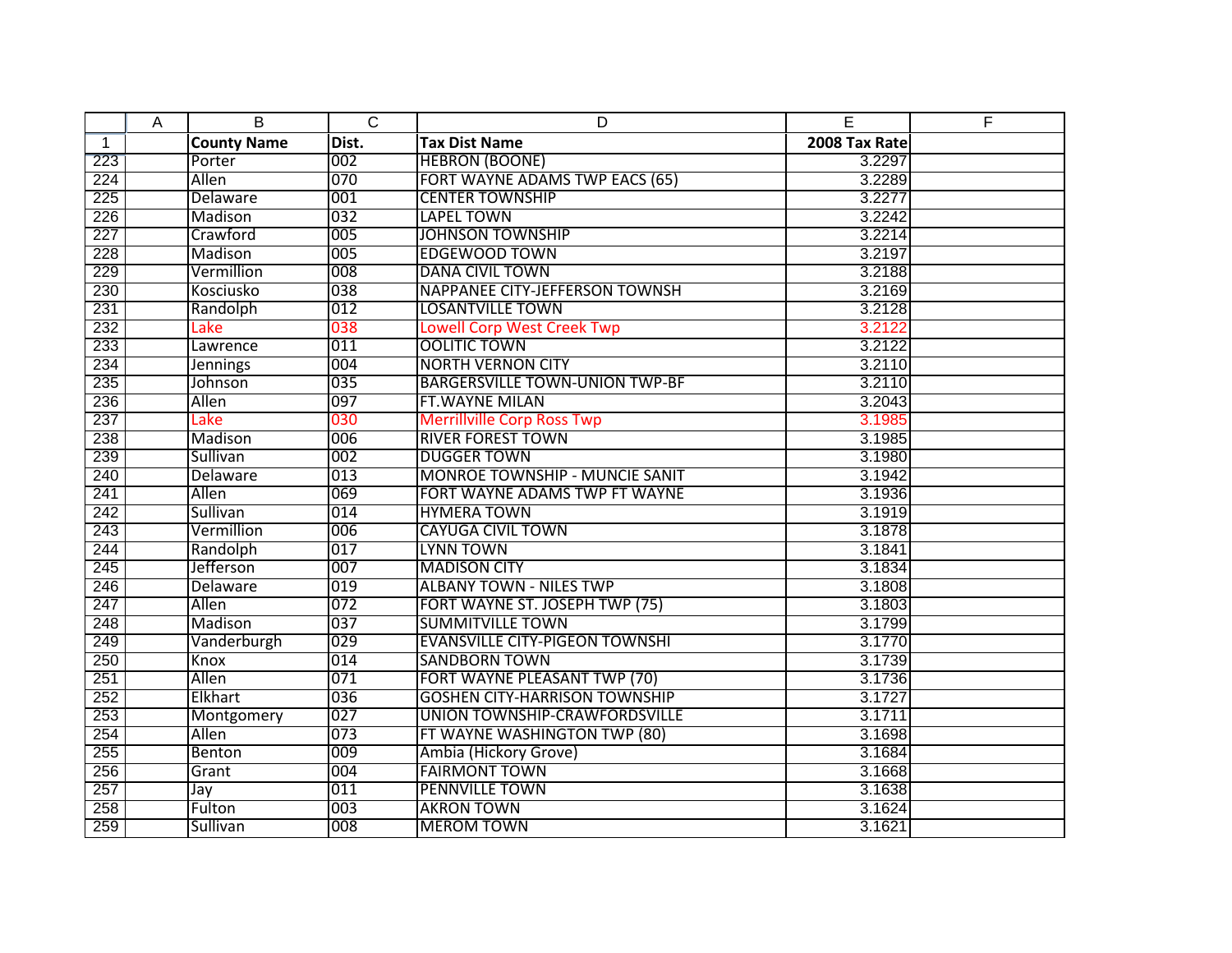| | A | B | C | D | E | F |
|---|---|---|---|---|---|---|
| 1 | | **County Name** | **Dist.** | **Tax Dist Name** | **2008 Tax Rate** | |
| 223 | | Porter | 002 | HEBRON (BOONE) | 3.2297 | |
| 224 | | Allen | 070 | FORT WAYNE ADAMS TWP EACS (65) | 3.2289 | |
| 225 | | Delaware | 001 | CENTER TOWNSHIP | 3.2277 | |
| 226 | | Madison | 032 | LAPEL TOWN | 3.2242 | |
| 227 | | Crawford | 005 | JOHNSON TOWNSHIP | 3.2214 | |
| 228 | | Madison | 005 | EDGEWOOD TOWN | 3.2197 | |
| 229 | | Vermillion | 008 | DANA CIVIL TOWN | 3.2188 | |
| 230 | | Kosciusko | 038 | NAPPANEE CITY-JEFFERSON TOWNSH | 3.2169 | |
| 231 | | Randolph | 012 | LOSANTVILLE TOWN | 3.2128 | |
| 232 | | Lake | 038 | Lowell Corp West Creek Twp | 3.2122 | |
| 233 | | Lawrence | 011 | OOLITIC TOWN | 3.2122 | |
| 234 | | Jennings | 004 | NORTH VERNON CITY | 3.2110 | |
| 235 | | Johnson | 035 | BARGERSVILLE TOWN-UNION TWP-BF | 3.2110 | |
| 236 | | Allen | 097 | FT.WAYNE MILAN | 3.2043 | |
| 237 | | Lake | 030 | Merrillville Corp Ross Twp | 3.1985 | |
| 238 | | Madison | 006 | RIVER FOREST TOWN | 3.1985 | |
| 239 | | Sullivan | 002 | DUGGER TOWN | 3.1980 | |
| 240 | | Delaware | 013 | MONROE TOWNSHIP - MUNCIE SANIT | 3.1942 | |
| 241 | | Allen | 069 | FORT WAYNE ADAMS TWP FT WAYNE | 3.1936 | |
| 242 | | Sullivan | 014 | HYMERA TOWN | 3.1919 | |
| 243 | | Vermillion | 006 | CAYUGA CIVIL TOWN | 3.1878 | |
| 244 | | Randolph | 017 | LYNN TOWN | 3.1841 | |
| 245 | | Jefferson | 007 | MADISON CITY | 3.1834 | |
| 246 | | Delaware | 019 | ALBANY TOWN - NILES TWP | 3.1808 | |
| 247 | | Allen | 072 | FORT WAYNE ST. JOSEPH TWP (75) | 3.1803 | |
| 248 | | Madison | 037 | SUMMITVILLE TOWN | 3.1799 | |
| 249 | | Vanderburgh | 029 | EVANSVILLE CITY-PIGEON TOWNSHI | 3.1770 | |
| 250 | | Knox | 014 | SANDBORN TOWN | 3.1739 | |
| 251 | | Allen | 071 | FORT WAYNE PLEASANT TWP (70) | 3.1736 | |
| 252 | | Elkhart | 036 | GOSHEN CITY-HARRISON TOWNSHIP | 3.1727 | |
| 253 | | Montgomery | 027 | UNION TOWNSHIP-CRAWFORDSVILLE | 3.1711 | |
| 254 | | Allen | 073 | FT WAYNE WASHINGTON TWP (80) | 3.1698 | |
| 255 | | Benton | 009 | Ambia (Hickory Grove) | 3.1684 | |
| 256 | | Grant | 004 | FAIRMONT TOWN | 3.1668 | |
| 257 | | Jay | 011 | PENNVILLE TOWN | 3.1638 | |
| 258 | | Fulton | 003 | AKRON TOWN | 3.1624 | |
| 259 | | Sullivan | 008 | MEROM TOWN | 3.1621 | |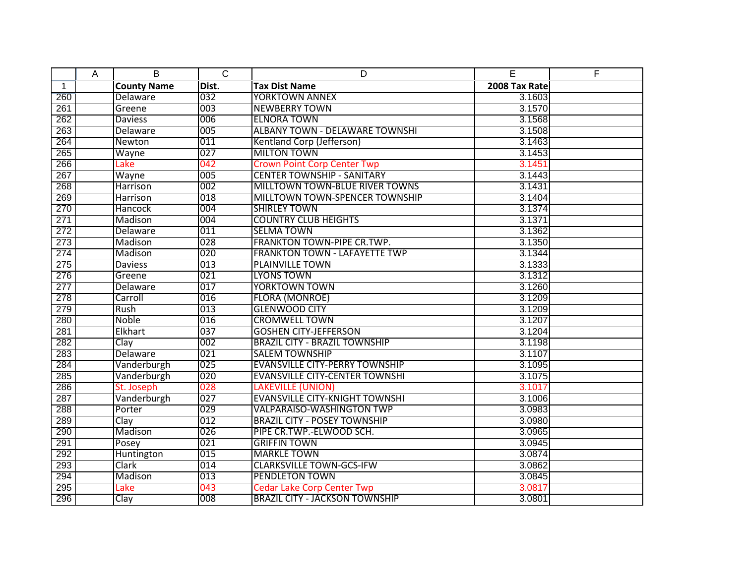| | A | County Name | Dist. | Tax Dist Name | 2008 Tax Rate | F |
|---|---|---|---|---|---|---|
| 260 | | Delaware | 032 | YORKTOWN ANNEX | 3.1603 | |
| 261 | | Greene | 003 | NEWBERRY TOWN | 3.1570 | |
| 262 | | Daviess | 006 | ELNORA TOWN | 3.1568 | |
| 263 | | Delaware | 005 | ALBANY TOWN - DELAWARE TOWNSHI | 3.1508 | |
| 264 | | Newton | 011 | Kentland Corp (Jefferson) | 3.1463 | |
| 265 | | Wayne | 027 | MILTON TOWN | 3.1453 | |
| 266 | | Lake | 042 | Crown Point Corp Center Twp | 3.1451 | |
| 267 | | Wayne | 005 | CENTER TOWNSHIP - SANITARY | 3.1443 | |
| 268 | | Harrison | 002 | MILLTOWN TOWN-BLUE RIVER TOWNS | 3.1431 | |
| 269 | | Harrison | 018 | MILLTOWN TOWN-SPENCER TOWNSHIP | 3.1404 | |
| 270 | | Hancock | 004 | SHIRLEY TOWN | 3.1374 | |
| 271 | | Madison | 004 | COUNTRY CLUB HEIGHTS | 3.1371 | |
| 272 | | Delaware | 011 | SELMA TOWN | 3.1362 | |
| 273 | | Madison | 028 | FRANKTON TOWN-PIPE CR.TWP. | 3.1350 | |
| 274 | | Madison | 020 | FRANKTON TOWN - LAFAYETTE TWP | 3.1344 | |
| 275 | | Daviess | 013 | PLAINVILLE TOWN | 3.1333 | |
| 276 | | Greene | 021 | LYONS TOWN | 3.1312 | |
| 277 | | Delaware | 017 | YORKTOWN TOWN | 3.1260 | |
| 278 | | Carroll | 016 | FLORA (MONROE) | 3.1209 | |
| 279 | | Rush | 013 | GLENWOOD CITY | 3.1209 | |
| 280 | | Noble | 016 | CROMWELL TOWN | 3.1207 | |
| 281 | | Elkhart | 037 | GOSHEN CITY-JEFFERSON | 3.1204 | |
| 282 | | Clay | 002 | BRAZIL CITY - BRAZIL TOWNSHIP | 3.1198 | |
| 283 | | Delaware | 021 | SALEM TOWNSHIP | 3.1107 | |
| 284 | | Vanderburgh | 025 | EVANSVILLE CITY-PERRY TOWNSHIP | 3.1095 | |
| 285 | | Vanderburgh | 020 | EVANSVILLE CITY-CENTER TOWNSHI | 3.1075 | |
| 286 | | St. Joseph | 028 | LAKEVILLE (UNION) | 3.1017 | |
| 287 | | Vanderburgh | 027 | EVANSVILLE CITY-KNIGHT TOWNSHI | 3.1006 | |
| 288 | | Porter | 029 | VALPARAISO-WASHINGTON TWP | 3.0983 | |
| 289 | | Clay | 012 | BRAZIL CITY - POSEY TOWNSHIP | 3.0980 | |
| 290 | | Madison | 026 | PIPE CR.TWP.-ELWOOD SCH. | 3.0965 | |
| 291 | | Posey | 021 | GRIFFIN TOWN | 3.0945 | |
| 292 | | Huntington | 015 | MARKLE TOWN | 3.0874 | |
| 293 | | Clark | 014 | CLARKSVILLE TOWN-GCS-IFW | 3.0862 | |
| 294 | | Madison | 013 | PENDLETON TOWN | 3.0845 | |
| 295 | | Lake | 043 | Cedar Lake Corp Center Twp | 3.0817 | |
| 296 | | Clay | 008 | BRAZIL CITY - JACKSON TOWNSHIP | 3.0801 | |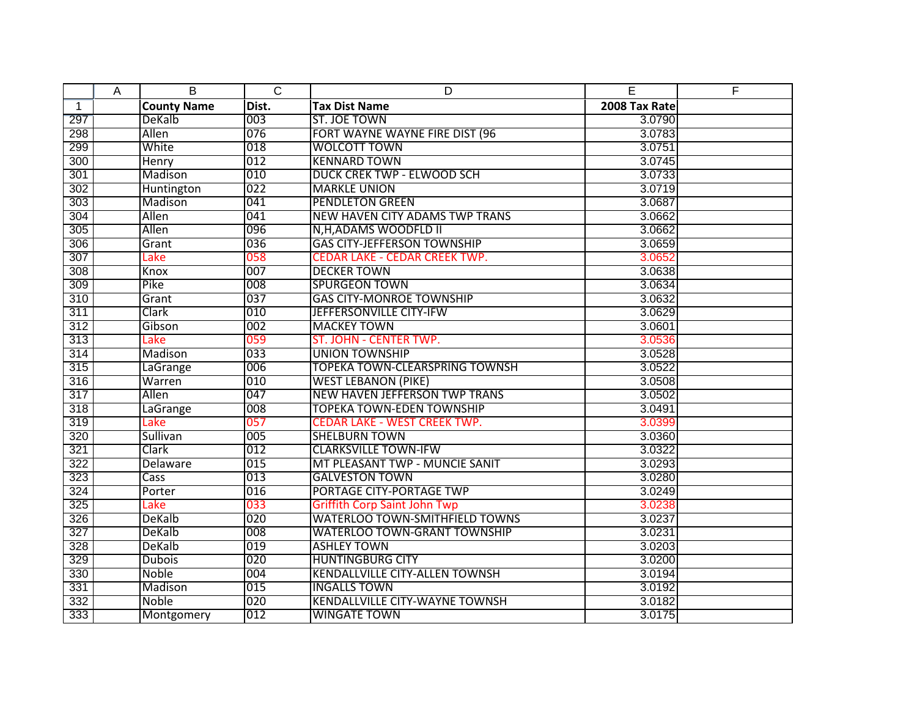|  | A | B | C | D | E | F |
|---|---|---|---|---|---|---|
| 1 |  | **County Name** | **Dist.** | **Tax Dist Name** | **2008 Tax Rate** |  |
| 297 |  | DeKalb | 003 | ST. JOE TOWN | 3.0790 |  |
| 298 |  | Allen | 076 | FORT WAYNE WAYNE FIRE DIST (96 | 3.0783 |  |
| 299 |  | White | 018 | WOLCOTT TOWN | 3.0751 |  |
| 300 |  | Henry | 012 | KENNARD TOWN | 3.0745 |  |
| 301 |  | Madison | 010 | DUCK CREEK TWP - ELWOOD SCH | 3.0733 |  |
| 302 |  | Huntington | 022 | MARKLE UNION | 3.0719 |  |
| 303 |  | Madison | 041 | PENDLETON GREEN | 3.0687 |  |
| 304 |  | Allen | 041 | NEW HAVEN CITY ADAMS TWP TRANS | 3.0662 |  |
| 305 |  | Allen | 096 | N,H,ADAMS WOODFLD II | 3.0662 |  |
| 306 |  | Grant | 036 | GAS CITY-JEFFERSON TOWNSHIP | 3.0659 |  |
| 307 |  | Lake | 058 | CEDAR LAKE - CEDAR CREEK TWP. | 3.0652 |  |
| 308 |  | Knox | 007 | DECKER TOWN | 3.0638 |  |
| 309 |  | Pike | 008 | SPURGEON TOWN | 3.0634 |  |
| 310 |  | Grant | 037 | GAS CITY-MONROE TOWNSHIP | 3.0632 |  |
| 311 |  | Clark | 010 | JEFFERSONVILLE CITY-IFW | 3.0629 |  |
| 312 |  | Gibson | 002 | MACKEY TOWN | 3.0601 |  |
| 313 |  | Lake | 059 | ST. JOHN - CENTER TWP. | 3.0536 |  |
| 314 |  | Madison | 033 | UNION TOWNSHIP | 3.0528 |  |
| 315 |  | LaGrange | 006 | TOPEKA TOWN-CLEARSPRING TOWNSH | 3.0522 |  |
| 316 |  | Warren | 010 | WEST LEBANON (PIKE) | 3.0508 |  |
| 317 |  | Allen | 047 | NEW HAVEN JEFFERSON TWP TRANS | 3.0502 |  |
| 318 |  | LaGrange | 008 | TOPEKA TOWN-EDEN TOWNSHIP | 3.0491 |  |
| 319 |  | Lake | 057 | CEDAR LAKE - WEST CREEK TWP. | 3.0399 |  |
| 320 |  | Sullivan | 005 | SHELBURN TOWN | 3.0360 |  |
| 321 |  | Clark | 012 | CLARKSVILLE TOWN-IFW | 3.0322 |  |
| 322 |  | Delaware | 015 | MT PLEASANT TWP - MUNCIE SANIT | 3.0293 |  |
| 323 |  | Cass | 013 | GALVESTON TOWN | 3.0280 |  |
| 324 |  | Porter | 016 | PORTAGE CITY-PORTAGE TWP | 3.0249 |  |
| 325 |  | Lake | 033 | Griffith Corp Saint John Twp | 3.0238 |  |
| 326 |  | DeKalb | 020 | WATERLOO TOWN-SMITHFIELD TOWNS | 3.0237 |  |
| 327 |  | DeKalb | 008 | WATERLOO TOWN-GRANT TOWNSHIP | 3.0231 |  |
| 328 |  | DeKalb | 019 | ASHLEY TOWN | 3.0203 |  |
| 329 |  | Dubois | 020 | HUNTINGBURG CITY | 3.0200 |  |
| 330 |  | Noble | 004 | KENDALLVILLE CITY-ALLEN TOWNSH | 3.0194 |  |
| 331 |  | Madison | 015 | INGALLS TOWN | 3.0192 |  |
| 332 |  | Noble | 020 | KENDALLVILLE CITY-WAYNE TOWNSH | 3.0182 |  |
| 333 |  | Montgomery | 012 | WINGATE TOWN | 3.0175 |  |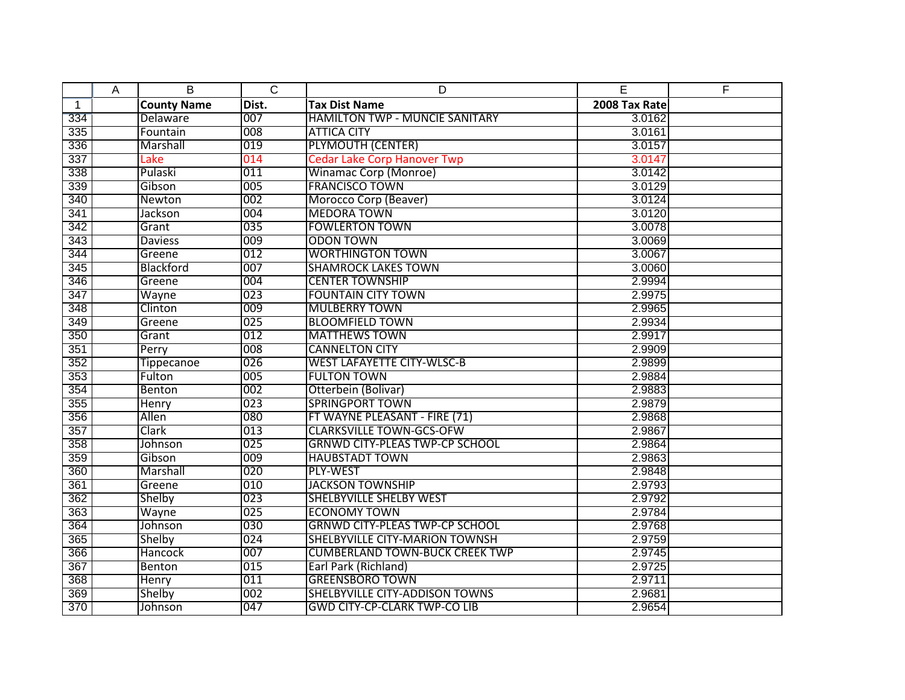| | A | B | C | D | E | F |
|---|---|---|---|---|---|---|
| 1 | | County Name | Dist. | Tax Dist Name | 2008 Tax Rate | |
| 334 | | Delaware | 007 | HAMILTON TWP - MUNCIE SANITARY | 3.0162 | |
| 335 | | Fountain | 008 | ATTICA CITY | 3.0161 | |
| 336 | | Marshall | 019 | PLYMOUTH (CENTER) | 3.0157 | |
| 337 | | Lake | 014 | Cedar Lake Corp Hanover Twp | 3.0147 | |
| 338 | | Pulaski | 011 | Winamac Corp (Monroe) | 3.0142 | |
| 339 | | Gibson | 005 | FRANCISCO TOWN | 3.0129 | |
| 340 | | Newton | 002 | Morocco Corp (Beaver) | 3.0124 | |
| 341 | | Jackson | 004 | MEDORA TOWN | 3.0120 | |
| 342 | | Grant | 035 | FOWLERTON TOWN | 3.0078 | |
| 343 | | Daviess | 009 | ODON TOWN | 3.0069 | |
| 344 | | Greene | 012 | WORTHINGTON TOWN | 3.0067 | |
| 345 | | Blackford | 007 | SHAMROCK LAKES TOWN | 3.0060 | |
| 346 | | Greene | 004 | CENTER TOWNSHIP | 2.9994 | |
| 347 | | Wayne | 023 | FOUNTAIN CITY TOWN | 2.9975 | |
| 348 | | Clinton | 009 | MULBERRY TOWN | 2.9965 | |
| 349 | | Greene | 025 | BLOOMFIELD TOWN | 2.9934 | |
| 350 | | Grant | 012 | MATTHEWS TOWN | 2.9917 | |
| 351 | | Perry | 008 | CANNELTON CITY | 2.9909 | |
| 352 | | Tippecanoe | 026 | WEST LAFAYETTE CITY-WLSC-B | 2.9899 | |
| 353 | | Fulton | 005 | FULTON TOWN | 2.9884 | |
| 354 | | Benton | 002 | Otterbein (Bolivar) | 2.9883 | |
| 355 | | Henry | 023 | SPRINGPORT TOWN | 2.9879 | |
| 356 | | Allen | 080 | FT WAYNE PLEASANT - FIRE (71) | 2.9868 | |
| 357 | | Clark | 013 | CLARKSVILLE TOWN-GCS-OFW | 2.9867 | |
| 358 | | Johnson | 025 | GRNWD CITY-PLEAS TWP-CP SCHOOL | 2.9864 | |
| 359 | | Gibson | 009 | HAUBSTADT TOWN | 2.9863 | |
| 360 | | Marshall | 020 | PLY-WEST | 2.9848 | |
| 361 | | Greene | 010 | JACKSON TOWNSHIP | 2.9793 | |
| 362 | | Shelby | 023 | SHELBYVILLE SHELBY WEST | 2.9792 | |
| 363 | | Wayne | 025 | ECONOMY TOWN | 2.9784 | |
| 364 | | Johnson | 030 | GRNWD CITY-PLEAS TWP-CP SCHOOL | 2.9768 | |
| 365 | | Shelby | 024 | SHELBYVILLE CITY-MARION TOWNSH | 2.9759 | |
| 366 | | Hancock | 007 | CUMBERLAND TOWN-BUCK CREEK TWP | 2.9745 | |
| 367 | | Benton | 015 | Earl Park (Richland) | 2.9725 | |
| 368 | | Henry | 011 | GREENSBORO TOWN | 2.9711 | |
| 369 | | Shelby | 002 | SHELBYVILLE CITY-ADDISON TOWNS | 2.9681 | |
| 370 | | Johnson | 047 | GWD CITY-CP-CLARK TWP-CO LIB | 2.9654 | |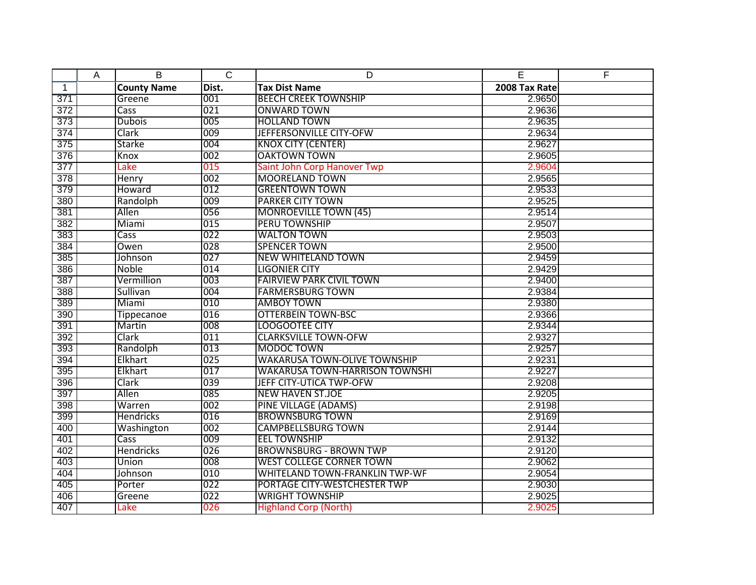| | A | B | C | D | E | F |
|---|---|---|---|---|---|---|
| 1 | | **County Name** | **Dist.** | **Tax Dist Name** | **2008 Tax Rate** | |
| 371 | | Greene | 001 | BEECH CREEK TOWNSHIP | 2.9650 | |
| 372 | | Cass | 021 | ONWARD TOWN | 2.9636 | |
| 373 | | Dubois | 005 | HOLLAND TOWN | 2.9635 | |
| 374 | | Clark | 009 | JEFFERSONVILLE CITY-OFW | 2.9634 | |
| 375 | | Starke | 004 | KNOX CITY (CENTER) | 2.9627 | |
| 376 | | Knox | 002 | OAKTOWN TOWN | 2.9605 | |
| 377 | | Lake | 015 | Saint John Corp Hanover Twp | 2.9604 | |
| 378 | | Henry | 002 | MOORELAND TOWN | 2.9565 | |
| 379 | | Howard | 012 | GREENTOWN TOWN | 2.9533 | |
| 380 | | Randolph | 009 | PARKER CITY TOWN | 2.9525 | |
| 381 | | Allen | 056 | MONROEVILLE TOWN (45) | 2.9514 | |
| 382 | | Miami | 015 | PERU TOWNSHIP | 2.9507 | |
| 383 | | Cass | 022 | WALTON TOWN | 2.9503 | |
| 384 | | Owen | 028 | SPENCER TOWN | 2.9500 | |
| 385 | | Johnson | 027 | NEW WHITELAND TOWN | 2.9459 | |
| 386 | | Noble | 014 | LIGONIER CITY | 2.9429 | |
| 387 | | Vermillion | 003 | FAIRVIEW PARK CIVIL TOWN | 2.9400 | |
| 388 | | Sullivan | 004 | FARMERSBURG TOWN | 2.9384 | |
| 389 | | Miami | 010 | AMBOY TOWN | 2.9380 | |
| 390 | | Tippecanoe | 016 | OTTERBEIN TOWN-BSC | 2.9366 | |
| 391 | | Martin | 008 | LOOGOOTEE CITY | 2.9344 | |
| 392 | | Clark | 011 | CLARKSVILLE TOWN-OFW | 2.9327 | |
| 393 | | Randolph | 013 | MODOC TOWN | 2.9257 | |
| 394 | | Elkhart | 025 | WAKARUSA TOWN-OLIVE TOWNSHIP | 2.9231 | |
| 395 | | Elkhart | 017 | WAKARUSA TOWN-HARRISON TOWNSHI | 2.9227 | |
| 396 | | Clark | 039 | JEFF CITY-UTICA TWP-OFW | 2.9208 | |
| 397 | | Allen | 085 | NEW HAVEN ST.JOE | 2.9205 | |
| 398 | | Warren | 002 | PINE VILLAGE (ADAMS) | 2.9198 | |
| 399 | | Hendricks | 016 | BROWNSBURG TOWN | 2.9169 | |
| 400 | | Washington | 002 | CAMPBELLSBURG TOWN | 2.9144 | |
| 401 | | Cass | 009 | EEL TOWNSHIP | 2.9132 | |
| 402 | | Hendricks | 026 | BROWNSBURG - BROWN TWP | 2.9120 | |
| 403 | | Union | 008 | WEST COLLEGE CORNER TOWN | 2.9062 | |
| 404 | | Johnson | 010 | WHITELAND TOWN-FRANKLIN TWP-WF | 2.9054 | |
| 405 | | Porter | 022 | PORTAGE CITY-WESTCHESTER TWP | 2.9030 | |
| 406 | | Greene | 022 | WRIGHT TOWNSHIP | 2.9025 | |
| 407 | | Lake | 026 | Highland Corp (North) | 2.9025 | |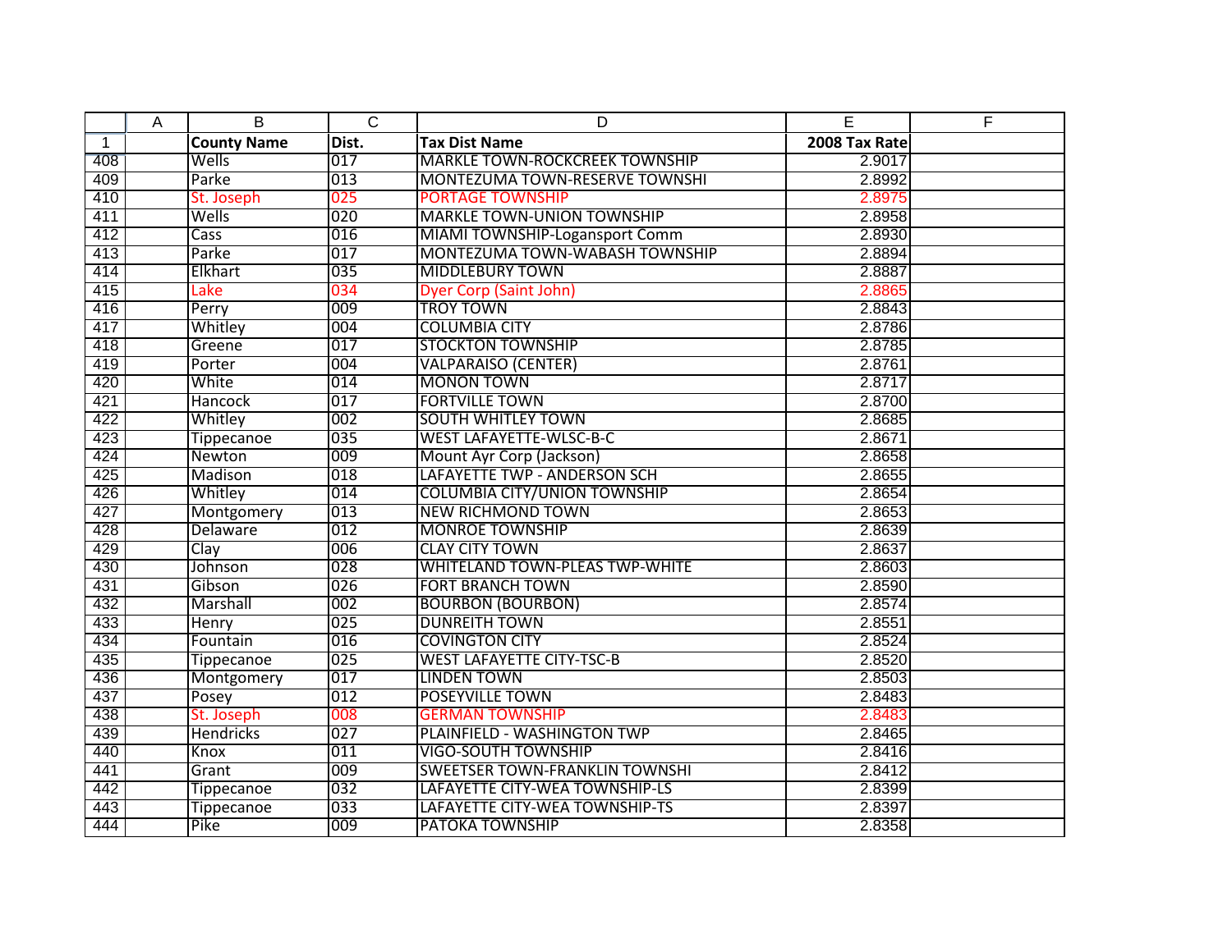| | A | B | C | D | E | F |
|---|---|---|---|---|---|---|
| 1 | | **County Name** | **Dist.** | **Tax Dist Name** | **2008 Tax Rate** | |
| 408 | | Wells | 017 | MARKLE TOWN-ROCKCREEK TOWNSHIP | 2.9017 | |
| 409 | | Parke | 013 | MONTEZUMA TOWN-RESERVE TOWNSHI | 2.8992 | |
| 410 | | St. Joseph | 025 | PORTAGE TOWNSHIP | 2.8975 | |
| 411 | | Wells | 020 | MARKLE TOWN-UNION TOWNSHIP | 2.8958 | |
| 412 | | Cass | 016 | MIAMI TOWNSHIP-Logansport Comm | 2.8930 | |
| 413 | | Parke | 017 | MONTEZUMA TOWN-WABASH TOWNSHIP | 2.8894 | |
| 414 | | Elkhart | 035 | MIDDLEBURY TOWN | 2.8887 | |
| 415 | | Lake | 034 | Dyer Corp (Saint John) | 2.8865 | |
| 416 | | Perry | 009 | TROY TOWN | 2.8843 | |
| 417 | | Whitley | 004 | COLUMBIA CITY | 2.8786 | |
| 418 | | Greene | 017 | STOCKTON TOWNSHIP | 2.8785 | |
| 419 | | Porter | 004 | VALPARAISO (CENTER) | 2.8761 | |
| 420 | | White | 014 | MONON TOWN | 2.8717 | |
| 421 | | Hancock | 017 | FORTVILLE TOWN | 2.8700 | |
| 422 | | Whitley | 002 | SOUTH WHITLEY TOWN | 2.8685 | |
| 423 | | Tippecanoe | 035 | WEST LAFAYETTE-WLSC-B-C | 2.8671 | |
| 424 | | Newton | 009 | Mount Ayr Corp (Jackson) | 2.8658 | |
| 425 | | Madison | 018 | LAFAYETTE TWP - ANDERSON SCH | 2.8655 | |
| 426 | | Whitley | 014 | COLUMBIA CITY/UNION TOWNSHIP | 2.8654 | |
| 427 | | Montgomery | 013 | NEW RICHMOND TOWN | 2.8653 | |
| 428 | | Delaware | 012 | MONROE TOWNSHIP | 2.8639 | |
| 429 | | Clay | 006 | CLAY CITY TOWN | 2.8637 | |
| 430 | | Johnson | 028 | WHITELAND TOWN-PLEAS TWP-WHITE | 2.8603 | |
| 431 | | Gibson | 026 | FORT BRANCH TOWN | 2.8590 | |
| 432 | | Marshall | 002 | BOURBON (BOURBON) | 2.8574 | |
| 433 | | Henry | 025 | DUNREITH TOWN | 2.8551 | |
| 434 | | Fountain | 016 | COVINGTON CITY | 2.8524 | |
| 435 | | Tippecanoe | 025 | WEST LAFAYETTE CITY-TSC-B | 2.8520 | |
| 436 | | Montgomery | 017 | LINDEN TOWN | 2.8503 | |
| 437 | | Posey | 012 | POSEYVILLE TOWN | 2.8483 | |
| 438 | | St. Joseph | 008 | GERMAN TOWNSHIP | 2.8483 | |
| 439 | | Hendricks | 027 | PLAINFIELD - WASHINGTON TWP | 2.8465 | |
| 440 | | Knox | 011 | VIGO-SOUTH TOWNSHIP | 2.8416 | |
| 441 | | Grant | 009 | SWEETSER TOWN-FRANKLIN TOWNSHI | 2.8412 | |
| 442 | | Tippecanoe | 032 | LAFAYETTE CITY-WEA TOWNSHIP-LS | 2.8399 | |
| 443 | | Tippecanoe | 033 | LAFAYETTE CITY-WEA TOWNSHIP-TS | 2.8397 | |
| 444 | | Pike | 009 | PATOKA TOWNSHIP | 2.8358 | |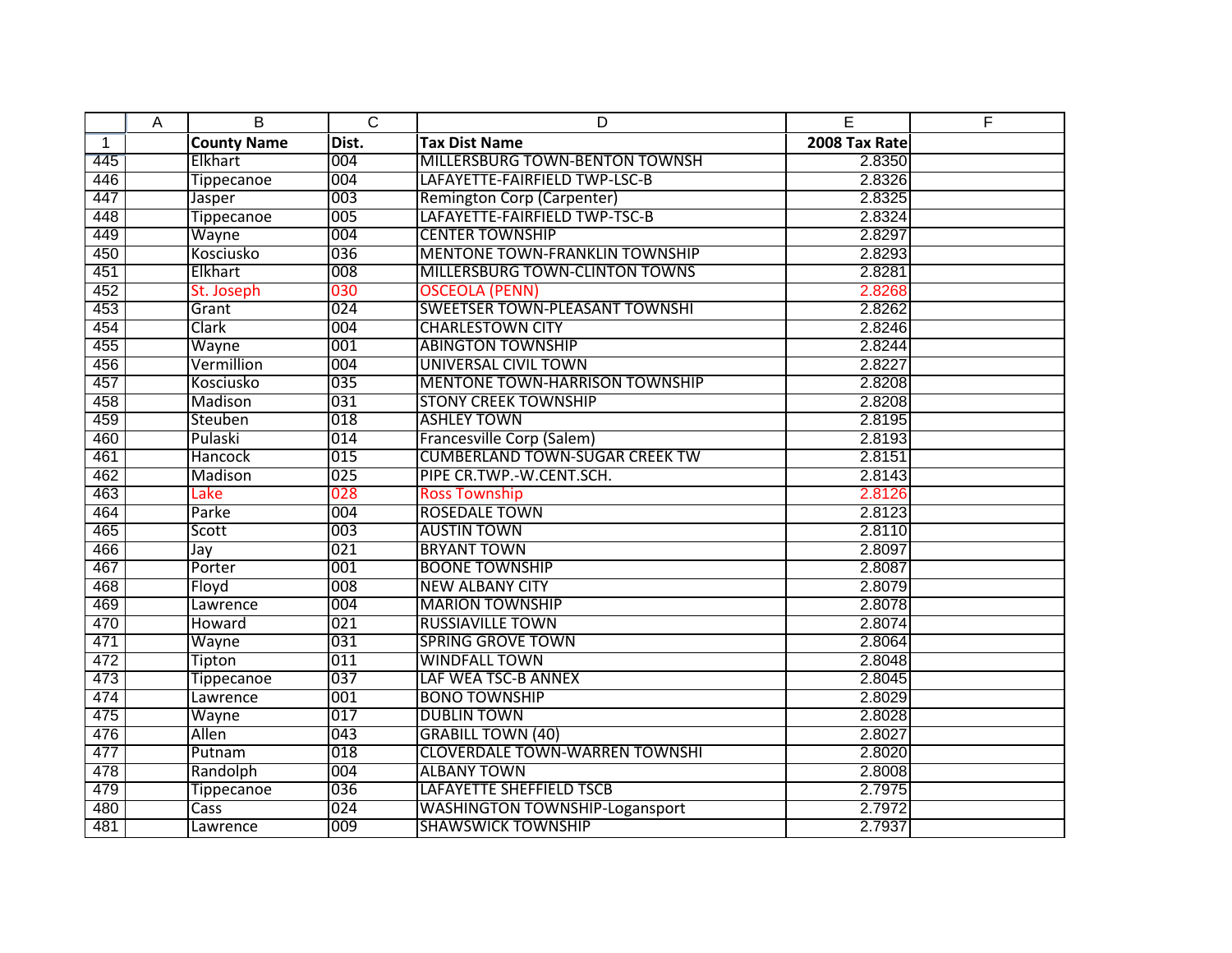| | A | County Name | Dist. | Tax Dist Name | 2008 Tax Rate | F |
|---|---|---|---|---|---|---|
| 445 | | Elkhart | 004 | MILLERSBURG TOWN-BENTON TOWNSH | 2.8350 | |
| 446 | | Tippecanoe | 004 | LAFAYETTE-FAIRFIELD TWP-LSC-B | 2.8326 | |
| 447 | | Jasper | 003 | Remington Corp (Carpenter) | 2.8325 | |
| 448 | | Tippecanoe | 005 | LAFAYETTE-FAIRFIELD TWP-TSC-B | 2.8324 | |
| 449 | | Wayne | 004 | CENTER TOWNSHIP | 2.8297 | |
| 450 | | Kosciusko | 036 | MENTONE TOWN-FRANKLIN TOWNSHIP | 2.8293 | |
| 451 | | Elkhart | 008 | MILLERSBURG TOWN-CLINTON TOWNS | 2.8281 | |
| 452 | | St. Joseph | 030 | OSCEOLA (PENN) | 2.8268 | |
| 453 | | Grant | 024 | SWEETSER TOWN-PLEASANT TOWNSHI | 2.8262 | |
| 454 | | Clark | 004 | CHARLESTOWN CITY | 2.8246 | |
| 455 | | Wayne | 001 | ABINGTON TOWNSHIP | 2.8244 | |
| 456 | | Vermillion | 004 | UNIVERSAL CIVIL TOWN | 2.8227 | |
| 457 | | Kosciusko | 035 | MENTONE TOWN-HARRISON TOWNSHIP | 2.8208 | |
| 458 | | Madison | 031 | STONY CREEK TOWNSHIP | 2.8208 | |
| 459 | | Steuben | 018 | ASHLEY TOWN | 2.8195 | |
| 460 | | Pulaski | 014 | Francesville Corp (Salem) | 2.8193 | |
| 461 | | Hancock | 015 | CUMBERLAND TOWN-SUGAR CREEK TW | 2.8151 | |
| 462 | | Madison | 025 | PIPE CR.TWP.-W.CENT.SCH. | 2.8143 | |
| 463 | | Lake | 028 | Ross Township | 2.8126 | |
| 464 | | Parke | 004 | ROSEDALE TOWN | 2.8123 | |
| 465 | | Scott | 003 | AUSTIN TOWN | 2.8110 | |
| 466 | | Jay | 021 | BRYANT TOWN | 2.8097 | |
| 467 | | Porter | 001 | BOONE TOWNSHIP | 2.8087 | |
| 468 | | Floyd | 008 | NEW ALBANY CITY | 2.8079 | |
| 469 | | Lawrence | 004 | MARION TOWNSHIP | 2.8078 | |
| 470 | | Howard | 021 | RUSSIAVILLE TOWN | 2.8074 | |
| 471 | | Wayne | 031 | SPRING GROVE TOWN | 2.8064 | |
| 472 | | Tipton | 011 | WINDFALL TOWN | 2.8048 | |
| 473 | | Tippecanoe | 037 | LAF WEA TSC-B ANNEX | 2.8045 | |
| 474 | | Lawrence | 001 | BONO TOWNSHIP | 2.8029 | |
| 475 | | Wayne | 017 | DUBLIN TOWN | 2.8028 | |
| 476 | | Allen | 043 | GRABILL TOWN (40) | 2.8027 | |
| 477 | | Putnam | 018 | CLOVERDALE TOWN-WARREN TOWNSHI | 2.8020 | |
| 478 | | Randolph | 004 | ALBANY TOWN | 2.8008 | |
| 479 | | Tippecanoe | 036 | LAFAYETTE SHEFFIELD TSCB | 2.7975 | |
| 480 | | Cass | 024 | WASHINGTON TOWNSHIP-Logansport | 2.7972 | |
| 481 | | Lawrence | 009 | SHAWSWICK TOWNSHIP | 2.7937 | |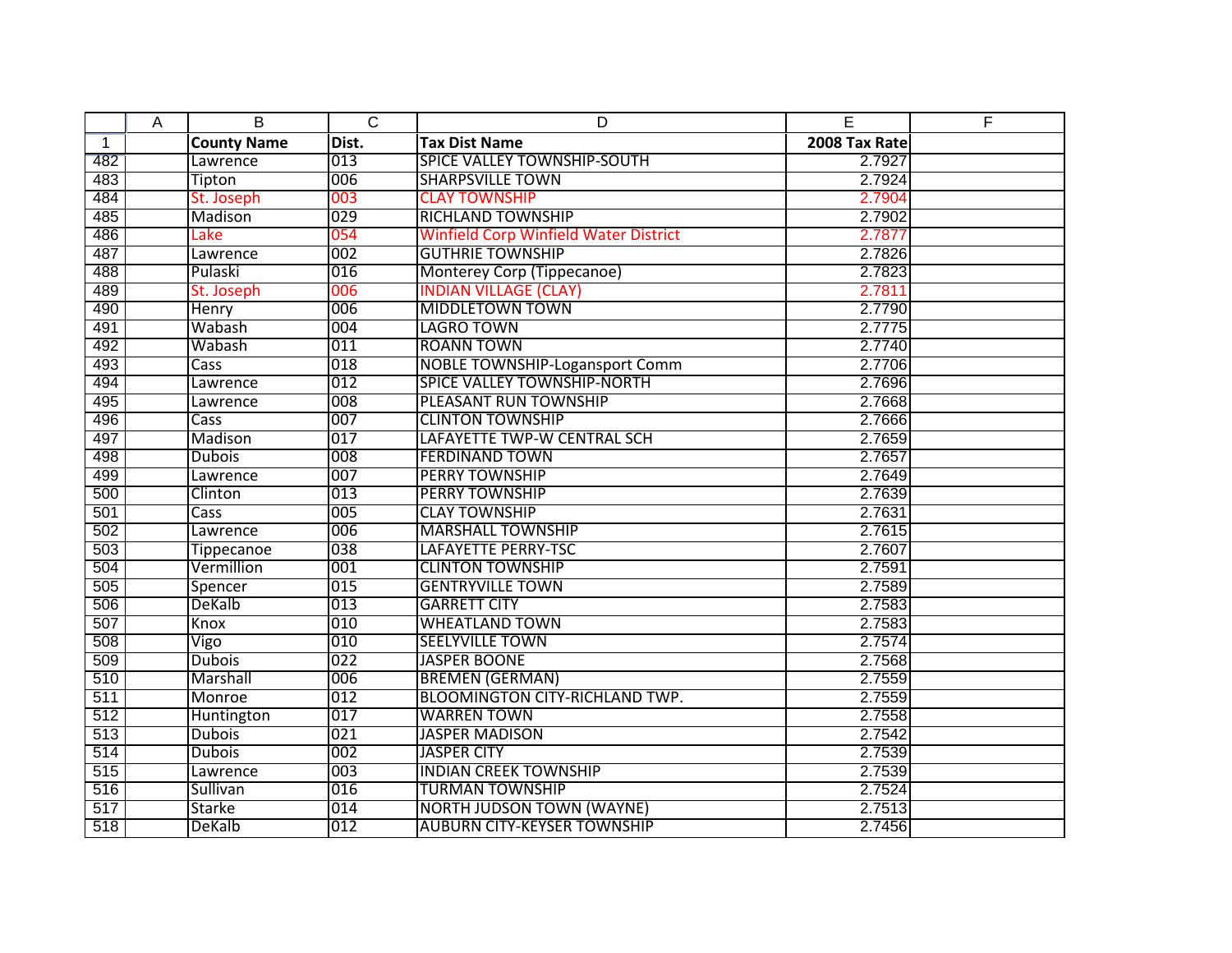| | A | B | C | D | E | F |
|---|---|---|---|---|---|---|
| 1 | | **County Name** | **Dist.** | **Tax Dist Name** | **2008 Tax Rate** | |
| 482 | | Lawrence | 013 | SPICE VALLEY TOWNSHIP-SOUTH | 2.7927 | |
| 483 | | Tipton | 006 | SHARPSVILLE TOWN | 2.7924 | |
| 484 | | St. Joseph | 003 | CLAY TOWNSHIP | 2.7904 | |
| 485 | | Madison | 029 | RICHLAND TOWNSHIP | 2.7902 | |
| 486 | | Lake | 054 | Winfield Corp Winfield Water District | 2.7877 | |
| 487 | | Lawrence | 002 | GUTHRIE TOWNSHIP | 2.7826 | |
| 488 | | Pulaski | 016 | Monterey Corp (Tippecanoe) | 2.7823 | |
| 489 | | St. Joseph | 006 | INDIAN VILLAGE (CLAY) | 2.7811 | |
| 490 | | Henry | 006 | MIDDLETOWN TOWN | 2.7790 | |
| 491 | | Wabash | 004 | LAGRO TOWN | 2.7775 | |
| 492 | | Wabash | 011 | ROANN TOWN | 2.7740 | |
| 493 | | Cass | 018 | NOBLE TOWNSHIP-Logansport Comm | 2.7706 | |
| 494 | | Lawrence | 012 | SPICE VALLEY TOWNSHIP-NORTH | 2.7696 | |
| 495 | | Lawrence | 008 | PLEASANT RUN TOWNSHIP | 2.7668 | |
| 496 | | Cass | 007 | CLINTON TOWNSHIP | 2.7666 | |
| 497 | | Madison | 017 | LAFAYETTE TWP-W CENTRAL SCH | 2.7659 | |
| 498 | | Dubois | 008 | FERDINAND TOWN | 2.7657 | |
| 499 | | Lawrence | 007 | PERRY TOWNSHIP | 2.7649 | |
| 500 | | Clinton | 013 | PERRY TOWNSHIP | 2.7639 | |
| 501 | | Cass | 005 | CLAY TOWNSHIP | 2.7631 | |
| 502 | | Lawrence | 006 | MARSHALL TOWNSHIP | 2.7615 | |
| 503 | | Tippecanoe | 038 | LAFAYETTE PERRY-TSC | 2.7607 | |
| 504 | | Vermillion | 001 | CLINTON TOWNSHIP | 2.7591 | |
| 505 | | Spencer | 015 | GENTRYVILLE TOWN | 2.7589 | |
| 506 | | DeKalb | 013 | GARRETT CITY | 2.7583 | |
| 507 | | Knox | 010 | WHEATLAND TOWN | 2.7583 | |
| 508 | | Vigo | 010 | SEELYVILLE TOWN | 2.7574 | |
| 509 | | Dubois | 022 | JASPER BOONE | 2.7568 | |
| 510 | | Marshall | 006 | BREMEN (GERMAN) | 2.7559 | |
| 511 | | Monroe | 012 | BLOOMINGTON CITY-RICHLAND TWP. | 2.7559 | |
| 512 | | Huntington | 017 | WARREN TOWN | 2.7558 | |
| 513 | | Dubois | 021 | JASPER MADISON | 2.7542 | |
| 514 | | Dubois | 002 | JASPER CITY | 2.7539 | |
| 515 | | Lawrence | 003 | INDIAN CREEK TOWNSHIP | 2.7539 | |
| 516 | | Sullivan | 016 | TURMAN TOWNSHIP | 2.7524 | |
| 517 | | Starke | 014 | NORTH JUDSON TOWN (WAYNE) | 2.7513 | |
| 518 | | DeKalb | 012 | AUBURN CITY-KEYSER TOWNSHIP | 2.7456 | |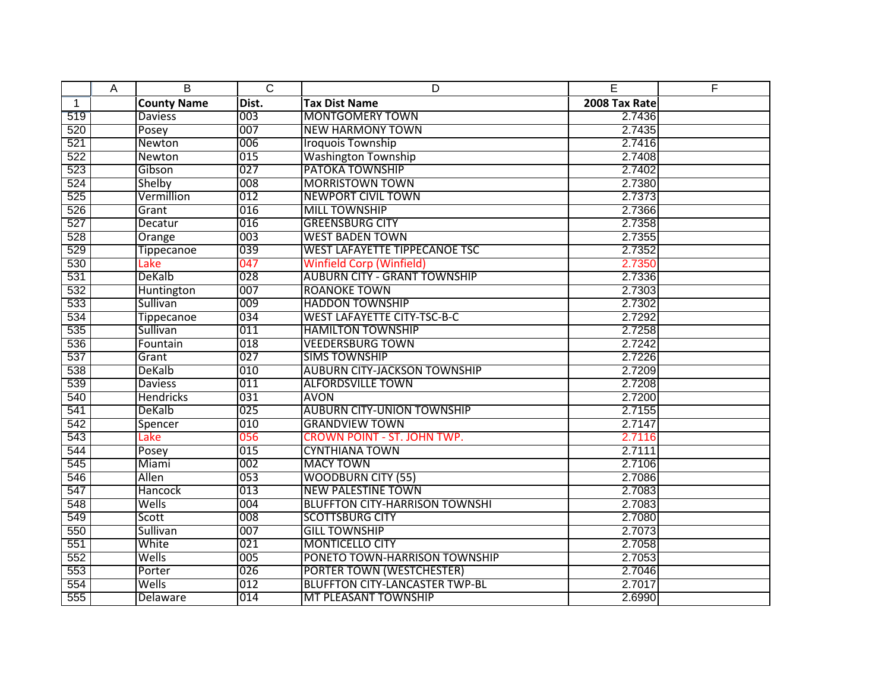| | A | B | C | D | E | F |
|---|---|---|---|---|---|---|
| 1 | | County Name | Dist. | Tax Dist Name | 2008 Tax Rate | |
| 519 | | Daviess | 003 | MONTGOMERY TOWN | 2.7436 | |
| 520 | | Posey | 007 | NEW HARMONY TOWN | 2.7435 | |
| 521 | | Newton | 006 | Iroquois Township | 2.7416 | |
| 522 | | Newton | 015 | Washington Township | 2.7408 | |
| 523 | | Gibson | 027 | PATOKA TOWNSHIP | 2.7402 | |
| 524 | | Shelby | 008 | MORRISTOWN TOWN | 2.7380 | |
| 525 | | Vermillion | 012 | NEWPORT CIVIL TOWN | 2.7373 | |
| 526 | | Grant | 016 | MILL TOWNSHIP | 2.7366 | |
| 527 | | Decatur | 016 | GREENSBURG CITY | 2.7358 | |
| 528 | | Orange | 003 | WEST BADEN TOWN | 2.7355 | |
| 529 | | Tippecanoe | 039 | WEST LAFAYETTE TIPPECANOE TSC | 2.7352 | |
| 530 | | Lake | 047 | Winfield Corp (Winfield) | 2.7350 | |
| 531 | | DeKalb | 028 | AUBURN CITY - GRANT TOWNSHIP | 2.7336 | |
| 532 | | Huntington | 007 | ROANOKE TOWN | 2.7303 | |
| 533 | | Sullivan | 009 | HADDON TOWNSHIP | 2.7302 | |
| 534 | | Tippecanoe | 034 | WEST LAFAYETTE CITY-TSC-B-C | 2.7292 | |
| 535 | | Sullivan | 011 | HAMILTON TOWNSHIP | 2.7258 | |
| 536 | | Fountain | 018 | VEEDERSBURG TOWN | 2.7242 | |
| 537 | | Grant | 027 | SIMS TOWNSHIP | 2.7226 | |
| 538 | | DeKalb | 010 | AUBURN CITY-JACKSON TOWNSHIP | 2.7209 | |
| 539 | | Daviess | 011 | ALFORDSVILLE TOWN | 2.7208 | |
| 540 | | Hendricks | 031 | AVON | 2.7200 | |
| 541 | | DeKalb | 025 | AUBURN CITY-UNION TOWNSHIP | 2.7155 | |
| 542 | | Spencer | 010 | GRANDVIEW TOWN | 2.7147 | |
| 543 | | Lake | 056 | CROWN POINT - ST. JOHN TWP. | 2.7116 | |
| 544 | | Posey | 015 | CYNTHIANA TOWN | 2.7111 | |
| 545 | | Miami | 002 | MACY TOWN | 2.7106 | |
| 546 | | Allen | 053 | WOODBURN CITY (55) | 2.7086 | |
| 547 | | Hancock | 013 | NEW PALESTINE TOWN | 2.7083 | |
| 548 | | Wells | 004 | BLUFFTON CITY-HARRISON TOWNSHI | 2.7083 | |
| 549 | | Scott | 008 | SCOTTSBURG CITY | 2.7080 | |
| 550 | | Sullivan | 007 | GILL TOWNSHIP | 2.7073 | |
| 551 | | White | 021 | MONTICELLO CITY | 2.7058 | |
| 552 | | Wells | 005 | PONETO TOWN-HARRISON TOWNSHIP | 2.7053 | |
| 553 | | Porter | 026 | PORTER TOWN (WESTCHESTER) | 2.7046 | |
| 554 | | Wells | 012 | BLUFFTON CITY-LANCASTER TWP-BL | 2.7017 | |
| 555 | | Delaware | 014 | MT PLEASANT TOWNSHIP | 2.6990 | |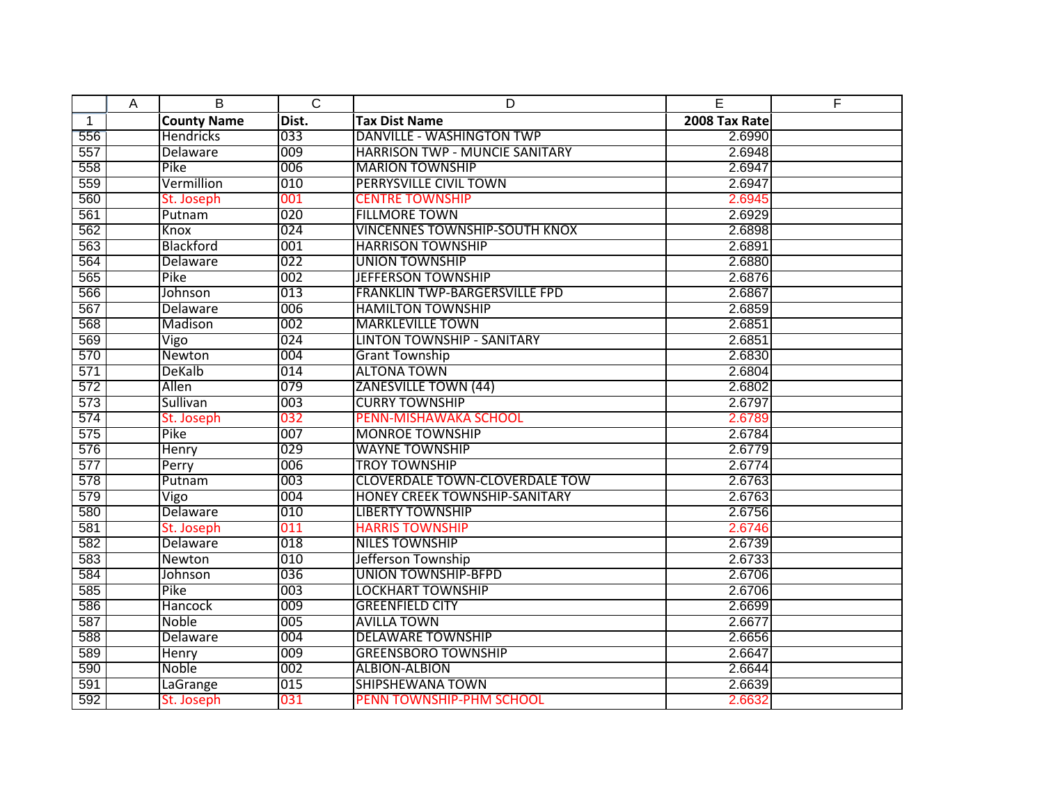| | A | County Name | Dist. | Tax Dist Name | 2008 Tax Rate | F |
|---|---|---|---|---|---|---|
| 556 | | Hendricks | 033 | DANVILLE - WASHINGTON TWP | 2.6990 | |
| 557 | | Delaware | 009 | HARRISON TWP - MUNCIE SANITARY | 2.6948 | |
| 558 | | Pike | 006 | MARION TOWNSHIP | 2.6947 | |
| 559 | | Vermillion | 010 | PERRYSVILLE CIVIL TOWN | 2.6947 | |
| 560 | | St. Joseph | 001 | CENTRE TOWNSHIP | 2.6945 | |
| 561 | | Putnam | 020 | FILLMORE TOWN | 2.6929 | |
| 562 | | Knox | 024 | VINCENNES TOWNSHIP-SOUTH KNOX | 2.6898 | |
| 563 | | Blackford | 001 | HARRISON TOWNSHIP | 2.6891 | |
| 564 | | Delaware | 022 | UNION TOWNSHIP | 2.6880 | |
| 565 | | Pike | 002 | JEFFERSON TOWNSHIP | 2.6876 | |
| 566 | | Johnson | 013 | FRANKLIN TWP-BARGERSVILLE FPD | 2.6867 | |
| 567 | | Delaware | 006 | HAMILTON TOWNSHIP | 2.6859 | |
| 568 | | Madison | 002 | MARKLEVILLE TOWN | 2.6851 | |
| 569 | | Vigo | 024 | LINTON TOWNSHIP - SANITARY | 2.6851 | |
| 570 | | Newton | 004 | Grant Township | 2.6830 | |
| 571 | | DeKalb | 014 | ALTONA TOWN | 2.6804 | |
| 572 | | Allen | 079 | ZANESVILLE TOWN (44) | 2.6802 | |
| 573 | | Sullivan | 003 | CURRY TOWNSHIP | 2.6797 | |
| 574 | | St. Joseph | 032 | PENN-MISHAWAKA SCHOOL | 2.6789 | |
| 575 | | Pike | 007 | MONROE TOWNSHIP | 2.6784 | |
| 576 | | Henry | 029 | WAYNE TOWNSHIP | 2.6779 | |
| 577 | | Perry | 006 | TROY TOWNSHIP | 2.6774 | |
| 578 | | Putnam | 003 | CLOVERDALE TOWN-CLOVERDALE TOW | 2.6763 | |
| 579 | | Vigo | 004 | HONEY CREEK TOWNSHIP-SANITARY | 2.6763 | |
| 580 | | Delaware | 010 | LIBERTY TOWNSHIP | 2.6756 | |
| 581 | | St. Joseph | 011 | HARRIS TOWNSHIP | 2.6746 | |
| 582 | | Delaware | 018 | NILES TOWNSHIP | 2.6739 | |
| 583 | | Newton | 010 | Jefferson Township | 2.6733 | |
| 584 | | Johnson | 036 | UNION TOWNSHIP-BFPD | 2.6706 | |
| 585 | | Pike | 003 | LOCKHART TOWNSHIP | 2.6706 | |
| 586 | | Hancock | 009 | GREENFIELD CITY | 2.6699 | |
| 587 | | Noble | 005 | AVILLA TOWN | 2.6677 | |
| 588 | | Delaware | 004 | DELAWARE TOWNSHIP | 2.6656 | |
| 589 | | Henry | 009 | GREENSBORO TOWNSHIP | 2.6647 | |
| 590 | | Noble | 002 | ALBION-ALBION | 2.6644 | |
| 591 | | LaGrange | 015 | SHIPSHEWANA TOWN | 2.6639 | |
| 592 | | St. Joseph | 031 | PENN TOWNSHIP-PHM SCHOOL | 2.6632 | |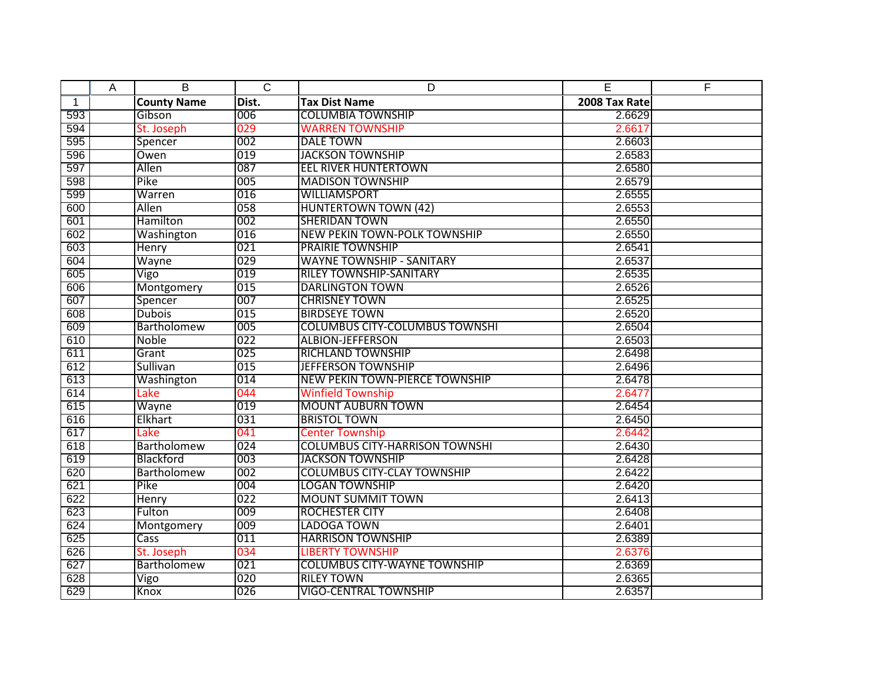|  | A | B | C | D | E | F |
|---|---|---|---|---|---|---|
| 1 |  | County Name | Dist. | Tax Dist Name | 2008 Tax Rate |  |
| 593 |  | Gibson | 006 | COLUMBIA TOWNSHIP | 2.6629 |  |
| 594 |  | St. Joseph | 029 | WARREN TOWNSHIP | 2.6617 |  |
| 595 |  | Spencer | 002 | DALE TOWN | 2.6603 |  |
| 596 |  | Owen | 019 | JACKSON TOWNSHIP | 2.6583 |  |
| 597 |  | Allen | 087 | EEL RIVER HUNTERTOWN | 2.6580 |  |
| 598 |  | Pike | 005 | MADISON TOWNSHIP | 2.6579 |  |
| 599 |  | Warren | 016 | WILLIAMSPORT | 2.6555 |  |
| 600 |  | Allen | 058 | HUNTERTOWN TOWN (42) | 2.6553 |  |
| 601 |  | Hamilton | 002 | SHERIDAN TOWN | 2.6550 |  |
| 602 |  | Washington | 016 | NEW PEKIN TOWN-POLK TOWNSHIP | 2.6550 |  |
| 603 |  | Henry | 021 | PRAIRIE TOWNSHIP | 2.6541 |  |
| 604 |  | Wayne | 029 | WAYNE TOWNSHIP - SANITARY | 2.6537 |  |
| 605 |  | Vigo | 019 | RILEY TOWNSHIP-SANITARY | 2.6535 |  |
| 606 |  | Montgomery | 015 | DARLINGTON TOWN | 2.6526 |  |
| 607 |  | Spencer | 007 | CHRISNEY TOWN | 2.6525 |  |
| 608 |  | Dubois | 015 | BIRDSEYE TOWN | 2.6520 |  |
| 609 |  | Bartholomew | 005 | COLUMBUS CITY-COLUMBUS TOWNSHI | 2.6504 |  |
| 610 |  | Noble | 022 | ALBION-JEFFERSON | 2.6503 |  |
| 611 |  | Grant | 025 | RICHLAND TOWNSHIP | 2.6498 |  |
| 612 |  | Sullivan | 015 | JEFFERSON TOWNSHIP | 2.6496 |  |
| 613 |  | Washington | 014 | NEW PEKIN TOWN-PIERCE TOWNSHIP | 2.6478 |  |
| 614 |  | Lake | 044 | Winfield Township | 2.6477 |  |
| 615 |  | Wayne | 019 | MOUNT AUBURN TOWN | 2.6454 |  |
| 616 |  | Elkhart | 031 | BRISTOL TOWN | 2.6450 |  |
| 617 |  | Lake | 041 | Center Township | 2.6442 |  |
| 618 |  | Bartholomew | 024 | COLUMBUS CITY-HARRISON TOWNSHI | 2.6430 |  |
| 619 |  | Blackford | 003 | JACKSON TOWNSHIP | 2.6428 |  |
| 620 |  | Bartholomew | 002 | COLUMBUS CITY-CLAY TOWNSHIP | 2.6422 |  |
| 621 |  | Pike | 004 | LOGAN TOWNSHIP | 2.6420 |  |
| 622 |  | Henry | 022 | MOUNT SUMMIT TOWN | 2.6413 |  |
| 623 |  | Fulton | 009 | ROCHESTER CITY | 2.6408 |  |
| 624 |  | Montgomery | 009 | LADOGA TOWN | 2.6401 |  |
| 625 |  | Cass | 011 | HARRISON TOWNSHIP | 2.6389 |  |
| 626 |  | St. Joseph | 034 | LIBERTY TOWNSHIP | 2.6376 |  |
| 627 |  | Bartholomew | 021 | COLUMBUS CITY-WAYNE TOWNSHIP | 2.6369 |  |
| 628 |  | Vigo | 020 | RILEY TOWN | 2.6365 |  |
| 629 |  | Knox | 026 | VIGO-CENTRAL TOWNSHIP | 2.6357 |  |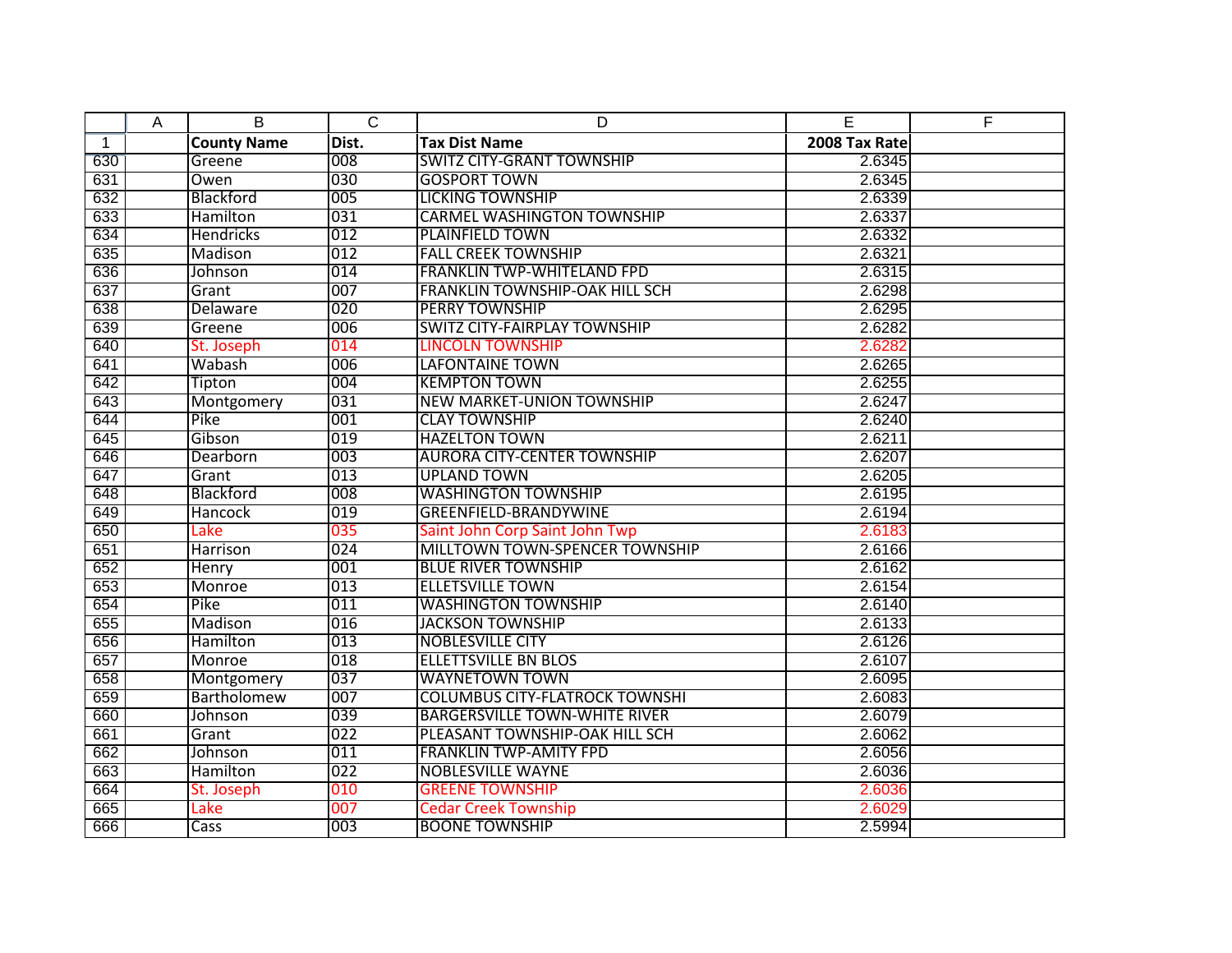| | A | County Name | Dist. | Tax Dist Name | 2008 Tax Rate | F |
|---|---|---|---|---|---|---|
| 630 | | Greene | 008 | SWITZ CITY-GRANT TOWNSHIP | 2.6345 | |
| 631 | | Owen | 030 | GOSPORT TOWN | 2.6345 | |
| 632 | | Blackford | 005 | LICKING TOWNSHIP | 2.6339 | |
| 633 | | Hamilton | 031 | CARMEL WASHINGTON TOWNSHIP | 2.6337 | |
| 634 | | Hendricks | 012 | PLAINFIELD TOWN | 2.6332 | |
| 635 | | Madison | 012 | FALL CREEK TOWNSHIP | 2.6321 | |
| 636 | | Johnson | 014 | FRANKLIN TWP-WHITELAND FPD | 2.6315 | |
| 637 | | Grant | 007 | FRANKLIN TOWNSHIP-OAK HILL SCH | 2.6298 | |
| 638 | | Delaware | 020 | PERRY TOWNSHIP | 2.6295 | |
| 639 | | Greene | 006 | SWITZ CITY-FAIRPLAY TOWNSHIP | 2.6282 | |
| 640 | | St. Joseph | 014 | LINCOLN TOWNSHIP | 2.6282 | |
| 641 | | Wabash | 006 | LAFONTAINE TOWN | 2.6265 | |
| 642 | | Tipton | 004 | KEMPTON TOWN | 2.6255 | |
| 643 | | Montgomery | 031 | NEW MARKET-UNION TOWNSHIP | 2.6247 | |
| 644 | | Pike | 001 | CLAY TOWNSHIP | 2.6240 | |
| 645 | | Gibson | 019 | HAZELTON TOWN | 2.6211 | |
| 646 | | Dearborn | 003 | AURORA CITY-CENTER TOWNSHIP | 2.6207 | |
| 647 | | Grant | 013 | UPLAND TOWN | 2.6205 | |
| 648 | | Blackford | 008 | WASHINGTON TOWNSHIP | 2.6195 | |
| 649 | | Hancock | 019 | GREENFIELD-BRANDYWINE | 2.6194 | |
| 650 | | Lake | 035 | Saint John Corp Saint John Twp | 2.6183 | |
| 651 | | Harrison | 024 | MILLTOWN TOWN-SPENCER TOWNSHIP | 2.6166 | |
| 652 | | Henry | 001 | BLUE RIVER TOWNSHIP | 2.6162 | |
| 653 | | Monroe | 013 | ELLETSVILLE TOWN | 2.6154 | |
| 654 | | Pike | 011 | WASHINGTON TOWNSHIP | 2.6140 | |
| 655 | | Madison | 016 | JACKSON TOWNSHIP | 2.6133 | |
| 656 | | Hamilton | 013 | NOBLESVILLE CITY | 2.6126 | |
| 657 | | Monroe | 018 | ELLETTSVILLE BN BLOS | 2.6107 | |
| 658 | | Montgomery | 037 | WAYNETOWN TOWN | 2.6095 | |
| 659 | | Bartholomew | 007 | COLUMBUS CITY-FLATROCK TOWNSHI | 2.6083 | |
| 660 | | Johnson | 039 | BARGERSVILLE TOWN-WHITE RIVER | 2.6079 | |
| 661 | | Grant | 022 | PLEASANT TOWNSHIP-OAK HILL SCH | 2.6062 | |
| 662 | | Johnson | 011 | FRANKLIN TWP-AMITY FPD | 2.6056 | |
| 663 | | Hamilton | 022 | NOBLESVILLE WAYNE | 2.6036 | |
| 664 | | St. Joseph | 010 | GREENE TOWNSHIP | 2.6036 | |
| 665 | | Lake | 007 | Cedar Creek Township | 2.6029 | |
| 666 | | Cass | 003 | BOONE TOWNSHIP | 2.5994 | |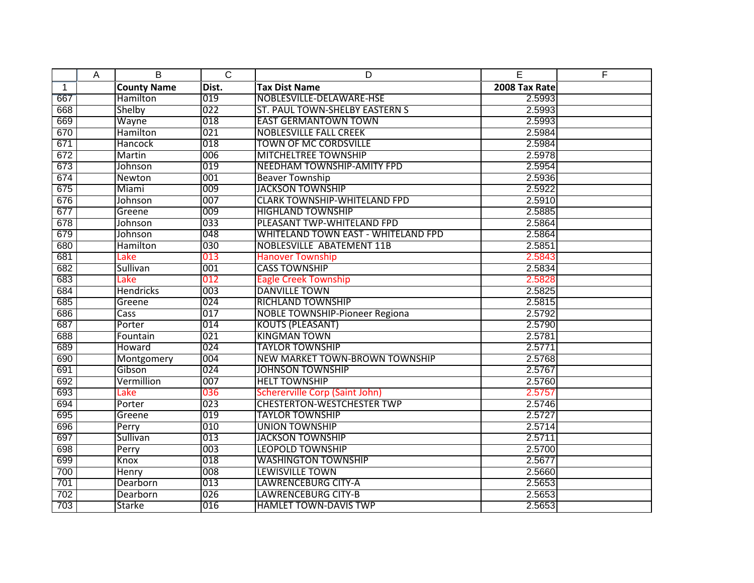| | A | B | C | D | E | F |
|---|---|---|---|---|---|---|
| 1 | | County Name | Dist. | Tax Dist Name | 2008 Tax Rate | |
| 667 | | Hamilton | 019 | NOBLESVILLE-DELAWARE-HSE | 2.5993 | |
| 668 | | Shelby | 022 | ST. PAUL TOWN-SHELBY EASTERN S | 2.5993 | |
| 669 | | Wayne | 018 | EAST GERMANTOWN TOWN | 2.5993 | |
| 670 | | Hamilton | 021 | NOBLESVILLE FALL CREEK | 2.5984 | |
| 671 | | Hancock | 018 | TOWN OF MC CORDSVILLE | 2.5984 | |
| 672 | | Martin | 006 | MITCHELTREE TOWNSHIP | 2.5978 | |
| 673 | | Johnson | 019 | NEEDHAM TOWNSHIP-AMITY FPD | 2.5954 | |
| 674 | | Newton | 001 | Beaver Township | 2.5936 | |
| 675 | | Miami | 009 | JACKSON TOWNSHIP | 2.5922 | |
| 676 | | Johnson | 007 | CLARK TOWNSHIP-WHITELAND FPD | 2.5910 | |
| 677 | | Greene | 009 | HIGHLAND TOWNSHIP | 2.5885 | |
| 678 | | Johnson | 033 | PLEASANT TWP-WHITELAND FPD | 2.5864 | |
| 679 | | Johnson | 048 | WHITELAND TOWN EAST - WHITELAND FPD | 2.5864 | |
| 680 | | Hamilton | 030 | NOBLESVILLE ABATEMENT 11B | 2.5851 | |
| 681 | | Lake | 013 | Hanover Township | 2.5843 | |
| 682 | | Sullivan | 001 | CASS TOWNSHIP | 2.5834 | |
| 683 | | Lake | 012 | Eagle Creek Township | 2.5828 | |
| 684 | | Hendricks | 003 | DANVILLE TOWN | 2.5825 | |
| 685 | | Greene | 024 | RICHLAND TOWNSHIP | 2.5815 | |
| 686 | | Cass | 017 | NOBLE TOWNSHIP-Pioneer Regiona | 2.5792 | |
| 687 | | Porter | 014 | KOUTS (PLEASANT) | 2.5790 | |
| 688 | | Fountain | 021 | KINGMAN TOWN | 2.5781 | |
| 689 | | Howard | 024 | TAYLOR TOWNSHIP | 2.5771 | |
| 690 | | Montgomery | 004 | NEW MARKET TOWN-BROWN TOWNSHIP | 2.5768 | |
| 691 | | Gibson | 024 | JOHNSON TOWNSHIP | 2.5767 | |
| 692 | | Vermillion | 007 | HELT TOWNSHIP | 2.5760 | |
| 693 | | Lake | 036 | Schererville Corp (Saint John) | 2.5757 | |
| 694 | | Porter | 023 | CHESTERTON-WESTCHESTER TWP | 2.5746 | |
| 695 | | Greene | 019 | TAYLOR TOWNSHIP | 2.5727 | |
| 696 | | Perry | 010 | UNION TOWNSHIP | 2.5714 | |
| 697 | | Sullivan | 013 | JACKSON TOWNSHIP | 2.5711 | |
| 698 | | Perry | 003 | LEOPOLD TOWNSHIP | 2.5700 | |
| 699 | | Knox | 018 | WASHINGTON TOWNSHIP | 2.5677 | |
| 700 | | Henry | 008 | LEWISVILLE TOWN | 2.5660 | |
| 701 | | Dearborn | 013 | LAWRENCEBURG CITY-A | 2.5653 | |
| 702 | | Dearborn | 026 | LAWRENCEBURG CITY-B | 2.5653 | |
| 703 | | Starke | 016 | HAMLET TOWN-DAVIS TWP | 2.5653 | |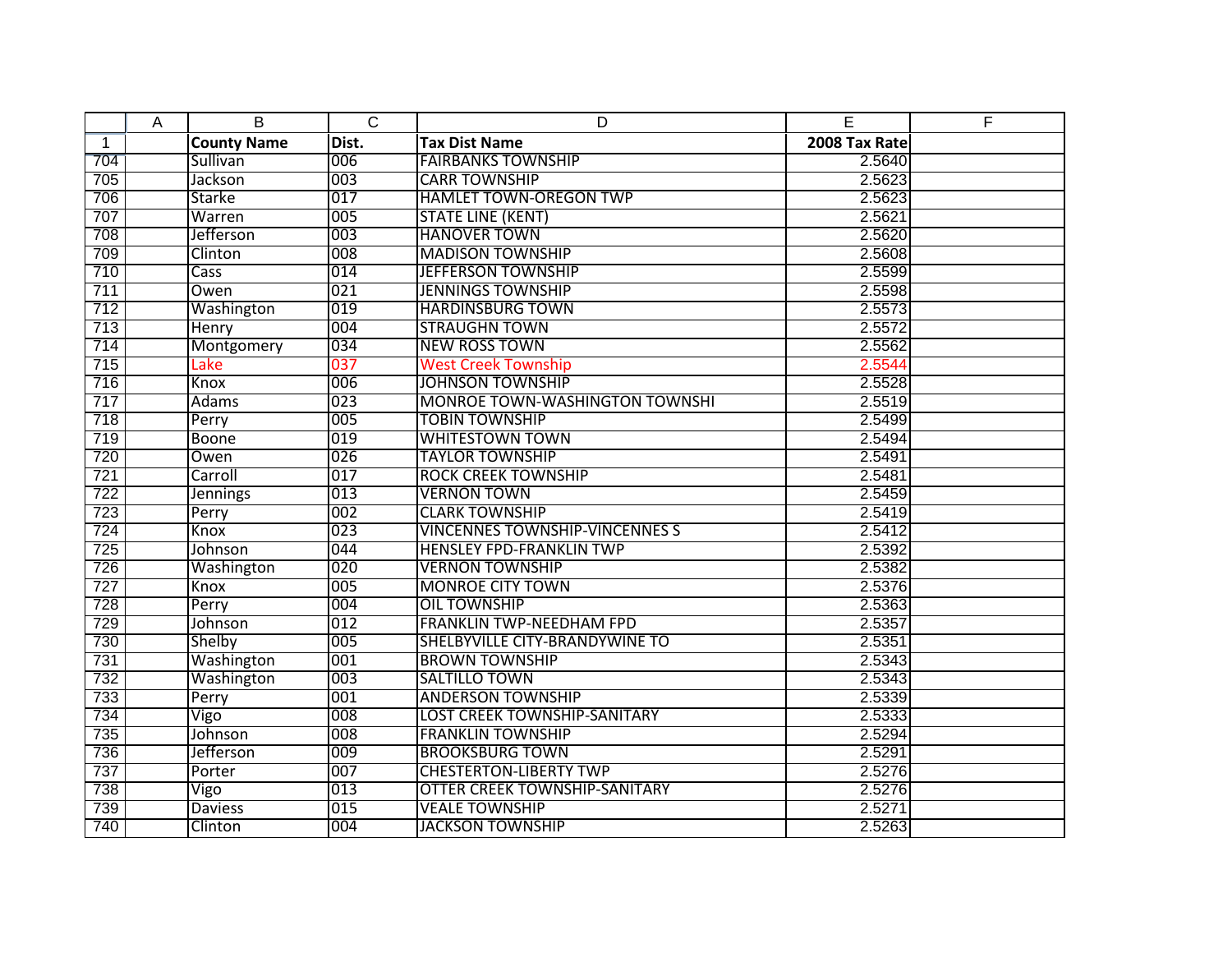| | A | B | C | D | E | F |
|---|---|---|---|---|---|---|
| 1 | | County Name | Dist. | Tax Dist Name | 2008 Tax Rate | |
| 704 | | Sullivan | 006 | FAIRBANKS TOWNSHIP | 2.5640 | |
| 705 | | Jackson | 003 | CARR TOWNSHIP | 2.5623 | |
| 706 | | Starke | 017 | HAMLET TOWN-OREGON TWP | 2.5623 | |
| 707 | | Warren | 005 | STATE LINE (KENT) | 2.5621 | |
| 708 | | Jefferson | 003 | HANOVER TOWN | 2.5620 | |
| 709 | | Clinton | 008 | MADISON TOWNSHIP | 2.5608 | |
| 710 | | Cass | 014 | JEFFERSON TOWNSHIP | 2.5599 | |
| 711 | | Owen | 021 | JENNINGS TOWNSHIP | 2.5598 | |
| 712 | | Washington | 019 | HARDINSBURG TOWN | 2.5573 | |
| 713 | | Henry | 004 | STRAUGHN TOWN | 2.5572 | |
| 714 | | Montgomery | 034 | NEW ROSS TOWN | 2.5562 | |
| 715 | | Lake | 037 | West Creek Township | 2.5544 | |
| 716 | | Knox | 006 | JOHNSON TOWNSHIP | 2.5528 | |
| 717 | | Adams | 023 | MONROE TOWN-WASHINGTON TOWNSHI | 2.5519 | |
| 718 | | Perry | 005 | TOBIN TOWNSHIP | 2.5499 | |
| 719 | | Boone | 019 | WHITESTOWN TOWN | 2.5494 | |
| 720 | | Owen | 026 | TAYLOR TOWNSHIP | 2.5491 | |
| 721 | | Carroll | 017 | ROCK CREEK TOWNSHIP | 2.5481 | |
| 722 | | Jennings | 013 | VERNON TOWN | 2.5459 | |
| 723 | | Perry | 002 | CLARK TOWNSHIP | 2.5419 | |
| 724 | | Knox | 023 | VINCENNES TOWNSHIP-VINCENNES S | 2.5412 | |
| 725 | | Johnson | 044 | HENSLEY FPD-FRANKLIN TWP | 2.5392 | |
| 726 | | Washington | 020 | VERNON TOWNSHIP | 2.5382 | |
| 727 | | Knox | 005 | MONROE CITY TOWN | 2.5376 | |
| 728 | | Perry | 004 | OIL TOWNSHIP | 2.5363 | |
| 729 | | Johnson | 012 | FRANKLIN TWP-NEEDHAM FPD | 2.5357 | |
| 730 | | Shelby | 005 | SHELBYVILLE CITY-BRANDYWINE TO | 2.5351 | |
| 731 | | Washington | 001 | BROWN TOWNSHIP | 2.5343 | |
| 732 | | Washington | 003 | SALTILLO TOWN | 2.5343 | |
| 733 | | Perry | 001 | ANDERSON TOWNSHIP | 2.5339 | |
| 734 | | Vigo | 008 | LOST CREEK TOWNSHIP-SANITARY | 2.5333 | |
| 735 | | Johnson | 008 | FRANKLIN TOWNSHIP | 2.5294 | |
| 736 | | Jefferson | 009 | BROOKSBURG TOWN | 2.5291 | |
| 737 | | Porter | 007 | CHESTERTON-LIBERTY TWP | 2.5276 | |
| 738 | | Vigo | 013 | OTTER CREEK TOWNSHIP-SANITARY | 2.5276 | |
| 739 | | Daviess | 015 | VEALE TOWNSHIP | 2.5271 | |
| 740 | | Clinton | 004 | JACKSON TOWNSHIP | 2.5263 | |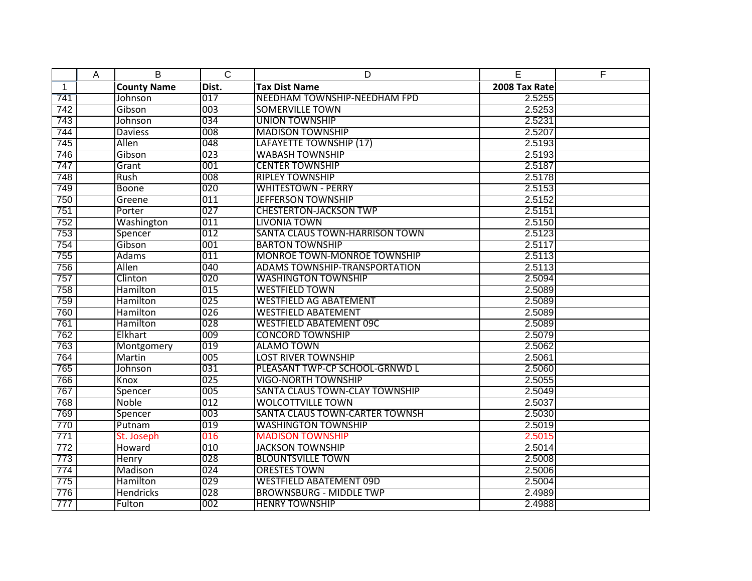| | A | B | C | D | E | F |
|---|---|---|---|---|---|---|
| 1 | | **County Name** | **Dist.** | **Tax Dist Name** | **2008 Tax Rate** | |
| 741 | | Johnson | 017 | NEEDHAM TOWNSHIP-NEEDHAM FPD | 2.5255 | |
| 742 | | Gibson | 003 | SOMERVILLE TOWN | 2.5253 | |
| 743 | | Johnson | 034 | UNION TOWNSHIP | 2.5231 | |
| 744 | | Daviess | 008 | MADISON TOWNSHIP | 2.5207 | |
| 745 | | Allen | 048 | LAFAYETTE TOWNSHIP (17) | 2.5193 | |
| 746 | | Gibson | 023 | WABASH TOWNSHIP | 2.5193 | |
| 747 | | Grant | 001 | CENTER TOWNSHIP | 2.5187 | |
| 748 | | Rush | 008 | RIPLEY TOWNSHIP | 2.5178 | |
| 749 | | Boone | 020 | WHITESTOWN - PERRY | 2.5153 | |
| 750 | | Greene | 011 | JEFFERSON TOWNSHIP | 2.5152 | |
| 751 | | Porter | 027 | CHESTERTON-JACKSON TWP | 2.5151 | |
| 752 | | Washington | 011 | LIVONIA TOWN | 2.5150 | |
| 753 | | Spencer | 012 | SANTA CLAUS TOWN-HARRISON TOWN | 2.5123 | |
| 754 | | Gibson | 001 | BARTON TOWNSHIP | 2.5117 | |
| 755 | | Adams | 011 | MONROE TOWN-MONROE TOWNSHIP | 2.5113 | |
| 756 | | Allen | 040 | ADAMS TOWNSHIP-TRANSPORTATION | 2.5113 | |
| 757 | | Clinton | 020 | WASHINGTON TOWNSHIP | 2.5094 | |
| 758 | | Hamilton | 015 | WESTFIELD TOWN | 2.5089 | |
| 759 | | Hamilton | 025 | WESTFIELD AG ABATEMENT | 2.5089 | |
| 760 | | Hamilton | 026 | WESTFIELD ABATEMENT | 2.5089 | |
| 761 | | Hamilton | 028 | WESTFIELD ABATEMENT 09C | 2.5089 | |
| 762 | | Elkhart | 009 | CONCORD TOWNSHIP | 2.5079 | |
| 763 | | Montgomery | 019 | ALAMO TOWN | 2.5062 | |
| 764 | | Martin | 005 | LOST RIVER TOWNSHIP | 2.5061 | |
| 765 | | Johnson | 031 | PLEASANT TWP-CP SCHOOL-GRNWD L | 2.5060 | |
| 766 | | Knox | 025 | VIGO-NORTH TOWNSHIP | 2.5055 | |
| 767 | | Spencer | 005 | SANTA CLAUS TOWN-CLAY TOWNSHIP | 2.5049 | |
| 768 | | Noble | 012 | WOLCOTTVILLE TOWN | 2.5037 | |
| 769 | | Spencer | 003 | SANTA CLAUS TOWN-CARTER TOWNSH | 2.5030 | |
| 770 | | Putnam | 019 | WASHINGTON TOWNSHIP | 2.5019 | |
| 771 | | St. Joseph | 016 | MADISON TOWNSHIP | 2.5015 | |
| 772 | | Howard | 010 | JACKSON TOWNSHIP | 2.5014 | |
| 773 | | Henry | 028 | BLOUNTSVILLE TOWN | 2.5008 | |
| 774 | | Madison | 024 | ORESTES TOWN | 2.5006 | |
| 775 | | Hamilton | 029 | WESTFIELD ABATEMENT 09D | 2.5004 | |
| 776 | | Hendricks | 028 | BROWNSBURG - MIDDLE TWP | 2.4989 | |
| 777 | | Fulton | 002 | HENRY TOWNSHIP | 2.4988 | |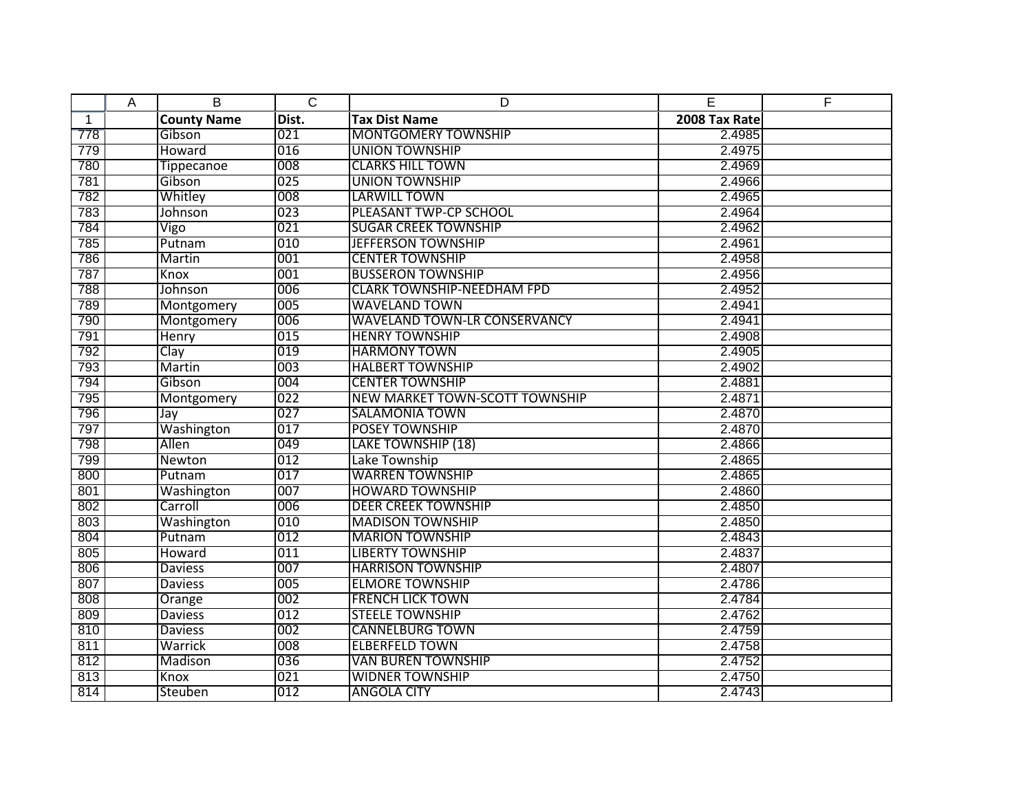| | A | B | C | D | E | F |
|---|---|---|---|---|---|---|
| 1 | | **County Name** | **Dist.** | **Tax Dist Name** | **2008 Tax Rate** | |
| 778 | | Gibson | 021 | MONTGOMERY TOWNSHIP | 2.4985 | |
| 779 | | Howard | 016 | UNION TOWNSHIP | 2.4975 | |
| 780 | | Tippecanoe | 008 | CLARKS HILL TOWN | 2.4969 | |
| 781 | | Gibson | 025 | UNION TOWNSHIP | 2.4966 | |
| 782 | | Whitley | 008 | LARWILL TOWN | 2.4965 | |
| 783 | | Johnson | 023 | PLEASANT TWP-CP SCHOOL | 2.4964 | |
| 784 | | Vigo | 021 | SUGAR CREEK TOWNSHIP | 2.4962 | |
| 785 | | Putnam | 010 | JEFFERSON TOWNSHIP | 2.4961 | |
| 786 | | Martin | 001 | CENTER TOWNSHIP | 2.4958 | |
| 787 | | Knox | 001 | BUSSERON TOWNSHIP | 2.4956 | |
| 788 | | Johnson | 006 | CLARK TOWNSHIP-NEEDHAM FPD | 2.4952 | |
| 789 | | Montgomery | 005 | WAVELAND TOWN | 2.4941 | |
| 790 | | Montgomery | 006 | WAVELAND TOWN-LR CONSERVANCY | 2.4941 | |
| 791 | | Henry | 015 | HENRY TOWNSHIP | 2.4908 | |
| 792 | | Clay | 019 | HARMONY TOWN | 2.4905 | |
| 793 | | Martin | 003 | HALBERT TOWNSHIP | 2.4902 | |
| 794 | | Gibson | 004 | CENTER TOWNSHIP | 2.4881 | |
| 795 | | Montgomery | 022 | NEW MARKET TOWN-SCOTT TOWNSHIP | 2.4871 | |
| 796 | | Jay | 027 | SALAMONIA TOWN | 2.4870 | |
| 797 | | Washington | 017 | POSEY TOWNSHIP | 2.4870 | |
| 798 | | Allen | 049 | LAKE TOWNSHIP (18) | 2.4866 | |
| 799 | | Newton | 012 | Lake Township | 2.4865 | |
| 800 | | Putnam | 017 | WARREN TOWNSHIP | 2.4865 | |
| 801 | | Washington | 007 | HOWARD TOWNSHIP | 2.4860 | |
| 802 | | Carroll | 006 | DEER CREEK TOWNSHIP | 2.4850 | |
| 803 | | Washington | 010 | MADISON TOWNSHIP | 2.4850 | |
| 804 | | Putnam | 012 | MARION TOWNSHIP | 2.4843 | |
| 805 | | Howard | 011 | LIBERTY TOWNSHIP | 2.4837 | |
| 806 | | Daviess | 007 | HARRISON TOWNSHIP | 2.4807 | |
| 807 | | Daviess | 005 | ELMORE TOWNSHIP | 2.4786 | |
| 808 | | Orange | 002 | FRENCH LICK TOWN | 2.4784 | |
| 809 | | Daviess | 012 | STEELE TOWNSHIP | 2.4762 | |
| 810 | | Daviess | 002 | CANNELBURG TOWN | 2.4759 | |
| 811 | | Warrick | 008 | ELBERFELD TOWN | 2.4758 | |
| 812 | | Madison | 036 | VAN BUREN TOWNSHIP | 2.4752 | |
| 813 | | Knox | 021 | WIDNER TOWNSHIP | 2.4750 | |
| 814 | | Steuben | 012 | ANGOLA CITY | 2.4743 | |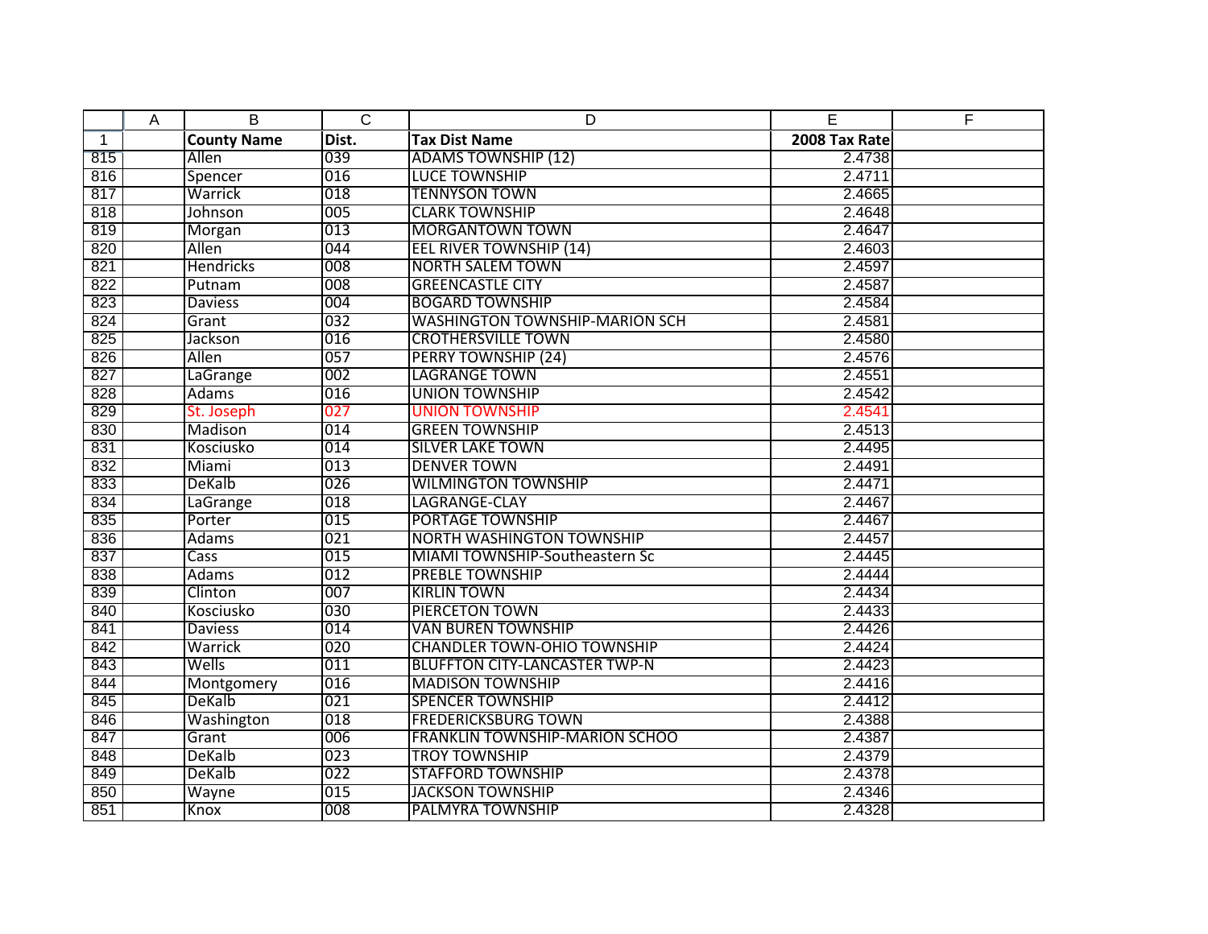| | A | B | C | D | E | F |
|---|---|---|---|---|---|---|
| 1 | | County Name | Dist. | Tax Dist Name | 2008 Tax Rate | |
| 815 | | Allen | 039 | ADAMS TOWNSHIP (12) | 2.4738 | |
| 816 | | Spencer | 016 | LUCE TOWNSHIP | 2.4711 | |
| 817 | | Warrick | 018 | TENNYSON TOWN | 2.4665 | |
| 818 | | Johnson | 005 | CLARK TOWNSHIP | 2.4648 | |
| 819 | | Morgan | 013 | MORGANTOWN TOWN | 2.4647 | |
| 820 | | Allen | 044 | EEL RIVER TOWNSHIP (14) | 2.4603 | |
| 821 | | Hendricks | 008 | NORTH SALEM TOWN | 2.4597 | |
| 822 | | Putnam | 008 | GREENCASTLE CITY | 2.4587 | |
| 823 | | Daviess | 004 | BOGARD TOWNSHIP | 2.4584 | |
| 824 | | Grant | 032 | WASHINGTON TOWNSHIP-MARION SCH | 2.4581 | |
| 825 | | Jackson | 016 | CROTHERSVILLE TOWN | 2.4580 | |
| 826 | | Allen | 057 | PERRY TOWNSHIP (24) | 2.4576 | |
| 827 | | LaGrange | 002 | LAGRANGE TOWN | 2.4551 | |
| 828 | | Adams | 016 | UNION TOWNSHIP | 2.4542 | |
| 829 | | St. Joseph | 027 | UNION TOWNSHIP | 2.4541 | |
| 830 | | Madison | 014 | GREEN TOWNSHIP | 2.4513 | |
| 831 | | Kosciusko | 014 | SILVER LAKE TOWN | 2.4495 | |
| 832 | | Miami | 013 | DENVER TOWN | 2.4491 | |
| 833 | | DeKalb | 026 | WILMINGTON TOWNSHIP | 2.4471 | |
| 834 | | LaGrange | 018 | LAGRANGE-CLAY | 2.4467 | |
| 835 | | Porter | 015 | PORTAGE TOWNSHIP | 2.4467 | |
| 836 | | Adams | 021 | NORTH WASHINGTON TOWNSHIP | 2.4457 | |
| 837 | | Cass | 015 | MIAMI TOWNSHIP-Southeastern Sc | 2.4445 | |
| 838 | | Adams | 012 | PREBLE TOWNSHIP | 2.4444 | |
| 839 | | Clinton | 007 | KIRLIN TOWN | 2.4434 | |
| 840 | | Kosciusko | 030 | PIERCETON TOWN | 2.4433 | |
| 841 | | Daviess | 014 | VAN BUREN TOWNSHIP | 2.4426 | |
| 842 | | Warrick | 020 | CHANDLER TOWN-OHIO TOWNSHIP | 2.4424 | |
| 843 | | Wells | 011 | BLUFFTON CITY-LANCASTER TWP-N | 2.4423 | |
| 844 | | Montgomery | 016 | MADISON TOWNSHIP | 2.4416 | |
| 845 | | DeKalb | 021 | SPENCER TOWNSHIP | 2.4412 | |
| 846 | | Washington | 018 | FREDERICKSBURG TOWN | 2.4388 | |
| 847 | | Grant | 006 | FRANKLIN TOWNSHIP-MARION SCHOO | 2.4387 | |
| 848 | | DeKalb | 023 | TROY TOWNSHIP | 2.4379 | |
| 849 | | DeKalb | 022 | STAFFORD TOWNSHIP | 2.4378 | |
| 850 | | Wayne | 015 | JACKSON TOWNSHIP | 2.4346 | |
| 851 | | Knox | 008 | PALMYRA TOWNSHIP | 2.4328 | |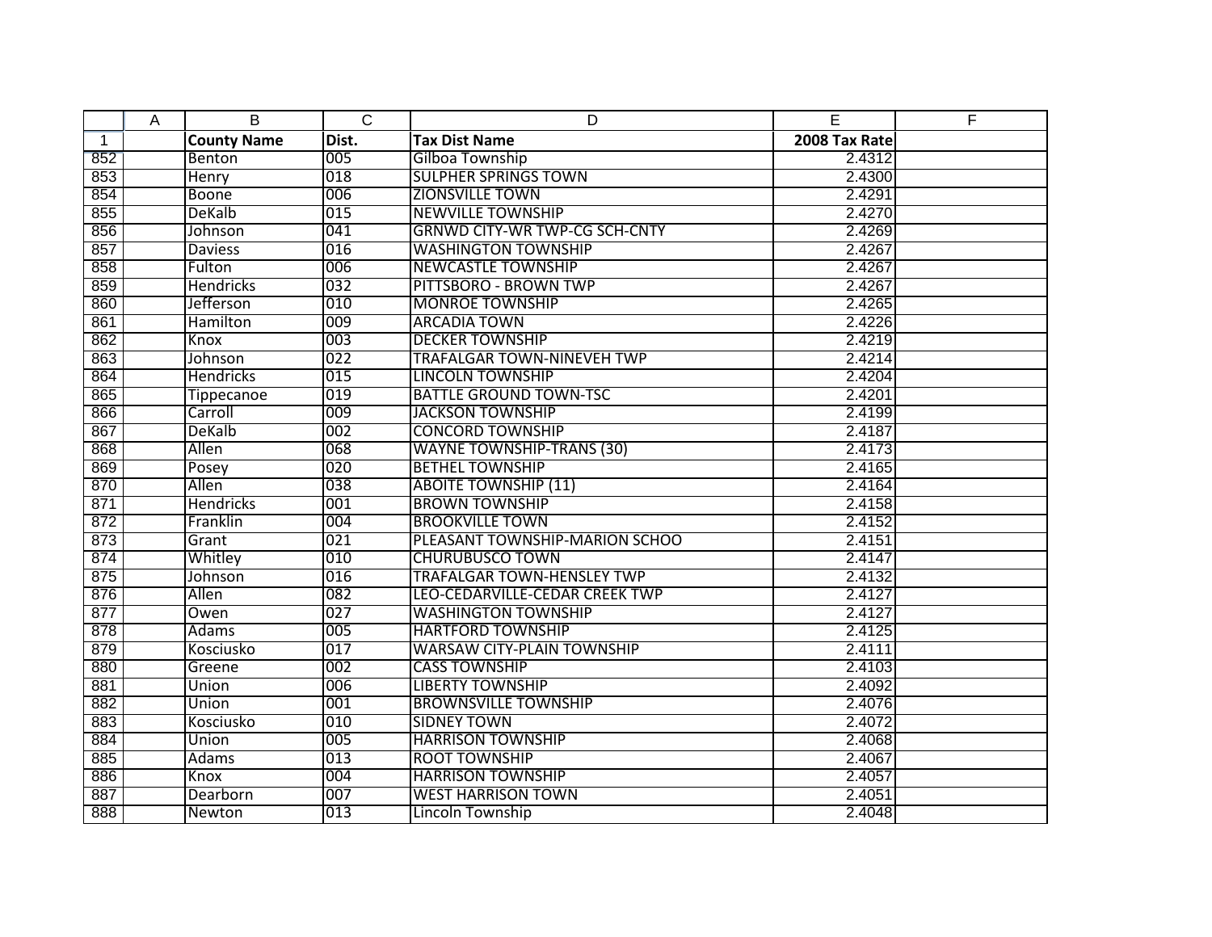| | A | B | C | D | E | F |
|---|---|---|---|---|---|---|
| 1 | | **County Name** | **Dist.** | **Tax Dist Name** | **2008 Tax Rate** | |
| 852 | | Benton | 005 | Gilboa Township | 2.4312 | |
| 853 | | Henry | 018 | SULPHER SPRINGS TOWN | 2.4300 | |
| 854 | | Boone | 006 | ZIONSVILLE TOWN | 2.4291 | |
| 855 | | DeKalb | 015 | NEWVILLE TOWNSHIP | 2.4270 | |
| 856 | | Johnson | 041 | GRNWD CITY-WR TWP-CG SCH-CNTY | 2.4269 | |
| 857 | | Daviess | 016 | WASHINGTON TOWNSHIP | 2.4267 | |
| 858 | | Fulton | 006 | NEWCASTLE TOWNSHIP | 2.4267 | |
| 859 | | Hendricks | 032 | PITTSBORO - BROWN TWP | 2.4267 | |
| 860 | | Jefferson | 010 | MONROE TOWNSHIP | 2.4265 | |
| 861 | | Hamilton | 009 | ARCADIA TOWN | 2.4226 | |
| 862 | | Knox | 003 | DECKER TOWNSHIP | 2.4219 | |
| 863 | | Johnson | 022 | TRAFALGAR TOWN-NINEVEH TWP | 2.4214 | |
| 864 | | Hendricks | 015 | LINCOLN TOWNSHIP | 2.4204 | |
| 865 | | Tippecanoe | 019 | BATTLE GROUND TOWN-TSC | 2.4201 | |
| 866 | | Carroll | 009 | JACKSON TOWNSHIP | 2.4199 | |
| 867 | | DeKalb | 002 | CONCORD TOWNSHIP | 2.4187 | |
| 868 | | Allen | 068 | WAYNE TOWNSHIP-TRANS (30) | 2.4173 | |
| 869 | | Posey | 020 | BETHEL TOWNSHIP | 2.4165 | |
| 870 | | Allen | 038 | ABOITE TOWNSHIP (11) | 2.4164 | |
| 871 | | Hendricks | 001 | BROWN TOWNSHIP | 2.4158 | |
| 872 | | Franklin | 004 | BROOKVILLE TOWN | 2.4152 | |
| 873 | | Grant | 021 | PLEASANT TOWNSHIP-MARION SCHOO | 2.4151 | |
| 874 | | Whitley | 010 | CHURUBUSCO TOWN | 2.4147 | |
| 875 | | Johnson | 016 | TRAFALGAR TOWN-HENSLEY TWP | 2.4132 | |
| 876 | | Allen | 082 | LEO-CEDARVILLE-CEDAR CREEK TWP | 2.4127 | |
| 877 | | Owen | 027 | WASHINGTON TOWNSHIP | 2.4127 | |
| 878 | | Adams | 005 | HARTFORD TOWNSHIP | 2.4125 | |
| 879 | | Kosciusko | 017 | WARSAW CITY-PLAIN TOWNSHIP | 2.4111 | |
| 880 | | Greene | 002 | CASS TOWNSHIP | 2.4103 | |
| 881 | | Union | 006 | LIBERTY TOWNSHIP | 2.4092 | |
| 882 | | Union | 001 | BROWNSVILLE TOWNSHIP | 2.4076 | |
| 883 | | Kosciusko | 010 | SIDNEY TOWN | 2.4072 | |
| 884 | | Union | 005 | HARRISON TOWNSHIP | 2.4068 | |
| 885 | | Adams | 013 | ROOT TOWNSHIP | 2.4067 | |
| 886 | | Knox | 004 | HARRISON TOWNSHIP | 2.4057 | |
| 887 | | Dearborn | 007 | WEST HARRISON TOWN | 2.4051 | |
| 888 | | Newton | 013 | Lincoln Township | 2.4048 | |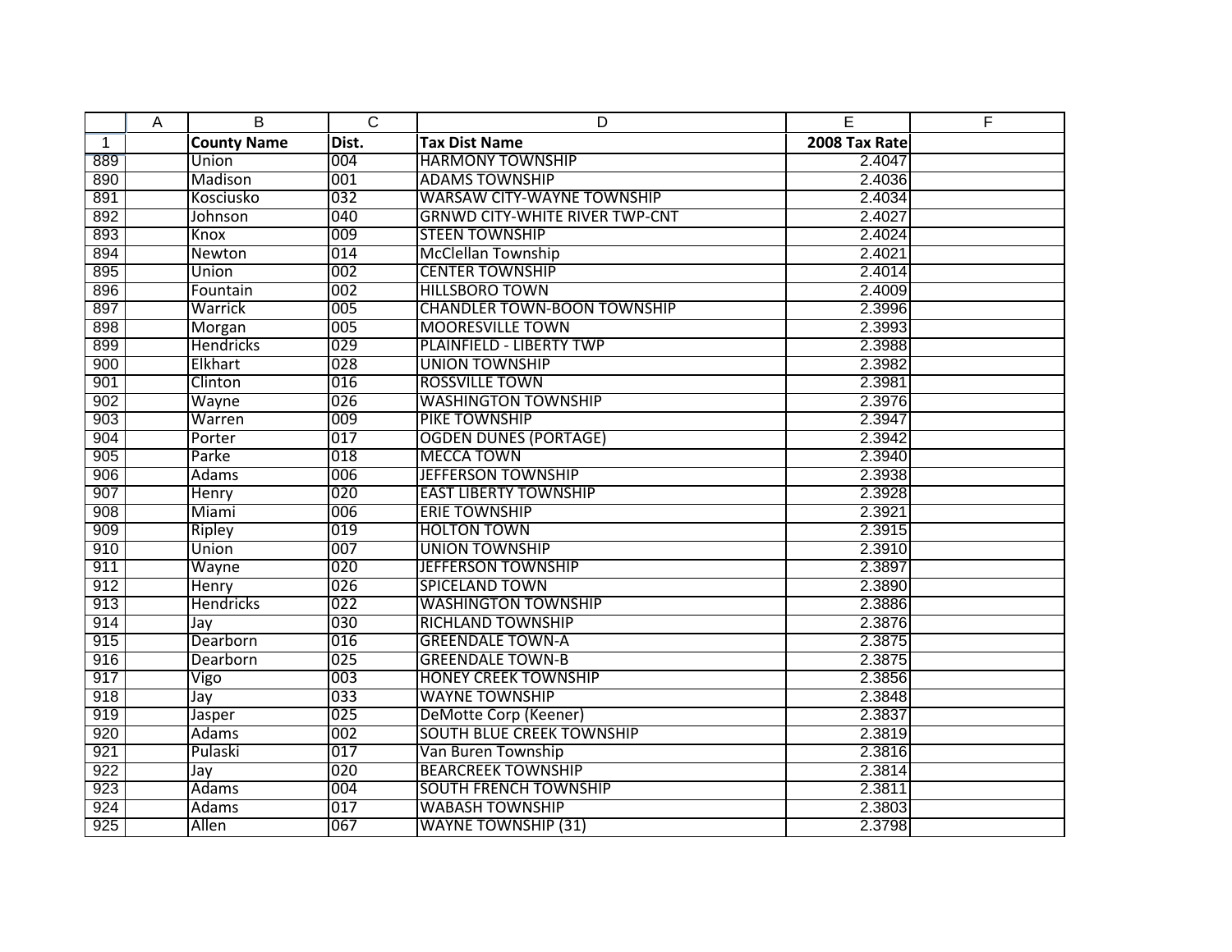| County Name | Dist. | Tax Dist Name | 2008 Tax Rate |
|---|---|---|---|
| Union | 004 | HARMONY TOWNSHIP | 2.4047 |
| Madison | 001 | ADAMS TOWNSHIP | 2.4036 |
| Kosciusko | 032 | WARSAW CITY-WAYNE TOWNSHIP | 2.4034 |
| Johnson | 040 | GRNWD CITY-WHITE RIVER TWP-CNT | 2.4027 |
| Knox | 009 | STEEN TOWNSHIP | 2.4024 |
| Newton | 014 | McClellan Township | 2.4021 |
| Union | 002 | CENTER TOWNSHIP | 2.4014 |
| Fountain | 002 | HILLSBORO TOWN | 2.4009 |
| Warrick | 005 | CHANDLER TOWN-BOON TOWNSHIP | 2.3996 |
| Morgan | 005 | MOORESVILLE TOWN | 2.3993 |
| Hendricks | 029 | PLAINFIELD - LIBERTY TWP | 2.3988 |
| Elkhart | 028 | UNION TOWNSHIP | 2.3982 |
| Clinton | 016 | ROSSVILLE TOWN | 2.3981 |
| Wayne | 026 | WASHINGTON TOWNSHIP | 2.3976 |
| Warren | 009 | PIKE TOWNSHIP | 2.3947 |
| Porter | 017 | OGDEN DUNES (PORTAGE) | 2.3942 |
| Parke | 018 | MECCA TOWN | 2.3940 |
| Adams | 006 | JEFFERSON TOWNSHIP | 2.3938 |
| Henry | 020 | EAST LIBERTY TOWNSHIP | 2.3928 |
| Miami | 006 | ERIE TOWNSHIP | 2.3921 |
| Ripley | 019 | HOLTON TOWN | 2.3915 |
| Union | 007 | UNION TOWNSHIP | 2.3910 |
| Wayne | 020 | JEFFERSON TOWNSHIP | 2.3897 |
| Henry | 026 | SPICELAND TOWN | 2.3890 |
| Hendricks | 022 | WASHINGTON TOWNSHIP | 2.3886 |
| Jay | 030 | RICHLAND TOWNSHIP | 2.3876 |
| Dearborn | 016 | GREENDALE TOWN-A | 2.3875 |
| Dearborn | 025 | GREENDALE TOWN-B | 2.3875 |
| Vigo | 003 | HONEY CREEK TOWNSHIP | 2.3856 |
| Jay | 033 | WAYNE TOWNSHIP | 2.3848 |
| Jasper | 025 | DeMotte Corp (Keener) | 2.3837 |
| Adams | 002 | SOUTH BLUE CREEK TOWNSHIP | 2.3819 |
| Pulaski | 017 | Van Buren Township | 2.3816 |
| Jay | 020 | BEARCREEK TOWNSHIP | 2.3814 |
| Adams | 004 | SOUTH FRENCH TOWNSHIP | 2.3811 |
| Adams | 017 | WABASH TOWNSHIP | 2.3803 |
| Allen | 067 | WAYNE TOWNSHIP (31) | 2.3798 |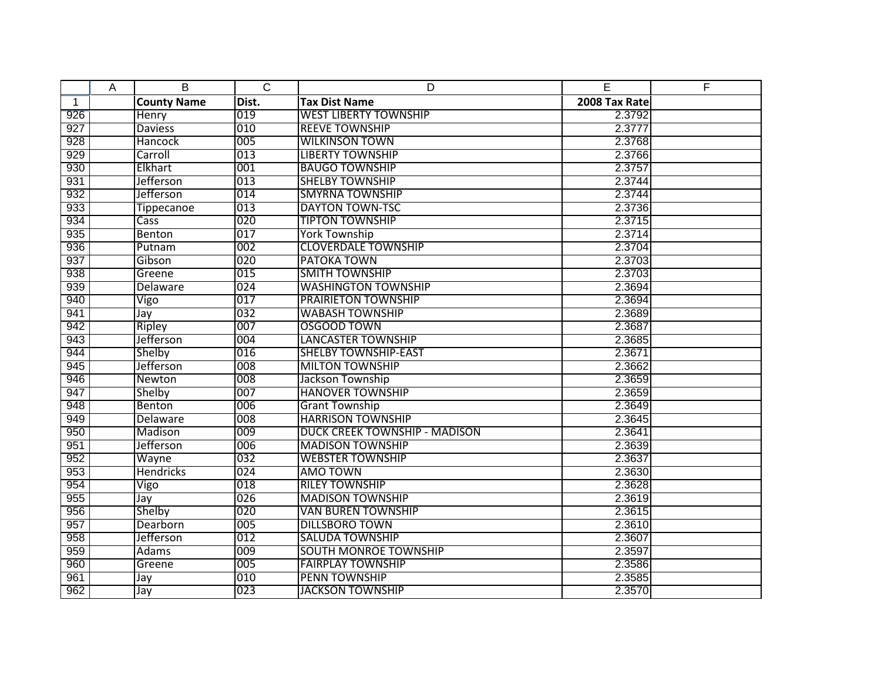| | County Name | Dist. | Tax Dist Name | 2008 Tax Rate | |
|---|---|---|---|---|---|
| | Henry | 019 | WEST LIBERTY TOWNSHIP | 2.3792 | |
| | Daviess | 010 | REEVE TOWNSHIP | 2.3777 | |
| | Hancock | 005 | WILKINSON TOWN | 2.3768 | |
| | Carroll | 013 | LIBERTY TOWNSHIP | 2.3766 | |
| | Elkhart | 001 | BAUGO TOWNSHIP | 2.3757 | |
| | Jefferson | 013 | SHELBY TOWNSHIP | 2.3744 | |
| | Jefferson | 014 | SMYRNA TOWNSHIP | 2.3744 | |
| | Tippecanoe | 013 | DAYTON TOWN-TSC | 2.3736 | |
| | Cass | 020 | TIPTON TOWNSHIP | 2.3715 | |
| | Benton | 017 | York Township | 2.3714 | |
| | Putnam | 002 | CLOVERDALE TOWNSHIP | 2.3704 | |
| | Gibson | 020 | PATOKA TOWN | 2.3703 | |
| | Greene | 015 | SMITH TOWNSHIP | 2.3703 | |
| | Delaware | 024 | WASHINGTON TOWNSHIP | 2.3694 | |
| | Vigo | 017 | PRAIRIETON TOWNSHIP | 2.3694 | |
| | Jay | 032 | WABASH TOWNSHIP | 2.3689 | |
| | Ripley | 007 | OSGOOD TOWN | 2.3687 | |
| | Jefferson | 004 | LANCASTER TOWNSHIP | 2.3685 | |
| | Shelby | 016 | SHELBY TOWNSHIP-EAST | 2.3671 | |
| | Jefferson | 008 | MILTON TOWNSHIP | 2.3662 | |
| | Newton | 008 | Jackson Township | 2.3659 | |
| | Shelby | 007 | HANOVER TOWNSHIP | 2.3659 | |
| | Benton | 006 | Grant Township | 2.3649 | |
| | Delaware | 008 | HARRISON TOWNSHIP | 2.3645 | |
| | Madison | 009 | DUCK CREEK TOWNSHIP - MADISON | 2.3641 | |
| | Jefferson | 006 | MADISON TOWNSHIP | 2.3639 | |
| | Wayne | 032 | WEBSTER TOWNSHIP | 2.3637 | |
| | Hendricks | 024 | AMO TOWN | 2.3630 | |
| | Vigo | 018 | RILEY TOWNSHIP | 2.3628 | |
| | Jay | 026 | MADISON TOWNSHIP | 2.3619 | |
| | Shelby | 020 | VAN BUREN TOWNSHIP | 2.3615 | |
| | Dearborn | 005 | DILLSBORO TOWN | 2.3610 | |
| | Jefferson | 012 | SALUDA TOWNSHIP | 2.3607 | |
| | Adams | 009 | SOUTH MONROE TOWNSHIP | 2.3597 | |
| | Greene | 005 | FAIRPLAY TOWNSHIP | 2.3586 | |
| | Jay | 010 | PENN TOWNSHIP | 2.3585 | |
| | Jay | 023 | JACKSON TOWNSHIP | 2.3570 | |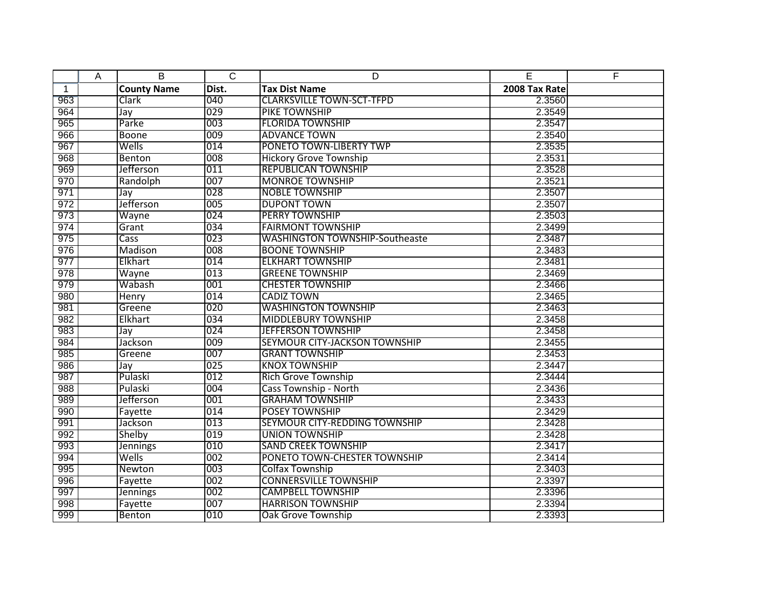| | A | B | C | D | E | F |
|---|---|---|---|---|---|---|
| 1 | | **County Name** | **Dist.** | **Tax Dist Name** | **2008 Tax Rate** | |
| 963 | | Clark | 040 | CLARKSVILLE TOWN-SCT-TFPD | 2.3560 | |
| 964 | | Jay | 029 | PIKE TOWNSHIP | 2.3549 | |
| 965 | | Parke | 003 | FLORIDA TOWNSHIP | 2.3547 | |
| 966 | | Boone | 009 | ADVANCE TOWN | 2.3540 | |
| 967 | | Wells | 014 | PONETO TOWN-LIBERTY TWP | 2.3535 | |
| 968 | | Benton | 008 | Hickory Grove Township | 2.3531 | |
| 969 | | Jefferson | 011 | REPUBLICAN TOWNSHIP | 2.3528 | |
| 970 | | Randolph | 007 | MONROE TOWNSHIP | 2.3521 | |
| 971 | | Jay | 028 | NOBLE TOWNSHIP | 2.3507 | |
| 972 | | Jefferson | 005 | DUPONT TOWN | 2.3507 | |
| 973 | | Wayne | 024 | PERRY TOWNSHIP | 2.3503 | |
| 974 | | Grant | 034 | FAIRMONT TOWNSHIP | 2.3499 | |
| 975 | | Cass | 023 | WASHINGTON TOWNSHIP-Southeaste | 2.3487 | |
| 976 | | Madison | 008 | BOONE TOWNSHIP | 2.3483 | |
| 977 | | Elkhart | 014 | ELKHART TOWNSHIP | 2.3481 | |
| 978 | | Wayne | 013 | GREENE TOWNSHIP | 2.3469 | |
| 979 | | Wabash | 001 | CHESTER TOWNSHIP | 2.3466 | |
| 980 | | Henry | 014 | CADIZ TOWN | 2.3465 | |
| 981 | | Greene | 020 | WASHINGTON TOWNSHIP | 2.3463 | |
| 982 | | Elkhart | 034 | MIDDLEBURY TOWNSHIP | 2.3458 | |
| 983 | | Jay | 024 | JEFFERSON TOWNSHIP | 2.3458 | |
| 984 | | Jackson | 009 | SEYMOUR CITY-JACKSON TOWNSHIP | 2.3455 | |
| 985 | | Greene | 007 | GRANT TOWNSHIP | 2.3453 | |
| 986 | | Jay | 025 | KNOX TOWNSHIP | 2.3447 | |
| 987 | | Pulaski | 012 | Rich Grove Township | 2.3444 | |
| 988 | | Pulaski | 004 | Cass Township - North | 2.3436 | |
| 989 | | Jefferson | 001 | GRAHAM TOWNSHIP | 2.3433 | |
| 990 | | Fayette | 014 | POSEY TOWNSHIP | 2.3429 | |
| 991 | | Jackson | 013 | SEYMOUR CITY-REDDING TOWNSHIP | 2.3428 | |
| 992 | | Shelby | 019 | UNION TOWNSHIP | 2.3428 | |
| 993 | | Jennings | 010 | SAND CREEK TOWNSHIP | 2.3417 | |
| 994 | | Wells | 002 | PONETO TOWN-CHESTER TOWNSHIP | 2.3414 | |
| 995 | | Newton | 003 | Colfax Township | 2.3403 | |
| 996 | | Fayette | 002 | CONNERSVILLE TOWNSHIP | 2.3397 | |
| 997 | | Jennings | 002 | CAMPBELL TOWNSHIP | 2.3396 | |
| 998 | | Fayette | 007 | HARRISON TOWNSHIP | 2.3394 | |
| 999 | | Benton | 010 | Oak Grove Township | 2.3393 | |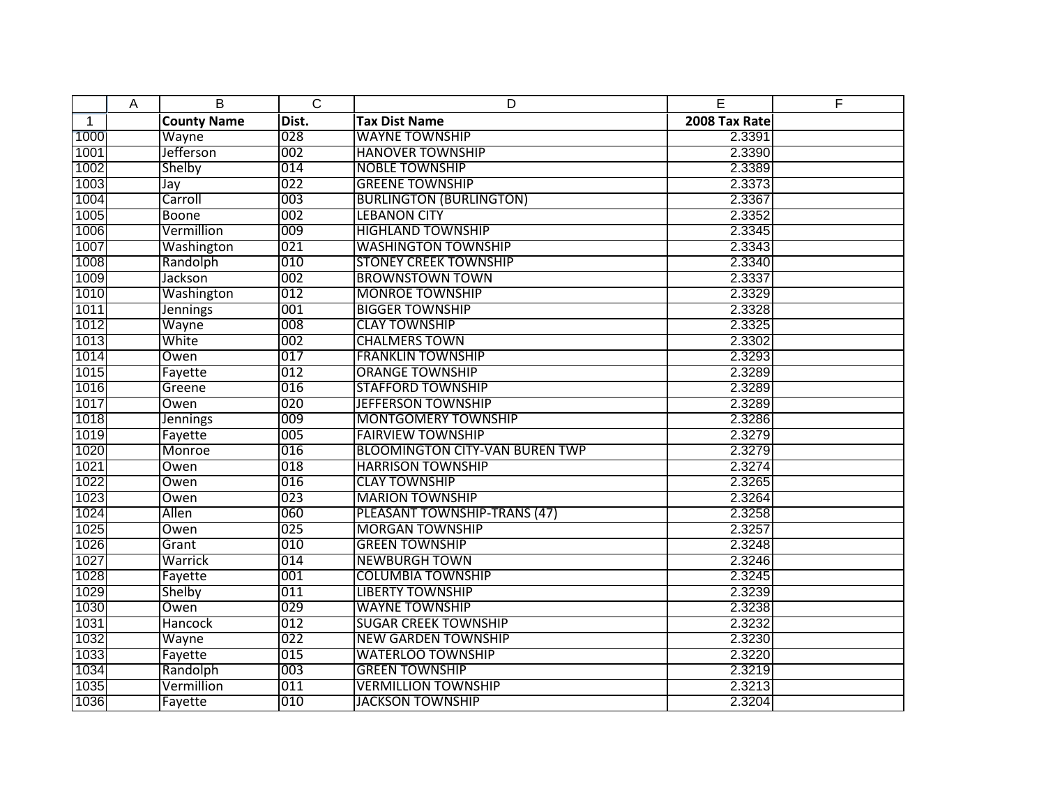| | A | B | C | D | E | F |
|---|---|---|---|---|---|---|
| 1 | | **County Name** | **Dist.** | **Tax Dist Name** | **2008 Tax Rate** | |
| 1000 | | Wayne | 028 | WAYNE TOWNSHIP | 2.3391 | |
| 1001 | | Jefferson | 002 | HANOVER TOWNSHIP | 2.3390 | |
| 1002 | | Shelby | 014 | NOBLE TOWNSHIP | 2.3389 | |
| 1003 | | Jay | 022 | GREENE TOWNSHIP | 2.3373 | |
| 1004 | | Carroll | 003 | BURLINGTON (BURLINGTON) | 2.3367 | |
| 1005 | | Boone | 002 | LEBANON CITY | 2.3352 | |
| 1006 | | Vermillion | 009 | HIGHLAND TOWNSHIP | 2.3345 | |
| 1007 | | Washington | 021 | WASHINGTON TOWNSHIP | 2.3343 | |
| 1008 | | Randolph | 010 | STONEY CREEK TOWNSHIP | 2.3340 | |
| 1009 | | Jackson | 002 | BROWNSTOWN TOWN | 2.3337 | |
| 1010 | | Washington | 012 | MONROE TOWNSHIP | 2.3329 | |
| 1011 | | Jennings | 001 | BIGGER TOWNSHIP | 2.3328 | |
| 1012 | | Wayne | 008 | CLAY TOWNSHIP | 2.3325 | |
| 1013 | | White | 002 | CHALMERS TOWN | 2.3302 | |
| 1014 | | Owen | 017 | FRANKLIN TOWNSHIP | 2.3293 | |
| 1015 | | Fayette | 012 | ORANGE TOWNSHIP | 2.3289 | |
| 1016 | | Greene | 016 | STAFFORD TOWNSHIP | 2.3289 | |
| 1017 | | Owen | 020 | JEFFERSON TOWNSHIP | 2.3289 | |
| 1018 | | Jennings | 009 | MONTGOMERY TOWNSHIP | 2.3286 | |
| 1019 | | Fayette | 005 | FAIRVIEW TOWNSHIP | 2.3279 | |
| 1020 | | Monroe | 016 | BLOOMINGTON CITY-VAN BUREN TWP | 2.3279 | |
| 1021 | | Owen | 018 | HARRISON TOWNSHIP | 2.3274 | |
| 1022 | | Owen | 016 | CLAY TOWNSHIP | 2.3265 | |
| 1023 | | Owen | 023 | MARION TOWNSHIP | 2.3264 | |
| 1024 | | Allen | 060 | PLEASANT TOWNSHIP-TRANS (47) | 2.3258 | |
| 1025 | | Owen | 025 | MORGAN TOWNSHIP | 2.3257 | |
| 1026 | | Grant | 010 | GREEN TOWNSHIP | 2.3248 | |
| 1027 | | Warrick | 014 | NEWBURGH TOWN | 2.3246 | |
| 1028 | | Fayette | 001 | COLUMBIA TOWNSHIP | 2.3245 | |
| 1029 | | Shelby | 011 | LIBERTY TOWNSHIP | 2.3239 | |
| 1030 | | Owen | 029 | WAYNE TOWNSHIP | 2.3238 | |
| 1031 | | Hancock | 012 | SUGAR CREEK TOWNSHIP | 2.3232 | |
| 1032 | | Wayne | 022 | NEW GARDEN TOWNSHIP | 2.3230 | |
| 1033 | | Fayette | 015 | WATERLOO TOWNSHIP | 2.3220 | |
| 1034 | | Randolph | 003 | GREEN TOWNSHIP | 2.3219 | |
| 1035 | | Vermillion | 011 | VERMILLION TOWNSHIP | 2.3213 | |
| 1036 | | Fayette | 010 | JACKSON TOWNSHIP | 2.3204 | |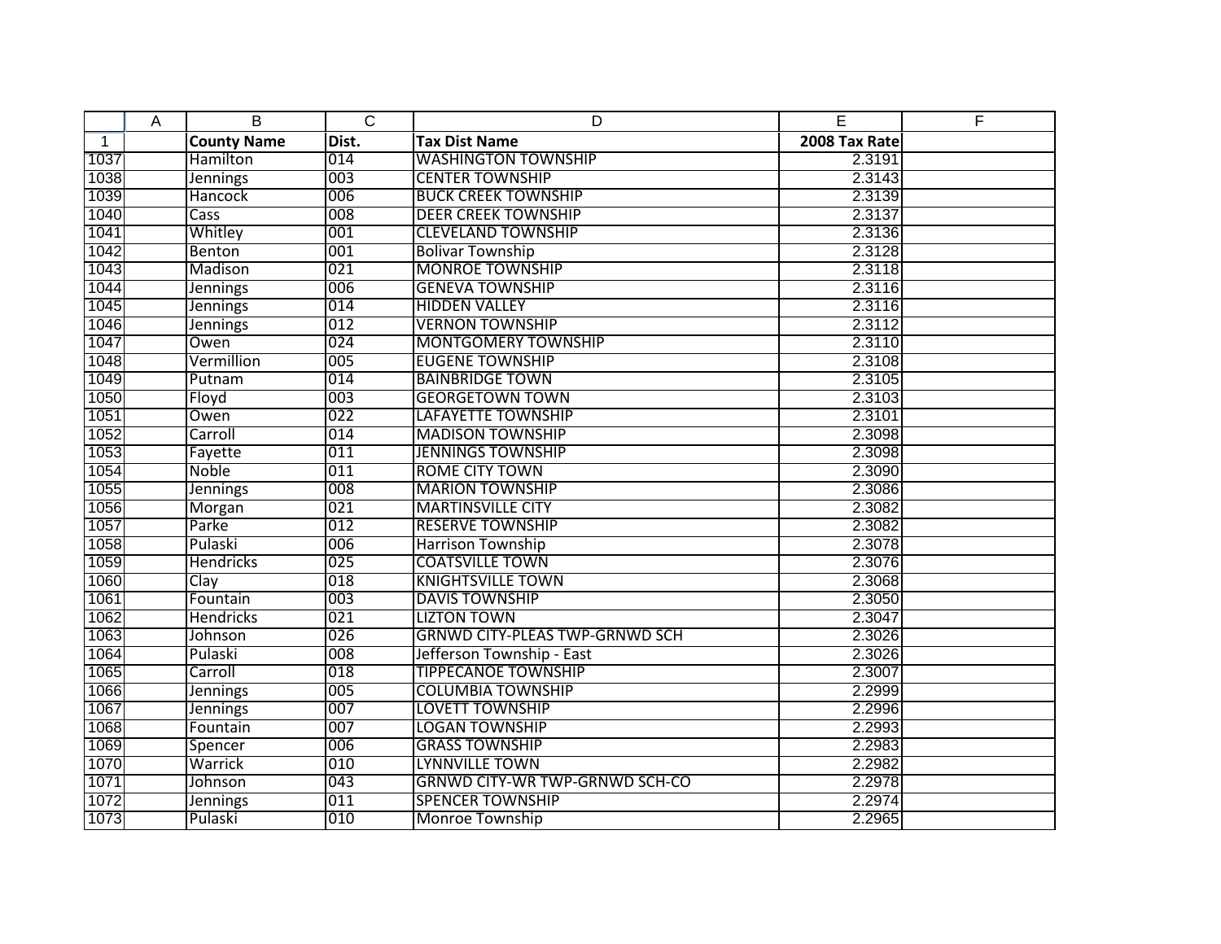| County Name | Dist. | Tax Dist Name | 2008 Tax Rate |
|---|---|---|---|
| Hamilton | 014 | WASHINGTON TOWNSHIP | 2.3191 |
| Jennings | 003 | CENTER TOWNSHIP | 2.3143 |
| Hancock | 006 | BUCK CREEK TOWNSHIP | 2.3139 |
| Cass | 008 | DEER CREEK TOWNSHIP | 2.3137 |
| Whitley | 001 | CLEVELAND TOWNSHIP | 2.3136 |
| Benton | 001 | Bolivar Township | 2.3128 |
| Madison | 021 | MONROE TOWNSHIP | 2.3118 |
| Jennings | 006 | GENEVA TOWNSHIP | 2.3116 |
| Jennings | 014 | HIDDEN VALLEY | 2.3116 |
| Jennings | 012 | VERNON TOWNSHIP | 2.3112 |
| Owen | 024 | MONTGOMERY TOWNSHIP | 2.3110 |
| Vermillion | 005 | EUGENE TOWNSHIP | 2.3108 |
| Putnam | 014 | BAINBRIDGE TOWN | 2.3105 |
| Floyd | 003 | GEORGETOWN TOWN | 2.3103 |
| Owen | 022 | LAFAYETTE TOWNSHIP | 2.3101 |
| Carroll | 014 | MADISON TOWNSHIP | 2.3098 |
| Fayette | 011 | JENNINGS TOWNSHIP | 2.3098 |
| Noble | 011 | ROME CITY TOWN | 2.3090 |
| Jennings | 008 | MARION TOWNSHIP | 2.3086 |
| Morgan | 021 | MARTINSVILLE CITY | 2.3082 |
| Parke | 012 | RESERVE TOWNSHIP | 2.3082 |
| Pulaski | 006 | Harrison Township | 2.3078 |
| Hendricks | 025 | COATSVILLE TOWN | 2.3076 |
| Clay | 018 | KNIGHTSVILLE TOWN | 2.3068 |
| Fountain | 003 | DAVIS TOWNSHIP | 2.3050 |
| Hendricks | 021 | LIZTON TOWN | 2.3047 |
| Johnson | 026 | GRNWD CITY-PLEAS TWP-GRNWD SCH | 2.3026 |
| Pulaski | 008 | Jefferson Township - East | 2.3026 |
| Carroll | 018 | TIPPECANOE TOWNSHIP | 2.3007 |
| Jennings | 005 | COLUMBIA TOWNSHIP | 2.2999 |
| Jennings | 007 | LOVETT TOWNSHIP | 2.2996 |
| Fountain | 007 | LOGAN TOWNSHIP | 2.2993 |
| Spencer | 006 | GRASS TOWNSHIP | 2.2983 |
| Warrick | 010 | LYNNVILLE TOWN | 2.2982 |
| Johnson | 043 | GRNWD CITY-WR TWP-GRNWD SCH-CO | 2.2978 |
| Jennings | 011 | SPENCER TOWNSHIP | 2.2974 |
| Pulaski | 010 | Monroe Township | 2.2965 |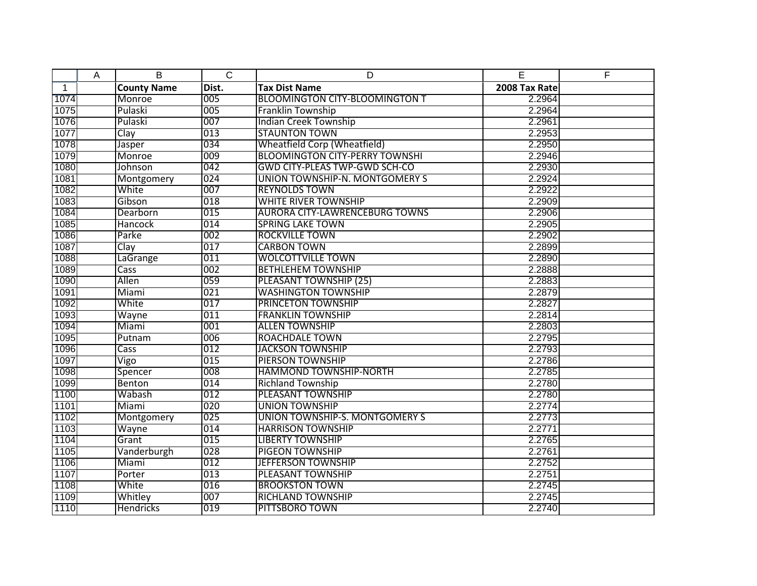| | A | B | C | D | E | F |
|---|---|---|---|---|---|---|
| 1 | | **County Name** | **Dist.** | **Tax Dist Name** | **2008 Tax Rate** | |
| 1074 | | Monroe | 005 | BLOOMINGTON CITY-BLOOMINGTON T | 2.2964 | |
| 1075 | | Pulaski | 005 | Franklin Township | 2.2964 | |
| 1076 | | Pulaski | 007 | Indian Creek Township | 2.2961 | |
| 1077 | | Clay | 013 | STAUNTON TOWN | 2.2953 | |
| 1078 | | Jasper | 034 | Wheatfield Corp (Wheatfield) | 2.2950 | |
| 1079 | | Monroe | 009 | BLOOMINGTON CITY-PERRY TOWNSHI | 2.2946 | |
| 1080 | | Johnson | 042 | GWD CITY-PLEAS TWP-GWD SCH-CO | 2.2930 | |
| 1081 | | Montgomery | 024 | UNION TOWNSHIP-N. MONTGOMERY S | 2.2924 | |
| 1082 | | White | 007 | REYNOLDS TOWN | 2.2922 | |
| 1083 | | Gibson | 018 | WHITE RIVER TOWNSHIP | 2.2909 | |
| 1084 | | Dearborn | 015 | AURORA CITY-LAWRENCEBURG TOWNS | 2.2906 | |
| 1085 | | Hancock | 014 | SPRING LAKE TOWN | 2.2905 | |
| 1086 | | Parke | 002 | ROCKVILLE TOWN | 2.2902 | |
| 1087 | | Clay | 017 | CARBON TOWN | 2.2899 | |
| 1088 | | LaGrange | 011 | WOLCOTTVILLE TOWN | 2.2890 | |
| 1089 | | Cass | 002 | BETHLEHEM TOWNSHIP | 2.2888 | |
| 1090 | | Allen | 059 | PLEASANT TOWNSHIP (25) | 2.2883 | |
| 1091 | | Miami | 021 | WASHINGTON TOWNSHIP | 2.2879 | |
| 1092 | | White | 017 | PRINCETON TOWNSHIP | 2.2827 | |
| 1093 | | Wayne | 011 | FRANKLIN TOWNSHIP | 2.2814 | |
| 1094 | | Miami | 001 | ALLEN TOWNSHIP | 2.2803 | |
| 1095 | | Putnam | 006 | ROACHDALE TOWN | 2.2795 | |
| 1096 | | Cass | 012 | JACKSON TOWNSHIP | 2.2793 | |
| 1097 | | Vigo | 015 | PIERSON TOWNSHIP | 2.2786 | |
| 1098 | | Spencer | 008 | HAMMOND TOWNSHIP-NORTH | 2.2785 | |
| 1099 | | Benton | 014 | Richland Township | 2.2780 | |
| 1100 | | Wabash | 012 | PLEASANT TOWNSHIP | 2.2780 | |
| 1101 | | Miami | 020 | UNION TOWNSHIP | 2.2774 | |
| 1102 | | Montgomery | 025 | UNION TOWNSHIP-S. MONTGOMERY S | 2.2773 | |
| 1103 | | Wayne | 014 | HARRISON TOWNSHIP | 2.2771 | |
| 1104 | | Grant | 015 | LIBERTY TOWNSHIP | 2.2765 | |
| 1105 | | Vanderburgh | 028 | PIGEON TOWNSHIP | 2.2761 | |
| 1106 | | Miami | 012 | JEFFERSON TOWNSHIP | 2.2752 | |
| 1107 | | Porter | 013 | PLEASANT TOWNSHIP | 2.2751 | |
| 1108 | | White | 016 | BROOKSTON TOWN | 2.2745 | |
| 1109 | | Whitley | 007 | RICHLAND TOWNSHIP | 2.2745 | |
| 1110 | | Hendricks | 019 | PITTSBORO TOWN | 2.2740 | |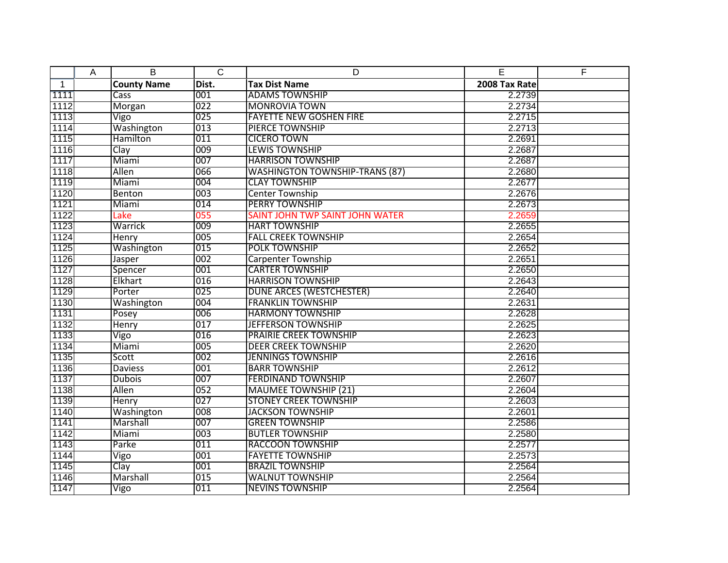| | A | B | C | D | E | F |
|---|---|---|---|---|---|---|
| 1 | | County Name | Dist. | Tax Dist Name | 2008 Tax Rate | |
| 1111 | | Cass | 001 | ADAMS TOWNSHIP | 2.2739 | |
| 1112 | | Morgan | 022 | MONROVIA TOWN | 2.2734 | |
| 1113 | | Vigo | 025 | FAYETTE NEW GOSHEN FIRE | 2.2715 | |
| 1114 | | Washington | 013 | PIERCE TOWNSHIP | 2.2713 | |
| 1115 | | Hamilton | 011 | CICERO TOWN | 2.2691 | |
| 1116 | | Clay | 009 | LEWIS TOWNSHIP | 2.2687 | |
| 1117 | | Miami | 007 | HARRISON TOWNSHIP | 2.2687 | |
| 1118 | | Allen | 066 | WASHINGTON TOWNSHIP-TRANS (87) | 2.2680 | |
| 1119 | | Miami | 004 | CLAY TOWNSHIP | 2.2677 | |
| 1120 | | Benton | 003 | Center Township | 2.2676 | |
| 1121 | | Miami | 014 | PERRY TOWNSHIP | 2.2673 | |
| 1122 | | Lake | 055 | SAINT JOHN TWP SAINT JOHN WATER | 2.2659 | |
| 1123 | | Warrick | 009 | HART TOWNSHIP | 2.2655 | |
| 1124 | | Henry | 005 | FALL CREEK TOWNSHIP | 2.2654 | |
| 1125 | | Washington | 015 | POLK TOWNSHIP | 2.2652 | |
| 1126 | | Jasper | 002 | Carpenter Township | 2.2651 | |
| 1127 | | Spencer | 001 | CARTER TOWNSHIP | 2.2650 | |
| 1128 | | Elkhart | 016 | HARRISON TOWNSHIP | 2.2643 | |
| 1129 | | Porter | 025 | DUNE ARCES (WESTCHESTER) | 2.2640 | |
| 1130 | | Washington | 004 | FRANKLIN TOWNSHIP | 2.2631 | |
| 1131 | | Posey | 006 | HARMONY TOWNSHIP | 2.2628 | |
| 1132 | | Henry | 017 | JEFFERSON TOWNSHIP | 2.2625 | |
| 1133 | | Vigo | 016 | PRAIRIE CREEK TOWNSHIP | 2.2623 | |
| 1134 | | Miami | 005 | DEER CREEK TOWNSHIP | 2.2620 | |
| 1135 | | Scott | 002 | JENNINGS TOWNSHIP | 2.2616 | |
| 1136 | | Daviess | 001 | BARR TOWNSHIP | 2.2612 | |
| 1137 | | Dubois | 007 | FERDINAND TOWNSHIP | 2.2607 | |
| 1138 | | Allen | 052 | MAUMEE TOWNSHIP (21) | 2.2604 | |
| 1139 | | Henry | 027 | STONEY CREEK TOWNSHIP | 2.2603 | |
| 1140 | | Washington | 008 | JACKSON TOWNSHIP | 2.2601 | |
| 1141 | | Marshall | 007 | GREEN TOWNSHIP | 2.2586 | |
| 1142 | | Miami | 003 | BUTLER TOWNSHIP | 2.2580 | |
| 1143 | | Parke | 011 | RACCOON TOWNSHIP | 2.2577 | |
| 1144 | | Vigo | 001 | FAYETTE TOWNSHIP | 2.2573 | |
| 1145 | | Clay | 001 | BRAZIL TOWNSHIP | 2.2564 | |
| 1146 | | Marshall | 015 | WALNUT TOWNSHIP | 2.2564 | |
| 1147 | | Vigo | 011 | NEVINS TOWNSHIP | 2.2564 | |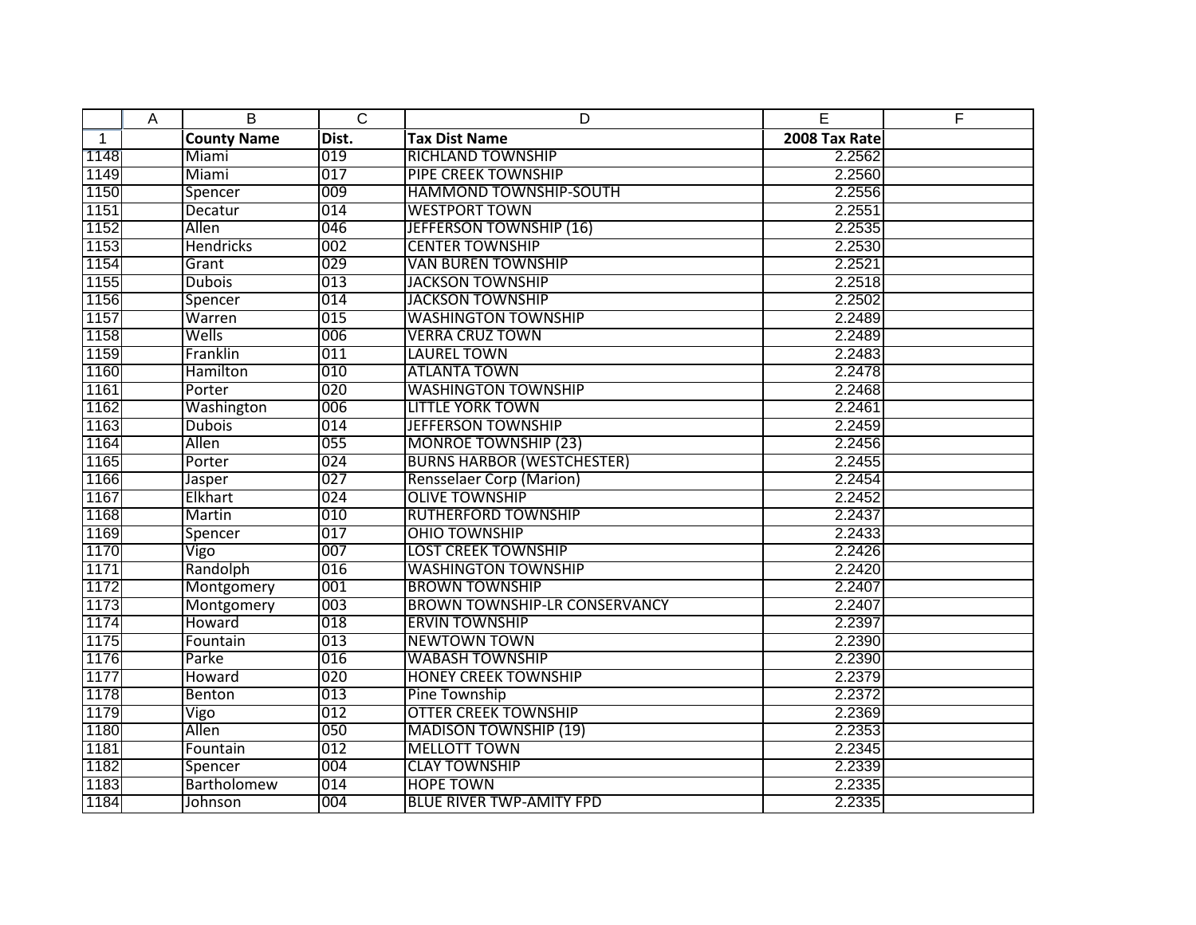| | A | B | C | D | E | F |
|---|---|---|---|---|---|---|
| 1 | | **County Name** | **Dist.** | **Tax Dist Name** | **2008 Tax Rate** | |
| 1148 | | Miami | 019 | RICHLAND TOWNSHIP | 2.2562 | |
| 1149 | | Miami | 017 | PIPE CREEK TOWNSHIP | 2.2560 | |
| 1150 | | Spencer | 009 | HAMMOND TOWNSHIP-SOUTH | 2.2556 | |
| 1151 | | Decatur | 014 | WESTPORT TOWN | 2.2551 | |
| 1152 | | Allen | 046 | JEFFERSON TOWNSHIP (16) | 2.2535 | |
| 1153 | | Hendricks | 002 | CENTER TOWNSHIP | 2.2530 | |
| 1154 | | Grant | 029 | VAN BUREN TOWNSHIP | 2.2521 | |
| 1155 | | Dubois | 013 | JACKSON TOWNSHIP | 2.2518 | |
| 1156 | | Spencer | 014 | JACKSON TOWNSHIP | 2.2502 | |
| 1157 | | Warren | 015 | WASHINGTON TOWNSHIP | 2.2489 | |
| 1158 | | Wells | 006 | VERRA CRUZ TOWN | 2.2489 | |
| 1159 | | Franklin | 011 | LAUREL TOWN | 2.2483 | |
| 1160 | | Hamilton | 010 | ATLANTA TOWN | 2.2478 | |
| 1161 | | Porter | 020 | WASHINGTON TOWNSHIP | 2.2468 | |
| 1162 | | Washington | 006 | LITTLE YORK TOWN | 2.2461 | |
| 1163 | | Dubois | 014 | JEFFERSON TOWNSHIP | 2.2459 | |
| 1164 | | Allen | 055 | MONROE TOWNSHIP (23) | 2.2456 | |
| 1165 | | Porter | 024 | BURNS HARBOR (WESTCHESTER) | 2.2455 | |
| 1166 | | Jasper | 027 | Rensselaer Corp (Marion) | 2.2454 | |
| 1167 | | Elkhart | 024 | OLIVE TOWNSHIP | 2.2452 | |
| 1168 | | Martin | 010 | RUTHERFORD TOWNSHIP | 2.2437 | |
| 1169 | | Spencer | 017 | OHIO TOWNSHIP | 2.2433 | |
| 1170 | | Vigo | 007 | LOST CREEK TOWNSHIP | 2.2426 | |
| 1171 | | Randolph | 016 | WASHINGTON TOWNSHIP | 2.2420 | |
| 1172 | | Montgomery | 001 | BROWN TOWNSHIP | 2.2407 | |
| 1173 | | Montgomery | 003 | BROWN TOWNSHIP-LR CONSERVANCY | 2.2407 | |
| 1174 | | Howard | 018 | ERVIN TOWNSHIP | 2.2397 | |
| 1175 | | Fountain | 013 | NEWTOWN TOWN | 2.2390 | |
| 1176 | | Parke | 016 | WABASH TOWNSHIP | 2.2390 | |
| 1177 | | Howard | 020 | HONEY CREEK TOWNSHIP | 2.2379 | |
| 1178 | | Benton | 013 | Pine Township | 2.2372 | |
| 1179 | | Vigo | 012 | OTTER CREEK TOWNSHIP | 2.2369 | |
| 1180 | | Allen | 050 | MADISON TOWNSHIP (19) | 2.2353 | |
| 1181 | | Fountain | 012 | MELLOTT TOWN | 2.2345 | |
| 1182 | | Spencer | 004 | CLAY TOWNSHIP | 2.2339 | |
| 1183 | | Bartholomew | 014 | HOPE TOWN | 2.2335 | |
| 1184 | | Johnson | 004 | BLUE RIVER TWP-AMITY FPD | 2.2335 | |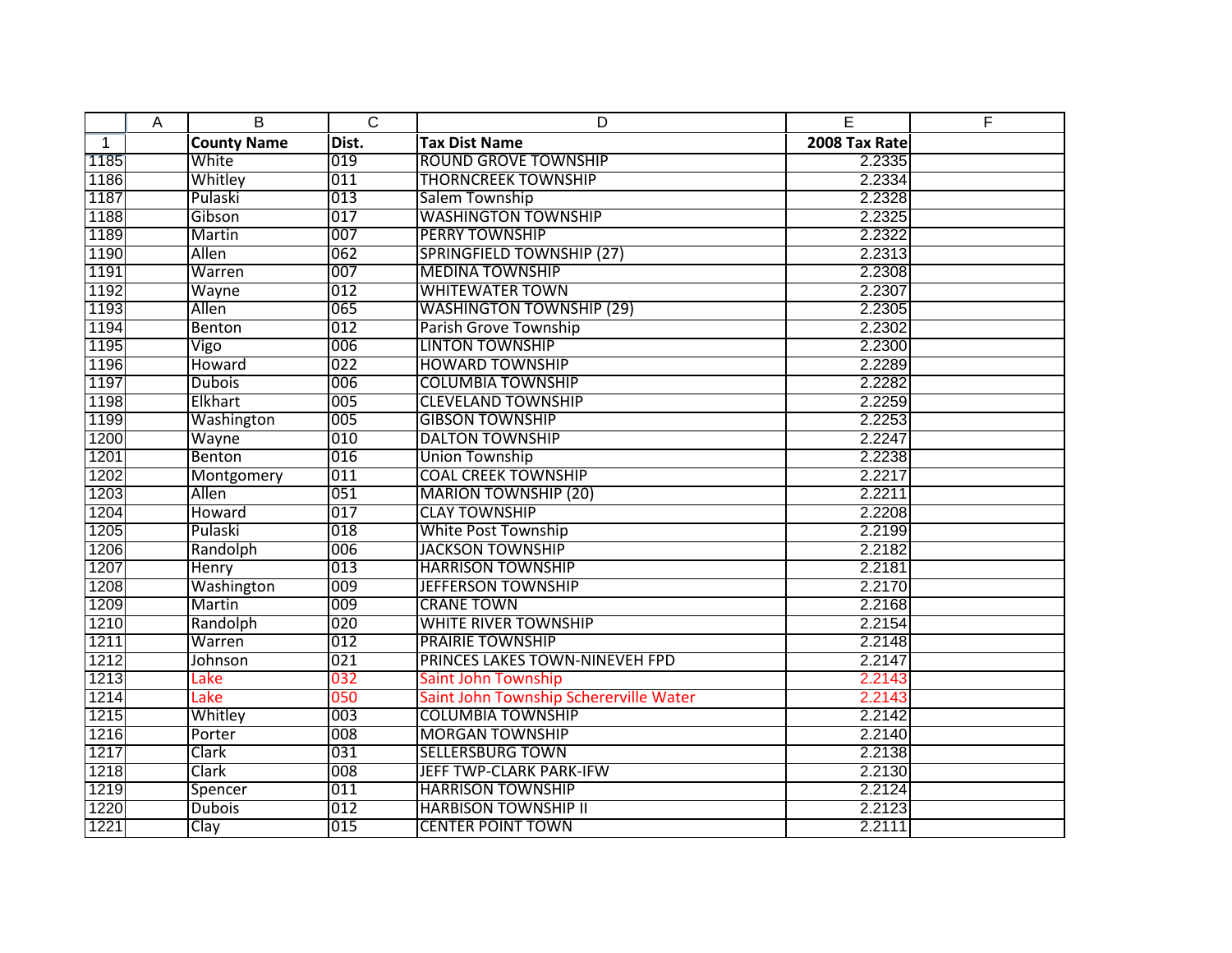| | County Name | Dist. | Tax Dist Name | 2008 Tax Rate |
|---|---|---|---|---|
| 1185 | White | 019 | ROUND GROVE TOWNSHIP | 2.2335 |
| 1186 | Whitley | 011 | THORNCREEK TOWNSHIP | 2.2334 |
| 1187 | Pulaski | 013 | Salem Township | 2.2328 |
| 1188 | Gibson | 017 | WASHINGTON TOWNSHIP | 2.2325 |
| 1189 | Martin | 007 | PERRY TOWNSHIP | 2.2322 |
| 1190 | Allen | 062 | SPRINGFIELD TOWNSHIP (27) | 2.2313 |
| 1191 | Warren | 007 | MEDINA TOWNSHIP | 2.2308 |
| 1192 | Wayne | 012 | WHITEWATER TOWN | 2.2307 |
| 1193 | Allen | 065 | WASHINGTON TOWNSHIP (29) | 2.2305 |
| 1194 | Benton | 012 | Parish Grove Township | 2.2302 |
| 1195 | Vigo | 006 | LINTON TOWNSHIP | 2.2300 |
| 1196 | Howard | 022 | HOWARD TOWNSHIP | 2.2289 |
| 1197 | Dubois | 006 | COLUMBIA TOWNSHIP | 2.2282 |
| 1198 | Elkhart | 005 | CLEVELAND TOWNSHIP | 2.2259 |
| 1199 | Washington | 005 | GIBSON TOWNSHIP | 2.2253 |
| 1200 | Wayne | 010 | DALTON TOWNSHIP | 2.2247 |
| 1201 | Benton | 016 | Union Township | 2.2238 |
| 1202 | Montgomery | 011 | COAL CREEK TOWNSHIP | 2.2217 |
| 1203 | Allen | 051 | MARION TOWNSHIP (20) | 2.2211 |
| 1204 | Howard | 017 | CLAY TOWNSHIP | 2.2208 |
| 1205 | Pulaski | 018 | White Post Township | 2.2199 |
| 1206 | Randolph | 006 | JACKSON TOWNSHIP | 2.2182 |
| 1207 | Henry | 013 | HARRISON TOWNSHIP | 2.2181 |
| 1208 | Washington | 009 | JEFFERSON TOWNSHIP | 2.2170 |
| 1209 | Martin | 009 | CRANE TOWN | 2.2168 |
| 1210 | Randolph | 020 | WHITE RIVER TOWNSHIP | 2.2154 |
| 1211 | Warren | 012 | PRAIRIE TOWNSHIP | 2.2148 |
| 1212 | Johnson | 021 | PRINCES LAKES TOWN-NINEVEH FPD | 2.2147 |
| 1213 | Lake | 032 | Saint John Township | 2.2143 |
| 1214 | Lake | 050 | Saint John Township Schererville Water | 2.2143 |
| 1215 | Whitley | 003 | COLUMBIA TOWNSHIP | 2.2142 |
| 1216 | Porter | 008 | MORGAN TOWNSHIP | 2.2140 |
| 1217 | Clark | 031 | SELLERSBURG TOWN | 2.2138 |
| 1218 | Clark | 008 | JEFF TWP-CLARK PARK-IFW | 2.2130 |
| 1219 | Spencer | 011 | HARRISON TOWNSHIP | 2.2124 |
| 1220 | Dubois | 012 | HARBISON TOWNSHIP II | 2.2123 |
| 1221 | Clay | 015 | CENTER POINT TOWN | 2.2111 |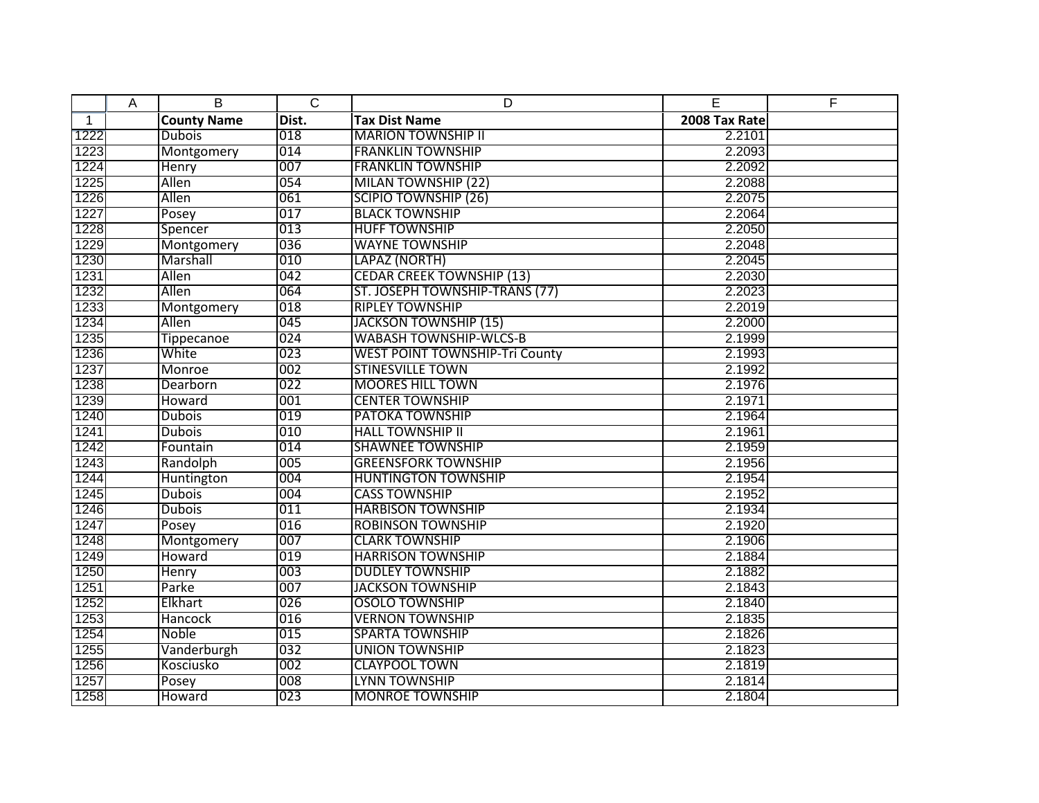| | A | B | C | D | E | F |
|---|---|---|---|---|---|---|
| 1 | | **County Name** | **Dist.** | **Tax Dist Name** | **2008 Tax Rate** | |
| 1222 | | Dubois | 018 | MARION TOWNSHIP II | 2.2101 | |
| 1223 | | Montgomery | 014 | FRANKLIN TOWNSHIP | 2.2093 | |
| 1224 | | Henry | 007 | FRANKLIN TOWNSHIP | 2.2092 | |
| 1225 | | Allen | 054 | MILAN TOWNSHIP (22) | 2.2088 | |
| 1226 | | Allen | 061 | SCIPIO TOWNSHIP (26) | 2.2075 | |
| 1227 | | Posey | 017 | BLACK TOWNSHIP | 2.2064 | |
| 1228 | | Spencer | 013 | HUFF TOWNSHIP | 2.2050 | |
| 1229 | | Montgomery | 036 | WAYNE TOWNSHIP | 2.2048 | |
| 1230 | | Marshall | 010 | LAPAZ (NORTH) | 2.2045 | |
| 1231 | | Allen | 042 | CEDAR CREEK TOWNSHIP (13) | 2.2030 | |
| 1232 | | Allen | 064 | ST. JOSEPH TOWNSHIP-TRANS (77) | 2.2023 | |
| 1233 | | Montgomery | 018 | RIPLEY TOWNSHIP | 2.2019 | |
| 1234 | | Allen | 045 | JACKSON TOWNSHIP (15) | 2.2000 | |
| 1235 | | Tippecanoe | 024 | WABASH TOWNSHIP-WLCS-B | 2.1999 | |
| 1236 | | White | 023 | WEST POINT TOWNSHIP-Tri County | 2.1993 | |
| 1237 | | Monroe | 002 | STINESVILLE TOWN | 2.1992 | |
| 1238 | | Dearborn | 022 | MOORES HILL TOWN | 2.1976 | |
| 1239 | | Howard | 001 | CENTER TOWNSHIP | 2.1971 | |
| 1240 | | Dubois | 019 | PATOKA TOWNSHIP | 2.1964 | |
| 1241 | | Dubois | 010 | HALL TOWNSHIP II | 2.1961 | |
| 1242 | | Fountain | 014 | SHAWNEE TOWNSHIP | 2.1959 | |
| 1243 | | Randolph | 005 | GREENSFORK TOWNSHIP | 2.1956 | |
| 1244 | | Huntington | 004 | HUNTINGTON TOWNSHIP | 2.1954 | |
| 1245 | | Dubois | 004 | CASS TOWNSHIP | 2.1952 | |
| 1246 | | Dubois | 011 | HARBISON TOWNSHIP | 2.1934 | |
| 1247 | | Posey | 016 | ROBINSON TOWNSHIP | 2.1920 | |
| 1248 | | Montgomery | 007 | CLARK TOWNSHIP | 2.1906 | |
| 1249 | | Howard | 019 | HARRISON TOWNSHIP | 2.1884 | |
| 1250 | | Henry | 003 | DUDLEY TOWNSHIP | 2.1882 | |
| 1251 | | Parke | 007 | JACKSON TOWNSHIP | 2.1843 | |
| 1252 | | Elkhart | 026 | OSOLO TOWNSHIP | 2.1840 | |
| 1253 | | Hancock | 016 | VERNON TOWNSHIP | 2.1835 | |
| 1254 | | Noble | 015 | SPARTA TOWNSHIP | 2.1826 | |
| 1255 | | Vanderburgh | 032 | UNION TOWNSHIP | 2.1823 | |
| 1256 | | Kosciusko | 002 | CLAYPOOL TOWN | 2.1819 | |
| 1257 | | Posey | 008 | LYNN TOWNSHIP | 2.1814 | |
| 1258 | | Howard | 023 | MONROE TOWNSHIP | 2.1804 | |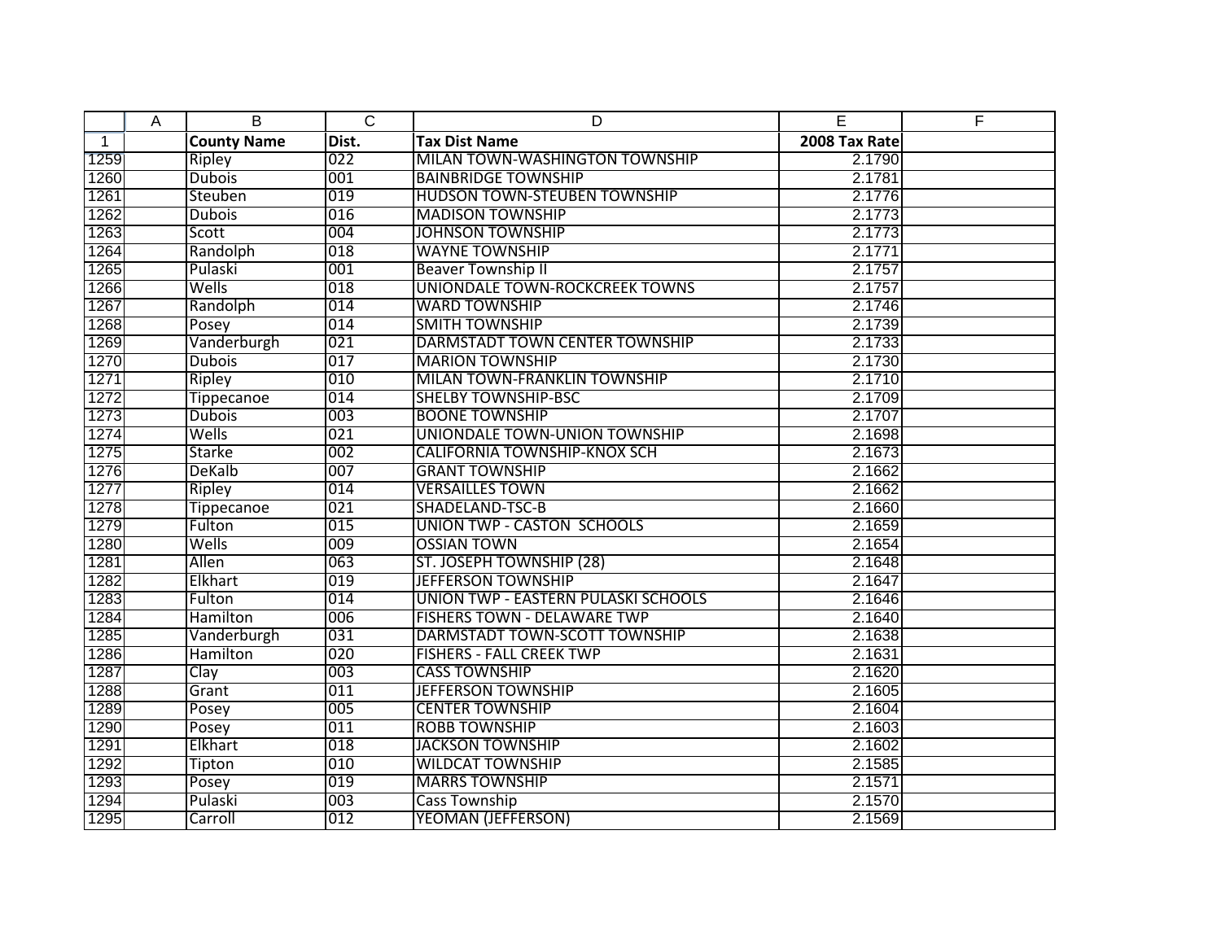| | A | B | C | D | E | F |
|---|---|---|---|---|---|---|
| 1 | | **County Name** | **Dist.** | **Tax Dist Name** | **2008 Tax Rate** | |
| 1259 | | Ripley | 022 | MILAN TOWN-WASHINGTON TOWNSHIP | 2.1790 | |
| 1260 | | Dubois | 001 | BAINBRIDGE TOWNSHIP | 2.1781 | |
| 1261 | | Steuben | 019 | HUDSON TOWN-STEUBEN TOWNSHIP | 2.1776 | |
| 1262 | | Dubois | 016 | MADISON TOWNSHIP | 2.1773 | |
| 1263 | | Scott | 004 | JOHNSON TOWNSHIP | 2.1773 | |
| 1264 | | Randolph | 018 | WAYNE TOWNSHIP | 2.1771 | |
| 1265 | | Pulaski | 001 | Beaver Township II | 2.1757 | |
| 1266 | | Wells | 018 | UNIONDALE TOWN-ROCKCREEK TOWNS | 2.1757 | |
| 1267 | | Randolph | 014 | WARD TOWNSHIP | 2.1746 | |
| 1268 | | Posey | 014 | SMITH TOWNSHIP | 2.1739 | |
| 1269 | | Vanderburgh | 021 | DARMSTADT TOWN CENTER TOWNSHIP | 2.1733 | |
| 1270 | | Dubois | 017 | MARION TOWNSHIP | 2.1730 | |
| 1271 | | Ripley | 010 | MILAN TOWN-FRANKLIN TOWNSHIP | 2.1710 | |
| 1272 | | Tippecanoe | 014 | SHELBY TOWNSHIP-BSC | 2.1709 | |
| 1273 | | Dubois | 003 | BOONE TOWNSHIP | 2.1707 | |
| 1274 | | Wells | 021 | UNIONDALE TOWN-UNION TOWNSHIP | 2.1698 | |
| 1275 | | Starke | 002 | CALIFORNIA TOWNSHIP-KNOX SCH | 2.1673 | |
| 1276 | | DeKalb | 007 | GRANT TOWNSHIP | 2.1662 | |
| 1277 | | Ripley | 014 | VERSAILLES TOWN | 2.1662 | |
| 1278 | | Tippecanoe | 021 | SHADELAND-TSC-B | 2.1660 | |
| 1279 | | Fulton | 015 | UNION TWP - CASTON SCHOOLS | 2.1659 | |
| 1280 | | Wells | 009 | OSSIAN TOWN | 2.1654 | |
| 1281 | | Allen | 063 | ST. JOSEPH TOWNSHIP (28) | 2.1648 | |
| 1282 | | Elkhart | 019 | JEFFERSON TOWNSHIP | 2.1647 | |
| 1283 | | Fulton | 014 | UNION TWP - EASTERN PULASKI SCHOOLS | 2.1646 | |
| 1284 | | Hamilton | 006 | FISHERS TOWN - DELAWARE TWP | 2.1640 | |
| 1285 | | Vanderburgh | 031 | DARMSTADT TOWN-SCOTT TOWNSHIP | 2.1638 | |
| 1286 | | Hamilton | 020 | FISHERS - FALL CREEK TWP | 2.1631 | |
| 1287 | | Clay | 003 | CASS TOWNSHIP | 2.1620 | |
| 1288 | | Grant | 011 | JEFFERSON TOWNSHIP | 2.1605 | |
| 1289 | | Posey | 005 | CENTER TOWNSHIP | 2.1604 | |
| 1290 | | Posey | 011 | ROBB TOWNSHIP | 2.1603 | |
| 1291 | | Elkhart | 018 | JACKSON TOWNSHIP | 2.1602 | |
| 1292 | | Tipton | 010 | WILDCAT TOWNSHIP | 2.1585 | |
| 1293 | | Posey | 019 | MARRS TOWNSHIP | 2.1571 | |
| 1294 | | Pulaski | 003 | Cass Township | 2.1570 | |
| 1295 | | Carroll | 012 | YEOMAN (JEFFERSON) | 2.1569 | |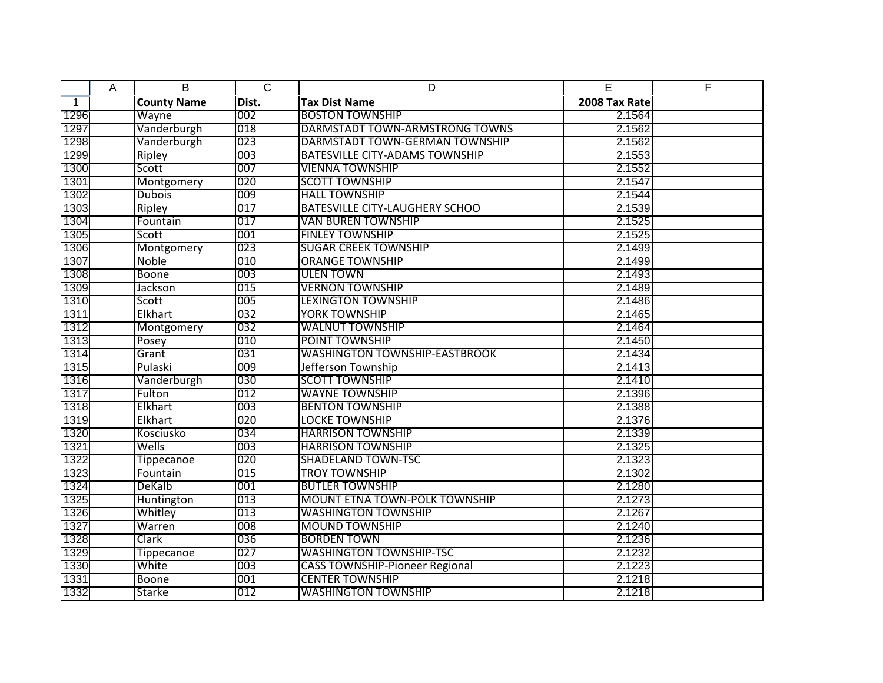| County Name | Dist. | Tax Dist Name | 2008 Tax Rate |
|---|---|---|---|
| Wayne | 002 | BOSTON TOWNSHIP | 2.1564 |
| Vanderburgh | 018 | DARMSTADT TOWN-ARMSTRONG TOWNS | 2.1562 |
| Vanderburgh | 023 | DARMSTADT TOWN-GERMAN TOWNSHIP | 2.1562 |
| Ripley | 003 | BATESVILLE CITY-ADAMS TOWNSHIP | 2.1553 |
| Scott | 007 | VIENNA TOWNSHIP | 2.1552 |
| Montgomery | 020 | SCOTT TOWNSHIP | 2.1547 |
| Dubois | 009 | HALL TOWNSHIP | 2.1544 |
| Ripley | 017 | BATESVILLE CITY-LAUGHERY SCHOO | 2.1539 |
| Fountain | 017 | VAN BUREN TOWNSHIP | 2.1525 |
| Scott | 001 | FINLEY TOWNSHIP | 2.1525 |
| Montgomery | 023 | SUGAR CREEK TOWNSHIP | 2.1499 |
| Noble | 010 | ORANGE TOWNSHIP | 2.1499 |
| Boone | 003 | ULEN TOWN | 2.1493 |
| Jackson | 015 | VERNON TOWNSHIP | 2.1489 |
| Scott | 005 | LEXINGTON TOWNSHIP | 2.1486 |
| Elkhart | 032 | YORK TOWNSHIP | 2.1465 |
| Montgomery | 032 | WALNUT TOWNSHIP | 2.1464 |
| Posey | 010 | POINT TOWNSHIP | 2.1450 |
| Grant | 031 | WASHINGTON TOWNSHIP-EASTBROOK | 2.1434 |
| Pulaski | 009 | Jefferson Township | 2.1413 |
| Vanderburgh | 030 | SCOTT TOWNSHIP | 2.1410 |
| Fulton | 012 | WAYNE TOWNSHIP | 2.1396 |
| Elkhart | 003 | BENTON TOWNSHIP | 2.1388 |
| Elkhart | 020 | LOCKE TOWNSHIP | 2.1376 |
| Kosciusko | 034 | HARRISON TOWNSHIP | 2.1339 |
| Wells | 003 | HARRISON TOWNSHIP | 2.1325 |
| Tippecanoe | 020 | SHADELAND TOWN-TSC | 2.1323 |
| Fountain | 015 | TROY TOWNSHIP | 2.1302 |
| DeKalb | 001 | BUTLER TOWNSHIP | 2.1280 |
| Huntington | 013 | MOUNT ETNA TOWN-POLK TOWNSHIP | 2.1273 |
| Whitley | 013 | WASHINGTON TOWNSHIP | 2.1267 |
| Warren | 008 | MOUND TOWNSHIP | 2.1240 |
| Clark | 036 | BORDEN TOWN | 2.1236 |
| Tippecanoe | 027 | WASHINGTON TOWNSHIP-TSC | 2.1232 |
| White | 003 | CASS TOWNSHIP-Pioneer Regional | 2.1223 |
| Boone | 001 | CENTER TOWNSHIP | 2.1218 |
| Starke | 012 | WASHINGTON TOWNSHIP | 2.1218 |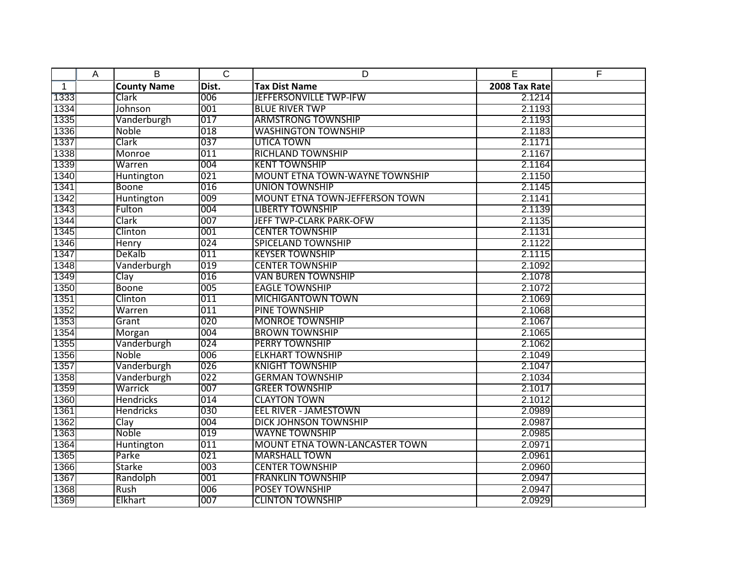| | A | B | C | D | E | F |
|---|---|---|---|---|---|---|
| 1 | | **County Name** | **Dist.** | **Tax Dist Name** | **2008 Tax Rate** | |
| 1333 | | Clark | 006 | JEFFERSONVILLE TWP-IFW | 2.1214 | |
| 1334 | | Johnson | 001 | BLUE RIVER TWP | 2.1193 | |
| 1335 | | Vanderburgh | 017 | ARMSTRONG TOWNSHIP | 2.1193 | |
| 1336 | | Noble | 018 | WASHINGTON TOWNSHIP | 2.1183 | |
| 1337 | | Clark | 037 | UTICA TOWN | 2.1171 | |
| 1338 | | Monroe | 011 | RICHLAND TOWNSHIP | 2.1167 | |
| 1339 | | Warren | 004 | KENT TOWNSHIP | 2.1164 | |
| 1340 | | Huntington | 021 | MOUNT ETNA TOWN-WAYNE TOWNSHIP | 2.1150 | |
| 1341 | | Boone | 016 | UNION TOWNSHIP | 2.1145 | |
| 1342 | | Huntington | 009 | MOUNT ETNA TOWN-JEFFERSON TOWN | 2.1141 | |
| 1343 | | Fulton | 004 | LIBERTY TOWNSHIP | 2.1139 | |
| 1344 | | Clark | 007 | JEFF TWP-CLARK PARK-OFW | 2.1135 | |
| 1345 | | Clinton | 001 | CENTER TOWNSHIP | 2.1131 | |
| 1346 | | Henry | 024 | SPICELAND TOWNSHIP | 2.1122 | |
| 1347 | | DeKalb | 011 | KEYSER TOWNSHIP | 2.1115 | |
| 1348 | | Vanderburgh | 019 | CENTER TOWNSHIP | 2.1092 | |
| 1349 | | Clay | 016 | VAN BUREN TOWNSHIP | 2.1078 | |
| 1350 | | Boone | 005 | EAGLE TOWNSHIP | 2.1072 | |
| 1351 | | Clinton | 011 | MICHIGANTOWN TOWN | 2.1069 | |
| 1352 | | Warren | 011 | PINE TOWNSHIP | 2.1068 | |
| 1353 | | Grant | 020 | MONROE TOWNSHIP | 2.1067 | |
| 1354 | | Morgan | 004 | BROWN TOWNSHIP | 2.1065 | |
| 1355 | | Vanderburgh | 024 | PERRY TOWNSHIP | 2.1062 | |
| 1356 | | Noble | 006 | ELKHART TOWNSHIP | 2.1049 | |
| 1357 | | Vanderburgh | 026 | KNIGHT TOWNSHIP | 2.1047 | |
| 1358 | | Vanderburgh | 022 | GERMAN TOWNSHIP | 2.1034 | |
| 1359 | | Warrick | 007 | GREER TOWNSHIP | 2.1017 | |
| 1360 | | Hendricks | 014 | CLAYTON TOWN | 2.1012 | |
| 1361 | | Hendricks | 030 | EEL RIVER - JAMESTOWN | 2.0989 | |
| 1362 | | Clay | 004 | DICK JOHNSON TOWNSHIP | 2.0987 | |
| 1363 | | Noble | 019 | WAYNE TOWNSHIP | 2.0985 | |
| 1364 | | Huntington | 011 | MOUNT ETNA TOWN-LANCASTER TOWN | 2.0971 | |
| 1365 | | Parke | 021 | MARSHALL TOWN | 2.0961 | |
| 1366 | | Starke | 003 | CENTER TOWNSHIP | 2.0960 | |
| 1367 | | Randolph | 001 | FRANKLIN TOWNSHIP | 2.0947 | |
| 1368 | | Rush | 006 | POSEY TOWNSHIP | 2.0947 | |
| 1369 | | Elkhart | 007 | CLINTON TOWNSHIP | 2.0929 | |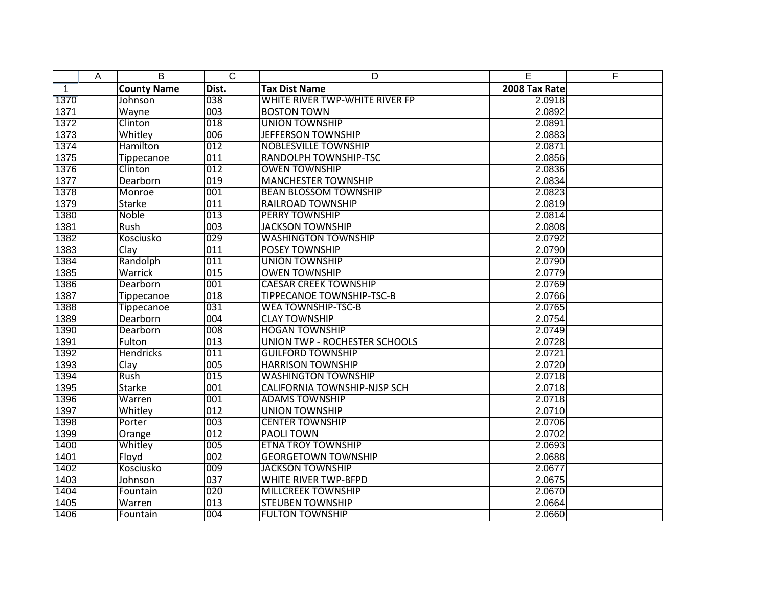| | A | B | C | D | E | F |
|---|---|---|---|---|---|---|
| 1 | | **County Name** | **Dist.** | **Tax Dist Name** | **2008 Tax Rate** | |
| 1370 | | Johnson | 038 | WHITE RIVER TWP-WHITE RIVER FP | 2.0918 | |
| 1371 | | Wayne | 003 | BOSTON TOWN | 2.0892 | |
| 1372 | | Clinton | 018 | UNION TOWNSHIP | 2.0891 | |
| 1373 | | Whitley | 006 | JEFFERSON TOWNSHIP | 2.0883 | |
| 1374 | | Hamilton | 012 | NOBLESVILLE TOWNSHIP | 2.0871 | |
| 1375 | | Tippecanoe | 011 | RANDOLPH TOWNSHIP-TSC | 2.0856 | |
| 1376 | | Clinton | 012 | OWEN TOWNSHIP | 2.0836 | |
| 1377 | | Dearborn | 019 | MANCHESTER TOWNSHIP | 2.0834 | |
| 1378 | | Monroe | 001 | BEAN BLOSSOM TOWNSHIP | 2.0823 | |
| 1379 | | Starke | 011 | RAILROAD TOWNSHIP | 2.0819 | |
| 1380 | | Noble | 013 | PERRY TOWNSHIP | 2.0814 | |
| 1381 | | Rush | 003 | JACKSON TOWNSHIP | 2.0808 | |
| 1382 | | Kosciusko | 029 | WASHINGTON TOWNSHIP | 2.0792 | |
| 1383 | | Clay | 011 | POSEY TOWNSHIP | 2.0790 | |
| 1384 | | Randolph | 011 | UNION TOWNSHIP | 2.0790 | |
| 1385 | | Warrick | 015 | OWEN TOWNSHIP | 2.0779 | |
| 1386 | | Dearborn | 001 | CAESAR CREEK TOWNSHIP | 2.0769 | |
| 1387 | | Tippecanoe | 018 | TIPPECANOE TOWNSHIP-TSC-B | 2.0766 | |
| 1388 | | Tippecanoe | 031 | WEA TOWNSHIP-TSC-B | 2.0765 | |
| 1389 | | Dearborn | 004 | CLAY TOWNSHIP | 2.0754 | |
| 1390 | | Dearborn | 008 | HOGAN TOWNSHIP | 2.0749 | |
| 1391 | | Fulton | 013 | UNION TWP - ROCHESTER SCHOOLS | 2.0728 | |
| 1392 | | Hendricks | 011 | GUILFORD TOWNSHIP | 2.0721 | |
| 1393 | | Clay | 005 | HARRISON TOWNSHIP | 2.0720 | |
| 1394 | | Rush | 015 | WASHINGTON TOWNSHIP | 2.0718 | |
| 1395 | | Starke | 001 | CALIFORNIA TOWNSHIP-NJSP SCH | 2.0718 | |
| 1396 | | Warren | 001 | ADAMS TOWNSHIP | 2.0718 | |
| 1397 | | Whitley | 012 | UNION TOWNSHIP | 2.0710 | |
| 1398 | | Porter | 003 | CENTER TOWNSHIP | 2.0706 | |
| 1399 | | Orange | 012 | PAOLI TOWN | 2.0702 | |
| 1400 | | Whitley | 005 | ETNA TROY TOWNSHIP | 2.0693 | |
| 1401 | | Floyd | 002 | GEORGETOWN TOWNSHIP | 2.0688 | |
| 1402 | | Kosciusko | 009 | JACKSON TOWNSHIP | 2.0677 | |
| 1403 | | Johnson | 037 | WHITE RIVER TWP-BFPD | 2.0675 | |
| 1404 | | Fountain | 020 | MILLCREEK TOWNSHIP | 2.0670 | |
| 1405 | | Warren | 013 | STEUBEN TOWNSHIP | 2.0664 | |
| 1406 | | Fountain | 004 | FULTON TOWNSHIP | 2.0660 | |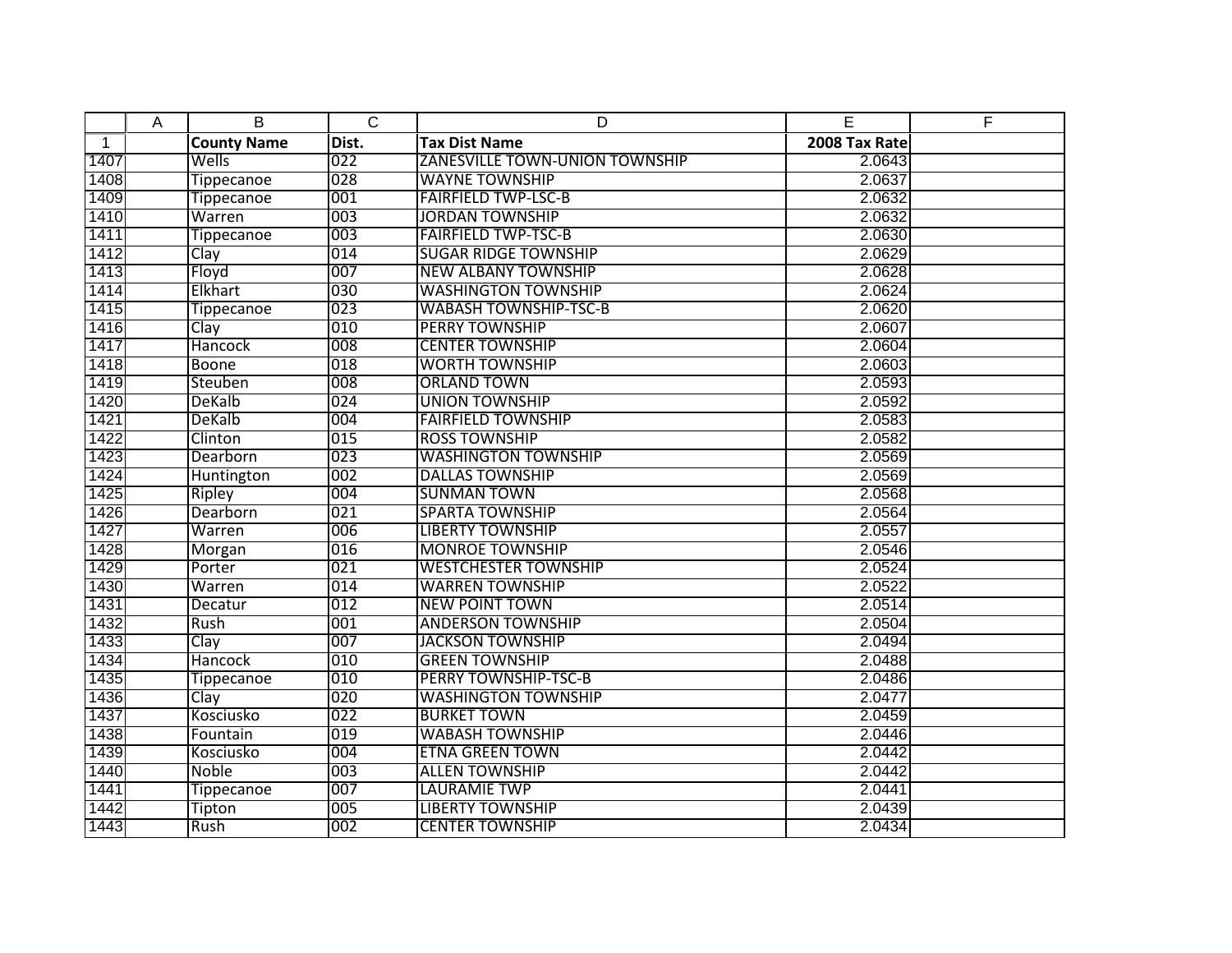| | A | B | C | D | E | F |
|---|---|---|---|---|---|---|
| 1 | | **County Name** | **Dist.** | **Tax Dist Name** | **2008 Tax Rate** | |
| 1407 | | Wells | 022 | ZANESVILLE TOWN-UNION TOWNSHIP | 2.0643 | |
| 1408 | | Tippecanoe | 028 | WAYNE TOWNSHIP | 2.0637 | |
| 1409 | | Tippecanoe | 001 | FAIRFIELD TWP-LSC-B | 2.0632 | |
| 1410 | | Warren | 003 | JORDAN TOWNSHIP | 2.0632 | |
| 1411 | | Tippecanoe | 003 | FAIRFIELD TWP-TSC-B | 2.0630 | |
| 1412 | | Clay | 014 | SUGAR RIDGE TOWNSHIP | 2.0629 | |
| 1413 | | Floyd | 007 | NEW ALBANY TOWNSHIP | 2.0628 | |
| 1414 | | Elkhart | 030 | WASHINGTON TOWNSHIP | 2.0624 | |
| 1415 | | Tippecanoe | 023 | WABASH TOWNSHIP-TSC-B | 2.0620 | |
| 1416 | | Clay | 010 | PERRY TOWNSHIP | 2.0607 | |
| 1417 | | Hancock | 008 | CENTER TOWNSHIP | 2.0604 | |
| 1418 | | Boone | 018 | WORTH TOWNSHIP | 2.0603 | |
| 1419 | | Steuben | 008 | ORLAND TOWN | 2.0593 | |
| 1420 | | DeKalb | 024 | UNION TOWNSHIP | 2.0592 | |
| 1421 | | DeKalb | 004 | FAIRFIELD TOWNSHIP | 2.0583 | |
| 1422 | | Clinton | 015 | ROSS TOWNSHIP | 2.0582 | |
| 1423 | | Dearborn | 023 | WASHINGTON TOWNSHIP | 2.0569 | |
| 1424 | | Huntington | 002 | DALLAS TOWNSHIP | 2.0569 | |
| 1425 | | Ripley | 004 | SUNMAN TOWN | 2.0568 | |
| 1426 | | Dearborn | 021 | SPARTA TOWNSHIP | 2.0564 | |
| 1427 | | Warren | 006 | LIBERTY TOWNSHIP | 2.0557 | |
| 1428 | | Morgan | 016 | MONROE TOWNSHIP | 2.0546 | |
| 1429 | | Porter | 021 | WESTCHESTER TOWNSHIP | 2.0524 | |
| 1430 | | Warren | 014 | WARREN TOWNSHIP | 2.0522 | |
| 1431 | | Decatur | 012 | NEW POINT TOWN | 2.0514 | |
| 1432 | | Rush | 001 | ANDERSON TOWNSHIP | 2.0504 | |
| 1433 | | Clay | 007 | JACKSON TOWNSHIP | 2.0494 | |
| 1434 | | Hancock | 010 | GREEN TOWNSHIP | 2.0488 | |
| 1435 | | Tippecanoe | 010 | PERRY TOWNSHIP-TSC-B | 2.0486 | |
| 1436 | | Clay | 020 | WASHINGTON TOWNSHIP | 2.0477 | |
| 1437 | | Kosciusko | 022 | BURKET TOWN | 2.0459 | |
| 1438 | | Fountain | 019 | WABASH TOWNSHIP | 2.0446 | |
| 1439 | | Kosciusko | 004 | ETNA GREEN TOWN | 2.0442 | |
| 1440 | | Noble | 003 | ALLEN TOWNSHIP | 2.0442 | |
| 1441 | | Tippecanoe | 007 | LAURAMIE TWP | 2.0441 | |
| 1442 | | Tipton | 005 | LIBERTY TOWNSHIP | 2.0439 | |
| 1443 | | Rush | 002 | CENTER TOWNSHIP | 2.0434 | |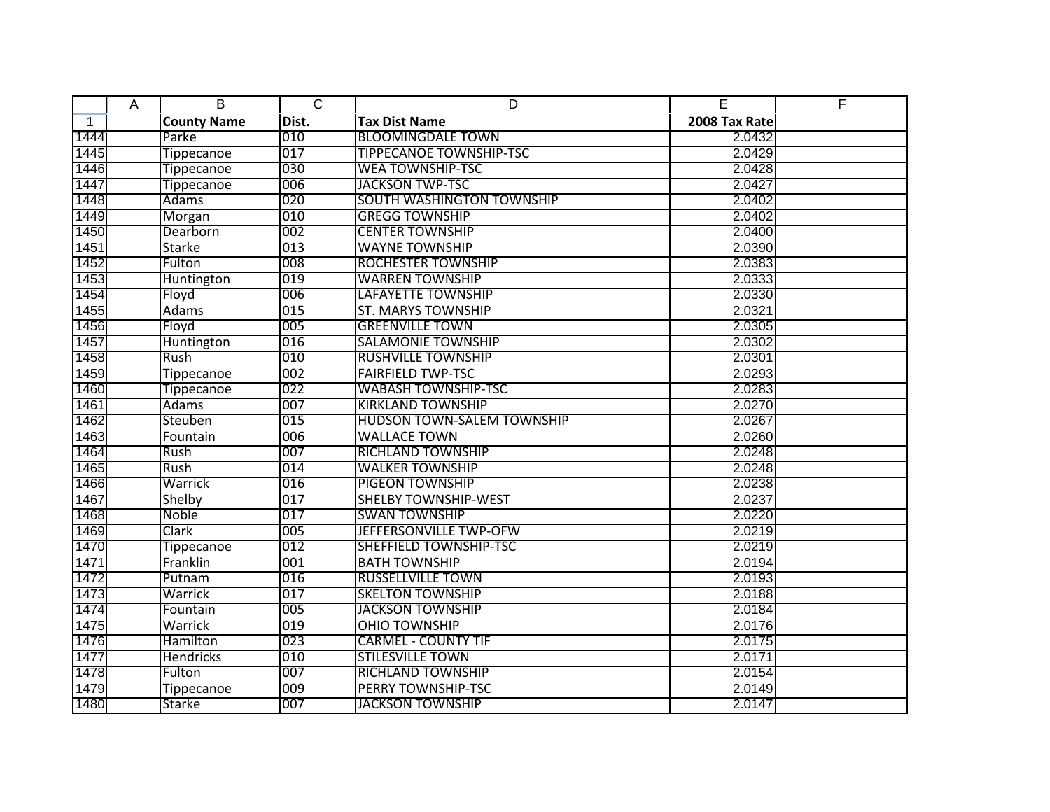| | A | B | C | D | E | F |
|---|---|---|---|---|---|---|
| 1 | | **County Name** | **Dist.** | **Tax Dist Name** | **2008 Tax Rate** | |
| 1444 | | Parke | 010 | BLOOMINGDALE TOWN | 2.0432 | |
| 1445 | | Tippecanoe | 017 | TIPPECANOE TOWNSHIP-TSC | 2.0429 | |
| 1446 | | Tippecanoe | 030 | WEA TOWNSHIP-TSC | 2.0428 | |
| 1447 | | Tippecanoe | 006 | JACKSON TWP-TSC | 2.0427 | |
| 1448 | | Adams | 020 | SOUTH WASHINGTON TOWNSHIP | 2.0402 | |
| 1449 | | Morgan | 010 | GREGG TOWNSHIP | 2.0402 | |
| 1450 | | Dearborn | 002 | CENTER TOWNSHIP | 2.0400 | |
| 1451 | | Starke | 013 | WAYNE TOWNSHIP | 2.0390 | |
| 1452 | | Fulton | 008 | ROCHESTER TOWNSHIP | 2.0383 | |
| 1453 | | Huntington | 019 | WARREN TOWNSHIP | 2.0333 | |
| 1454 | | Floyd | 006 | LAFAYETTE TOWNSHIP | 2.0330 | |
| 1455 | | Adams | 015 | ST. MARYS TOWNSHIP | 2.0321 | |
| 1456 | | Floyd | 005 | GREENVILLE TOWN | 2.0305 | |
| 1457 | | Huntington | 016 | SALAMONIE TOWNSHIP | 2.0302 | |
| 1458 | | Rush | 010 | RUSHVILLE TOWNSHIP | 2.0301 | |
| 1459 | | Tippecanoe | 002 | FAIRFIELD TWP-TSC | 2.0293 | |
| 1460 | | Tippecanoe | 022 | WABASH TOWNSHIP-TSC | 2.0283 | |
| 1461 | | Adams | 007 | KIRKLAND TOWNSHIP | 2.0270 | |
| 1462 | | Steuben | 015 | HUDSON TOWN-SALEM TOWNSHIP | 2.0267 | |
| 1463 | | Fountain | 006 | WALLACE TOWN | 2.0260 | |
| 1464 | | Rush | 007 | RICHLAND TOWNSHIP | 2.0248 | |
| 1465 | | Rush | 014 | WALKER TOWNSHIP | 2.0248 | |
| 1466 | | Warrick | 016 | PIGEON TOWNSHIP | 2.0238 | |
| 1467 | | Shelby | 017 | SHELBY TOWNSHIP-WEST | 2.0237 | |
| 1468 | | Noble | 017 | SWAN TOWNSHIP | 2.0220 | |
| 1469 | | Clark | 005 | JEFFERSONVILLE TWP-OFW | 2.0219 | |
| 1470 | | Tippecanoe | 012 | SHEFFIELD TOWNSHIP-TSC | 2.0219 | |
| 1471 | | Franklin | 001 | BATH TOWNSHIP | 2.0194 | |
| 1472 | | Putnam | 016 | RUSSELLVILLE TOWN | 2.0193 | |
| 1473 | | Warrick | 017 | SKELTON TOWNSHIP | 2.0188 | |
| 1474 | | Fountain | 005 | JACKSON TOWNSHIP | 2.0184 | |
| 1475 | | Warrick | 019 | OHIO TOWNSHIP | 2.0176 | |
| 1476 | | Hamilton | 023 | CARMEL - COUNTY TIF | 2.0175 | |
| 1477 | | Hendricks | 010 | STILESVILLE TOWN | 2.0171 | |
| 1478 | | Fulton | 007 | RICHLAND TOWNSHIP | 2.0154 | |
| 1479 | | Tippecanoe | 009 | PERRY TOWNSHIP-TSC | 2.0149 | |
| 1480 | | Starke | 007 | JACKSON TOWNSHIP | 2.0147 | |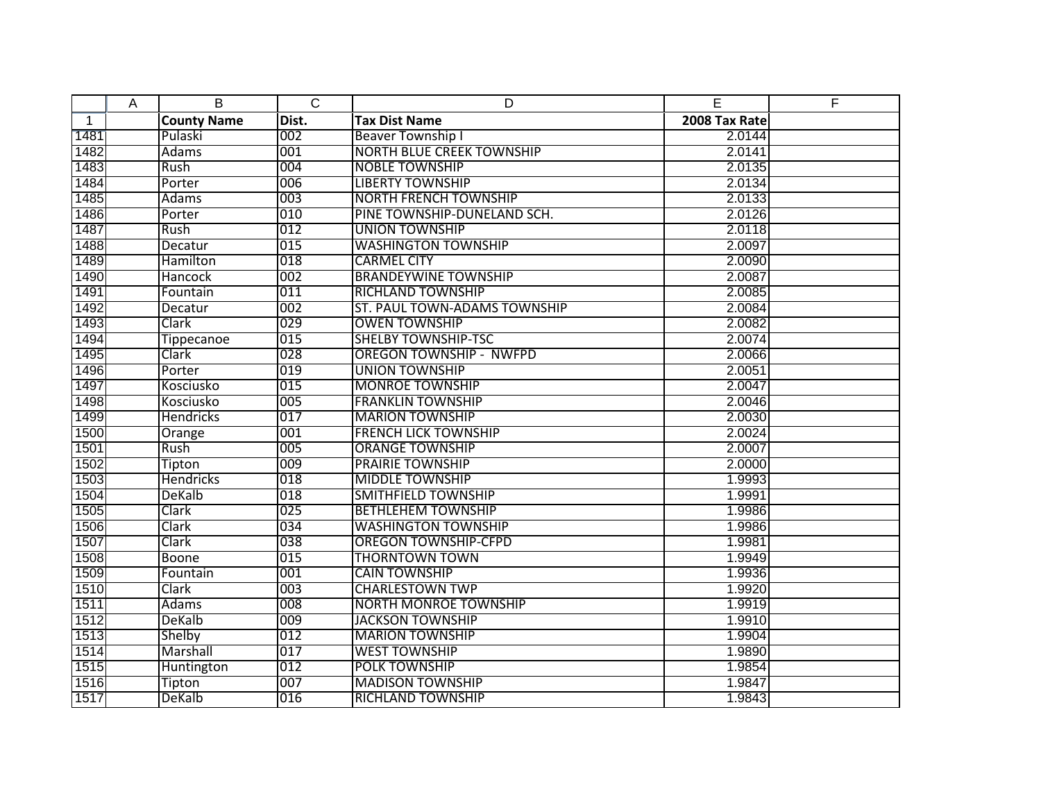|  | A | B | C | D | E | F |
|---|---|---|---|---|---|---|
| 1 |  | **County Name** | **Dist.** | **Tax Dist Name** | **2008 Tax Rate** |  |
| 1481 |  | Pulaski | 002 | Beaver Township I | 2.0144 |  |
| 1482 |  | Adams | 001 | NORTH BLUE CREEK TOWNSHIP | 2.0141 |  |
| 1483 |  | Rush | 004 | NOBLE TOWNSHIP | 2.0135 |  |
| 1484 |  | Porter | 006 | LIBERTY TOWNSHIP | 2.0134 |  |
| 1485 |  | Adams | 003 | NORTH FRENCH TOWNSHIP | 2.0133 |  |
| 1486 |  | Porter | 010 | PINE TOWNSHIP-DUNELAND SCH. | 2.0126 |  |
| 1487 |  | Rush | 012 | UNION TOWNSHIP | 2.0118 |  |
| 1488 |  | Decatur | 015 | WASHINGTON TOWNSHIP | 2.0097 |  |
| 1489 |  | Hamilton | 018 | CARMEL CITY | 2.0090 |  |
| 1490 |  | Hancock | 002 | BRANDEYWINE TOWNSHIP | 2.0087 |  |
| 1491 |  | Fountain | 011 | RICHLAND TOWNSHIP | 2.0085 |  |
| 1492 |  | Decatur | 002 | ST. PAUL TOWN-ADAMS TOWNSHIP | 2.0084 |  |
| 1493 |  | Clark | 029 | OWEN TOWNSHIP | 2.0082 |  |
| 1494 |  | Tippecanoe | 015 | SHELBY TOWNSHIP-TSC | 2.0074 |  |
| 1495 |  | Clark | 028 | OREGON TOWNSHIP - NWFPD | 2.0066 |  |
| 1496 |  | Porter | 019 | UNION TOWNSHIP | 2.0051 |  |
| 1497 |  | Kosciusko | 015 | MONROE TOWNSHIP | 2.0047 |  |
| 1498 |  | Kosciusko | 005 | FRANKLIN TOWNSHIP | 2.0046 |  |
| 1499 |  | Hendricks | 017 | MARION TOWNSHIP | 2.0030 |  |
| 1500 |  | Orange | 001 | FRENCH LICK TOWNSHIP | 2.0024 |  |
| 1501 |  | Rush | 005 | ORANGE TOWNSHIP | 2.0007 |  |
| 1502 |  | Tipton | 009 | PRAIRIE TOWNSHIP | 2.0000 |  |
| 1503 |  | Hendricks | 018 | MIDDLE TOWNSHIP | 1.9993 |  |
| 1504 |  | DeKalb | 018 | SMITHFIELD TOWNSHIP | 1.9991 |  |
| 1505 |  | Clark | 025 | BETHLEHEM TOWNSHIP | 1.9986 |  |
| 1506 |  | Clark | 034 | WASHINGTON TOWNSHIP | 1.9986 |  |
| 1507 |  | Clark | 038 | OREGON TOWNSHIP-CFPD | 1.9981 |  |
| 1508 |  | Boone | 015 | THORNTOWN TOWN | 1.9949 |  |
| 1509 |  | Fountain | 001 | CAIN TOWNSHIP | 1.9936 |  |
| 1510 |  | Clark | 003 | CHARLESTOWN TWP | 1.9920 |  |
| 1511 |  | Adams | 008 | NORTH MONROE TOWNSHIP | 1.9919 |  |
| 1512 |  | DeKalb | 009 | JACKSON TOWNSHIP | 1.9910 |  |
| 1513 |  | Shelby | 012 | MARION TOWNSHIP | 1.9904 |  |
| 1514 |  | Marshall | 017 | WEST TOWNSHIP | 1.9890 |  |
| 1515 |  | Huntington | 012 | POLK TOWNSHIP | 1.9854 |  |
| 1516 |  | Tipton | 007 | MADISON TOWNSHIP | 1.9847 |  |
| 1517 |  | DeKalb | 016 | RICHLAND TOWNSHIP | 1.9843 |  |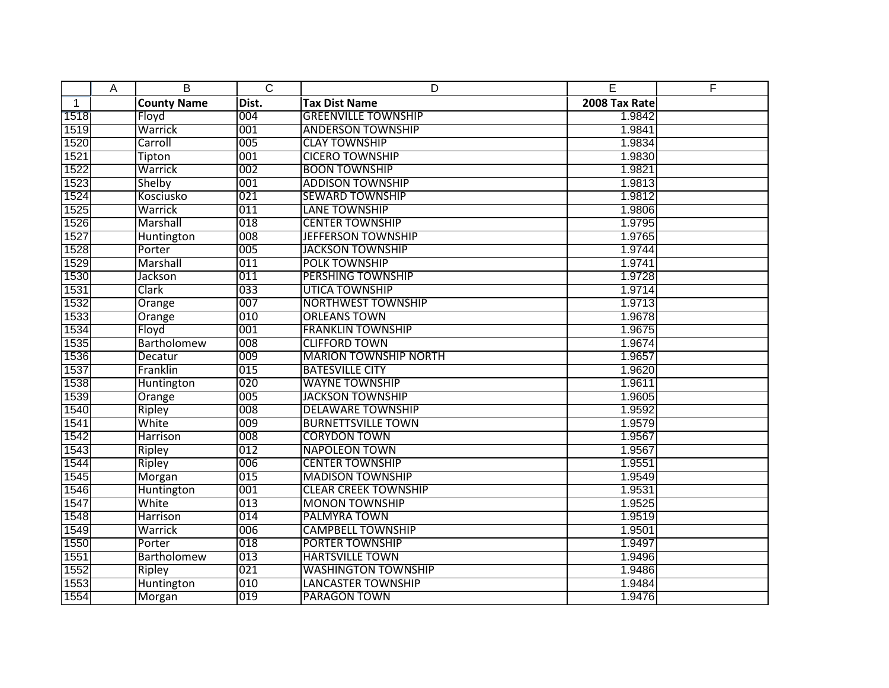| | A | B | C | D | E | F |
|---|---|---|---|---|---|---|
| 1 | | **County Name** | **Dist.** | **Tax Dist Name** | **2008 Tax Rate** | |
| 1518 | | Floyd | 004 | GREENVILLE TOWNSHIP | 1.9842 | |
| 1519 | | Warrick | 001 | ANDERSON TOWNSHIP | 1.9841 | |
| 1520 | | Carroll | 005 | CLAY TOWNSHIP | 1.9834 | |
| 1521 | | Tipton | 001 | CICERO TOWNSHIP | 1.9830 | |
| 1522 | | Warrick | 002 | BOON TOWNSHIP | 1.9821 | |
| 1523 | | Shelby | 001 | ADDISON TOWNSHIP | 1.9813 | |
| 1524 | | Kosciusko | 021 | SEWARD TOWNSHIP | 1.9812 | |
| 1525 | | Warrick | 011 | LANE TOWNSHIP | 1.9806 | |
| 1526 | | Marshall | 018 | CENTER TOWNSHIP | 1.9795 | |
| 1527 | | Huntington | 008 | JEFFERSON TOWNSHIP | 1.9765 | |
| 1528 | | Porter | 005 | JACKSON TOWNSHIP | 1.9744 | |
| 1529 | | Marshall | 011 | POLK TOWNSHIP | 1.9741 | |
| 1530 | | Jackson | 011 | PERSHING TOWNSHIP | 1.9728 | |
| 1531 | | Clark | 033 | UTICA TOWNSHIP | 1.9714 | |
| 1532 | | Orange | 007 | NORTHWEST TOWNSHIP | 1.9713 | |
| 1533 | | Orange | 010 | ORLEANS TOWN | 1.9678 | |
| 1534 | | Floyd | 001 | FRANKLIN TOWNSHIP | 1.9675 | |
| 1535 | | Bartholomew | 008 | CLIFFORD TOWN | 1.9674 | |
| 1536 | | Decatur | 009 | MARION TOWNSHIP NORTH | 1.9657 | |
| 1537 | | Franklin | 015 | BATESVILLE CITY | 1.9620 | |
| 1538 | | Huntington | 020 | WAYNE TOWNSHIP | 1.9611 | |
| 1539 | | Orange | 005 | JACKSON TOWNSHIP | 1.9605 | |
| 1540 | | Ripley | 008 | DELAWARE TOWNSHIP | 1.9592 | |
| 1541 | | White | 009 | BURNETTSVILLE TOWN | 1.9579 | |
| 1542 | | Harrison | 008 | CORYDON TOWN | 1.9567 | |
| 1543 | | Ripley | 012 | NAPOLEON TOWN | 1.9567 | |
| 1544 | | Ripley | 006 | CENTER TOWNSHIP | 1.9551 | |
| 1545 | | Morgan | 015 | MADISON TOWNSHIP | 1.9549 | |
| 1546 | | Huntington | 001 | CLEAR CREEK TOWNSHIP | 1.9531 | |
| 1547 | | White | 013 | MONON TOWNSHIP | 1.9525 | |
| 1548 | | Harrison | 014 | PALMYRA TOWN | 1.9519 | |
| 1549 | | Warrick | 006 | CAMPBELL TOWNSHIP | 1.9501 | |
| 1550 | | Porter | 018 | PORTER TOWNSHIP | 1.9497 | |
| 1551 | | Bartholomew | 013 | HARTSVILLE TOWN | 1.9496 | |
| 1552 | | Ripley | 021 | WASHINGTON TOWNSHIP | 1.9486 | |
| 1553 | | Huntington | 010 | LANCASTER TOWNSHIP | 1.9484 | |
| 1554 | | Morgan | 019 | PARAGON TOWN | 1.9476 | |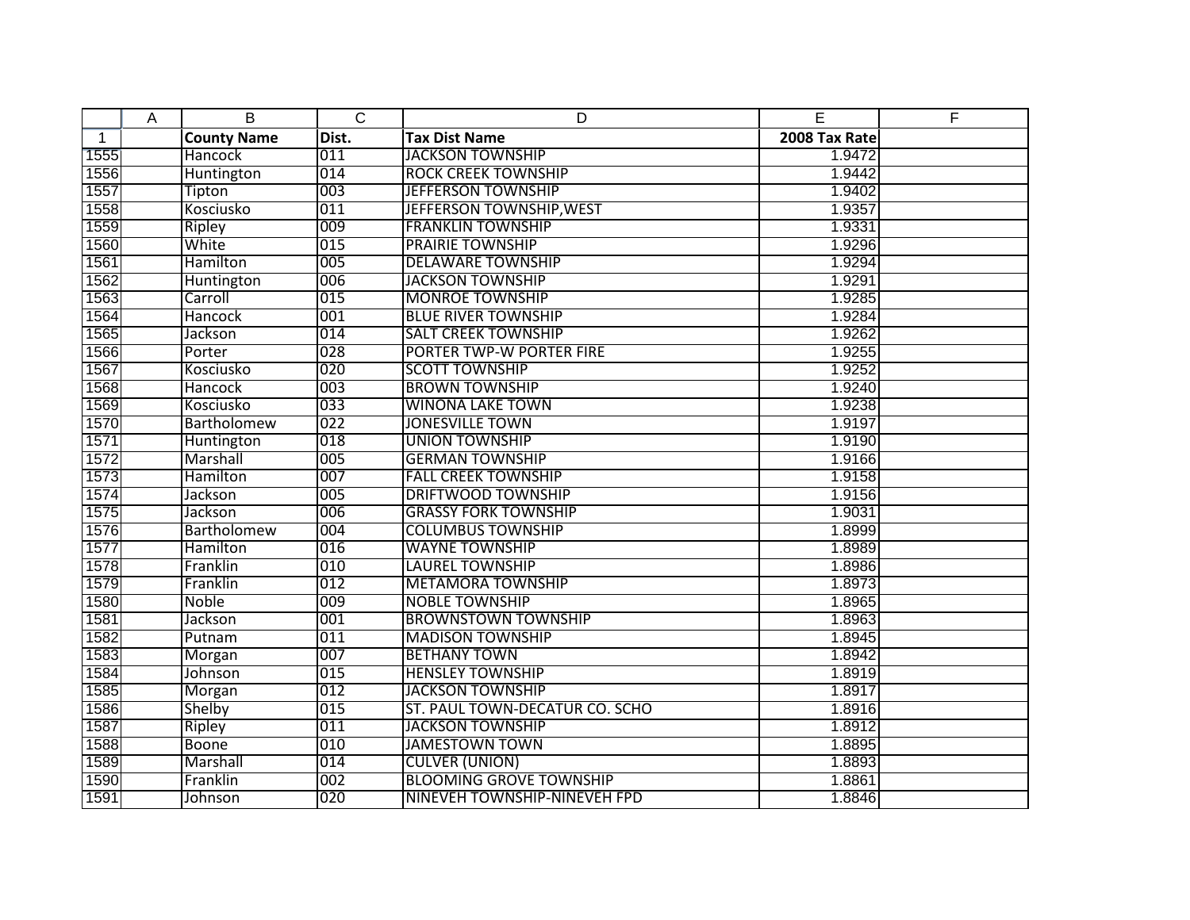| | A | B | C | D | E | F |
|---|---|---|---|---|---|---|
| 1 | | **County Name** | **Dist.** | **Tax Dist Name** | **2008 Tax Rate** | |
| 1555 | | Hancock | 011 | JACKSON TOWNSHIP | 1.9472 | |
| 1556 | | Huntington | 014 | ROCK CREEK TOWNSHIP | 1.9442 | |
| 1557 | | Tipton | 003 | JEFFERSON TOWNSHIP | 1.9402 | |
| 1558 | | Kosciusko | 011 | JEFFERSON TOWNSHIP,WEST | 1.9357 | |
| 1559 | | Ripley | 009 | FRANKLIN TOWNSHIP | 1.9331 | |
| 1560 | | White | 015 | PRAIRIE TOWNSHIP | 1.9296 | |
| 1561 | | Hamilton | 005 | DELAWARE TOWNSHIP | 1.9294 | |
| 1562 | | Huntington | 006 | JACKSON TOWNSHIP | 1.9291 | |
| 1563 | | Carroll | 015 | MONROE TOWNSHIP | 1.9285 | |
| 1564 | | Hancock | 001 | BLUE RIVER TOWNSHIP | 1.9284 | |
| 1565 | | Jackson | 014 | SALT CREEK TOWNSHIP | 1.9262 | |
| 1566 | | Porter | 028 | PORTER TWP-W PORTER FIRE | 1.9255 | |
| 1567 | | Kosciusko | 020 | SCOTT TOWNSHIP | 1.9252 | |
| 1568 | | Hancock | 003 | BROWN TOWNSHIP | 1.9240 | |
| 1569 | | Kosciusko | 033 | WINONA LAKE TOWN | 1.9238 | |
| 1570 | | Bartholomew | 022 | JONESVILLE TOWN | 1.9197 | |
| 1571 | | Huntington | 018 | UNION TOWNSHIP | 1.9190 | |
| 1572 | | Marshall | 005 | GERMAN TOWNSHIP | 1.9166 | |
| 1573 | | Hamilton | 007 | FALL CREEK TOWNSHIP | 1.9158 | |
| 1574 | | Jackson | 005 | DRIFTWOOD TOWNSHIP | 1.9156 | |
| 1575 | | Jackson | 006 | GRASSY FORK TOWNSHIP | 1.9031 | |
| 1576 | | Bartholomew | 004 | COLUMBUS TOWNSHIP | 1.8999 | |
| 1577 | | Hamilton | 016 | WAYNE TOWNSHIP | 1.8989 | |
| 1578 | | Franklin | 010 | LAUREL TOWNSHIP | 1.8986 | |
| 1579 | | Franklin | 012 | METAMORA TOWNSHIP | 1.8973 | |
| 1580 | | Noble | 009 | NOBLE TOWNSHIP | 1.8965 | |
| 1581 | | Jackson | 001 | BROWNSTOWN TOWNSHIP | 1.8963 | |
| 1582 | | Putnam | 011 | MADISON TOWNSHIP | 1.8945 | |
| 1583 | | Morgan | 007 | BETHANY TOWN | 1.8942 | |
| 1584 | | Johnson | 015 | HENSLEY TOWNSHIP | 1.8919 | |
| 1585 | | Morgan | 012 | JACKSON TOWNSHIP | 1.8917 | |
| 1586 | | Shelby | 015 | ST. PAUL TOWN-DECATUR CO. SCHO | 1.8916 | |
| 1587 | | Ripley | 011 | JACKSON TOWNSHIP | 1.8912 | |
| 1588 | | Boone | 010 | JAMESTOWN TOWN | 1.8895 | |
| 1589 | | Marshall | 014 | CULVER (UNION) | 1.8893 | |
| 1590 | | Franklin | 002 | BLOOMING GROVE TOWNSHIP | 1.8861 | |
| 1591 | | Johnson | 020 | NINEVEH TOWNSHIP-NINEVEH FPD | 1.8846 | |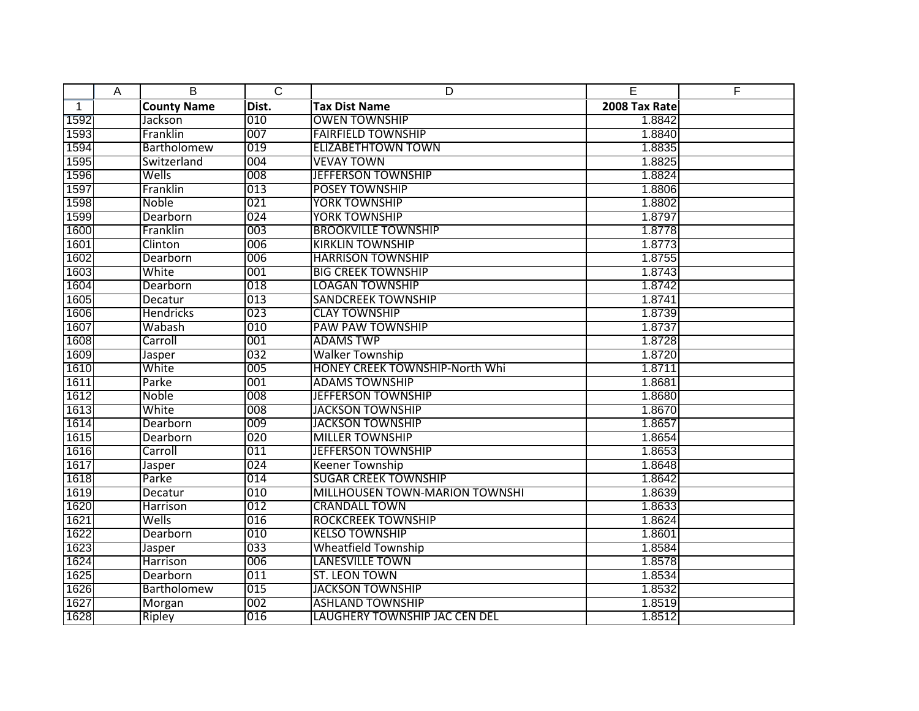| | A | B | C | D | E | F |
|---|---|---|---|---|---|---|
| 1 | | **County Name** | **Dist.** | **Tax Dist Name** | **2008 Tax Rate** | |
| 1592 | | Jackson | 010 | OWEN TOWNSHIP | 1.8842 | |
| 1593 | | Franklin | 007 | FAIRFIELD TOWNSHIP | 1.8840 | |
| 1594 | | Bartholomew | 019 | ELIZABETHTOWN TOWN | 1.8835 | |
| 1595 | | Switzerland | 004 | VEVAY TOWN | 1.8825 | |
| 1596 | | Wells | 008 | JEFFERSON TOWNSHIP | 1.8824 | |
| 1597 | | Franklin | 013 | POSEY TOWNSHIP | 1.8806 | |
| 1598 | | Noble | 021 | YORK TOWNSHIP | 1.8802 | |
| 1599 | | Dearborn | 024 | YORK TOWNSHIP | 1.8797 | |
| 1600 | | Franklin | 003 | BROOKVILLE TOWNSHIP | 1.8778 | |
| 1601 | | Clinton | 006 | KIRKLIN TOWNSHIP | 1.8773 | |
| 1602 | | Dearborn | 006 | HARRISON TOWNSHIP | 1.8755 | |
| 1603 | | White | 001 | BIG CREEK TOWNSHIP | 1.8743 | |
| 1604 | | Dearborn | 018 | LOAGAN TOWNSHIP | 1.8742 | |
| 1605 | | Decatur | 013 | SANDCREEK TOWNSHIP | 1.8741 | |
| 1606 | | Hendricks | 023 | CLAY TOWNSHIP | 1.8739 | |
| 1607 | | Wabash | 010 | PAW PAW TOWNSHIP | 1.8737 | |
| 1608 | | Carroll | 001 | ADAMS TWP | 1.8728 | |
| 1609 | | Jasper | 032 | Walker Township | 1.8720 | |
| 1610 | | White | 005 | HONEY CREEK TOWNSHIP-North Whi | 1.8711 | |
| 1611 | | Parke | 001 | ADAMS TOWNSHIP | 1.8681 | |
| 1612 | | Noble | 008 | JEFFERSON TOWNSHIP | 1.8680 | |
| 1613 | | White | 008 | JACKSON TOWNSHIP | 1.8670 | |
| 1614 | | Dearborn | 009 | JACKSON TOWNSHIP | 1.8657 | |
| 1615 | | Dearborn | 020 | MILLER TOWNSHIP | 1.8654 | |
| 1616 | | Carroll | 011 | JEFFERSON TOWNSHIP | 1.8653 | |
| 1617 | | Jasper | 024 | Keener Township | 1.8648 | |
| 1618 | | Parke | 014 | SUGAR CREEK TOWNSHIP | 1.8642 | |
| 1619 | | Decatur | 010 | MILLHOUSEN TOWN-MARION TOWNSHI | 1.8639 | |
| 1620 | | Harrison | 012 | CRANDALL TOWN | 1.8633 | |
| 1621 | | Wells | 016 | ROCKCREEK TOWNSHIP | 1.8624 | |
| 1622 | | Dearborn | 010 | KELSO TOWNSHIP | 1.8601 | |
| 1623 | | Jasper | 033 | Wheatfield Township | 1.8584 | |
| 1624 | | Harrison | 006 | LANESVILLE TOWN | 1.8578 | |
| 1625 | | Dearborn | 011 | ST. LEON TOWN | 1.8534 | |
| 1626 | | Bartholomew | 015 | JACKSON TOWNSHIP | 1.8532 | |
| 1627 | | Morgan | 002 | ASHLAND TOWNSHIP | 1.8519 | |
| 1628 | | Ripley | 016 | LAUGHERY TOWNSHIP JAC CEN DEL | 1.8512 | |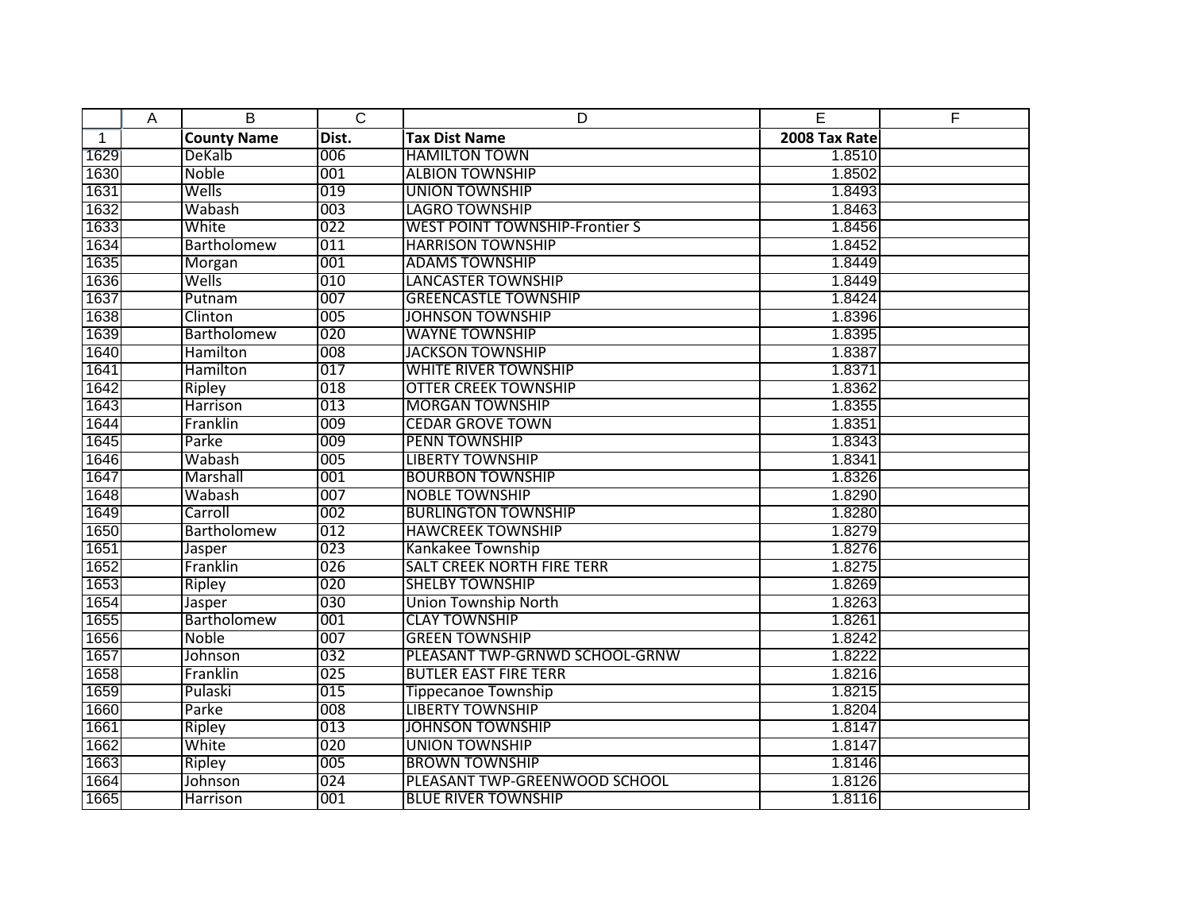| County Name | Dist. | Tax Dist Name | 2008 Tax Rate |
|---|---|---|---|
| DeKalb | 006 | HAMILTON TOWN | 1.8510 |
| Noble | 001 | ALBION TOWNSHIP | 1.8502 |
| Wells | 019 | UNION TOWNSHIP | 1.8493 |
| Wabash | 003 | LAGRO TOWNSHIP | 1.8463 |
| White | 022 | WEST POINT TOWNSHIP-Frontier S | 1.8456 |
| Bartholomew | 011 | HARRISON TOWNSHIP | 1.8452 |
| Morgan | 001 | ADAMS TOWNSHIP | 1.8449 |
| Wells | 010 | LANCASTER TOWNSHIP | 1.8449 |
| Putnam | 007 | GREENCASTLE TOWNSHIP | 1.8424 |
| Clinton | 005 | JOHNSON TOWNSHIP | 1.8396 |
| Bartholomew | 020 | WAYNE TOWNSHIP | 1.8395 |
| Hamilton | 008 | JACKSON TOWNSHIP | 1.8387 |
| Hamilton | 017 | WHITE RIVER TOWNSHIP | 1.8371 |
| Ripley | 018 | OTTER CREEK TOWNSHIP | 1.8362 |
| Harrison | 013 | MORGAN TOWNSHIP | 1.8355 |
| Franklin | 009 | CEDAR GROVE TOWN | 1.8351 |
| Parke | 009 | PENN TOWNSHIP | 1.8343 |
| Wabash | 005 | LIBERTY TOWNSHIP | 1.8341 |
| Marshall | 001 | BOURBON TOWNSHIP | 1.8326 |
| Wabash | 007 | NOBLE TOWNSHIP | 1.8290 |
| Carroll | 002 | BURLINGTON TOWNSHIP | 1.8280 |
| Bartholomew | 012 | HAWCREEK TOWNSHIP | 1.8279 |
| Jasper | 023 | Kankakee Township | 1.8276 |
| Franklin | 026 | SALT CREEK NORTH FIRE TERR | 1.8275 |
| Ripley | 020 | SHELBY TOWNSHIP | 1.8269 |
| Jasper | 030 | Union Township North | 1.8263 |
| Bartholomew | 001 | CLAY TOWNSHIP | 1.8261 |
| Noble | 007 | GREEN TOWNSHIP | 1.8242 |
| Johnson | 032 | PLEASANT TWP-GRNWD SCHOOL-GRNW | 1.8222 |
| Franklin | 025 | BUTLER EAST FIRE TERR | 1.8216 |
| Pulaski | 015 | Tippecanoe Township | 1.8215 |
| Parke | 008 | LIBERTY TOWNSHIP | 1.8204 |
| Ripley | 013 | JOHNSON TOWNSHIP | 1.8147 |
| White | 020 | UNION TOWNSHIP | 1.8147 |
| Ripley | 005 | BROWN TOWNSHIP | 1.8146 |
| Johnson | 024 | PLEASANT TWP-GREENWOOD SCHOOL | 1.8126 |
| Harrison | 001 | BLUE RIVER TOWNSHIP | 1.8116 |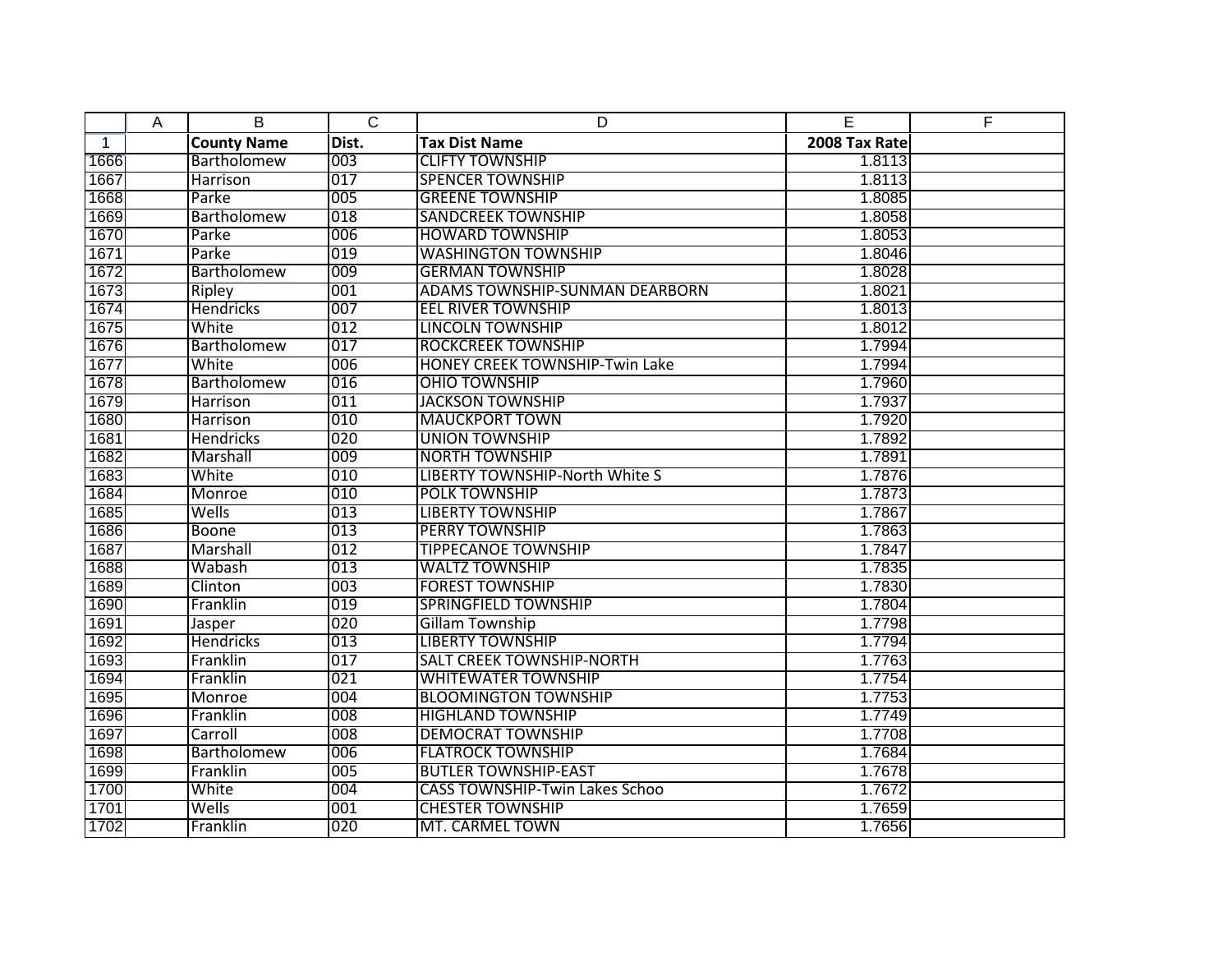|  | A | B | C | D | E | F |
|---|---|---|---|---|---|---|
| 1 |  | **County Name** | **Dist.** | **Tax Dist Name** | **2008 Tax Rate** |  |
| 1666 |  | Bartholomew | 003 | CLIFTY TOWNSHIP | 1.8113 |  |
| 1667 |  | Harrison | 017 | SPENCER TOWNSHIP | 1.8113 |  |
| 1668 |  | Parke | 005 | GREENE TOWNSHIP | 1.8085 |  |
| 1669 |  | Bartholomew | 018 | SANDCREEK TOWNSHIP | 1.8058 |  |
| 1670 |  | Parke | 006 | HOWARD TOWNSHIP | 1.8053 |  |
| 1671 |  | Parke | 019 | WASHINGTON TOWNSHIP | 1.8046 |  |
| 1672 |  | Bartholomew | 009 | GERMAN TOWNSHIP | 1.8028 |  |
| 1673 |  | Ripley | 001 | ADAMS TOWNSHIP-SUNMAN DEARBORN | 1.8021 |  |
| 1674 |  | Hendricks | 007 | EEL RIVER TOWNSHIP | 1.8013 |  |
| 1675 |  | White | 012 | LINCOLN TOWNSHIP | 1.8012 |  |
| 1676 |  | Bartholomew | 017 | ROCKCREEK TOWNSHIP | 1.7994 |  |
| 1677 |  | White | 006 | HONEY CREEK TOWNSHIP-Twin Lake | 1.7994 |  |
| 1678 |  | Bartholomew | 016 | OHIO TOWNSHIP | 1.7960 |  |
| 1679 |  | Harrison | 011 | JACKSON TOWNSHIP | 1.7937 |  |
| 1680 |  | Harrison | 010 | MAUCKPORT TOWN | 1.7920 |  |
| 1681 |  | Hendricks | 020 | UNION TOWNSHIP | 1.7892 |  |
| 1682 |  | Marshall | 009 | NORTH TOWNSHIP | 1.7891 |  |
| 1683 |  | White | 010 | LIBERTY TOWNSHIP-North White S | 1.7876 |  |
| 1684 |  | Monroe | 010 | POLK TOWNSHIP | 1.7873 |  |
| 1685 |  | Wells | 013 | LIBERTY TOWNSHIP | 1.7867 |  |
| 1686 |  | Boone | 013 | PERRY TOWNSHIP | 1.7863 |  |
| 1687 |  | Marshall | 012 | TIPPECANOE TOWNSHIP | 1.7847 |  |
| 1688 |  | Wabash | 013 | WALTZ TOWNSHIP | 1.7835 |  |
| 1689 |  | Clinton | 003 | FOREST TOWNSHIP | 1.7830 |  |
| 1690 |  | Franklin | 019 | SPRINGFIELD TOWNSHIP | 1.7804 |  |
| 1691 |  | Jasper | 020 | Gillam Township | 1.7798 |  |
| 1692 |  | Hendricks | 013 | LIBERTY TOWNSHIP | 1.7794 |  |
| 1693 |  | Franklin | 017 | SALT CREEK TOWNSHIP-NORTH | 1.7763 |  |
| 1694 |  | Franklin | 021 | WHITEWATER TOWNSHIP | 1.7754 |  |
| 1695 |  | Monroe | 004 | BLOOMINGTON TOWNSHIP | 1.7753 |  |
| 1696 |  | Franklin | 008 | HIGHLAND TOWNSHIP | 1.7749 |  |
| 1697 |  | Carroll | 008 | DEMOCRAT TOWNSHIP | 1.7708 |  |
| 1698 |  | Bartholomew | 006 | FLATROCK TOWNSHIP | 1.7684 |  |
| 1699 |  | Franklin | 005 | BUTLER TOWNSHIP-EAST | 1.7678 |  |
| 1700 |  | White | 004 | CASS TOWNSHIP-Twin Lakes Schoo | 1.7672 |  |
| 1701 |  | Wells | 001 | CHESTER TOWNSHIP | 1.7659 |  |
| 1702 |  | Franklin | 020 | MT. CARMEL TOWN | 1.7656 |  |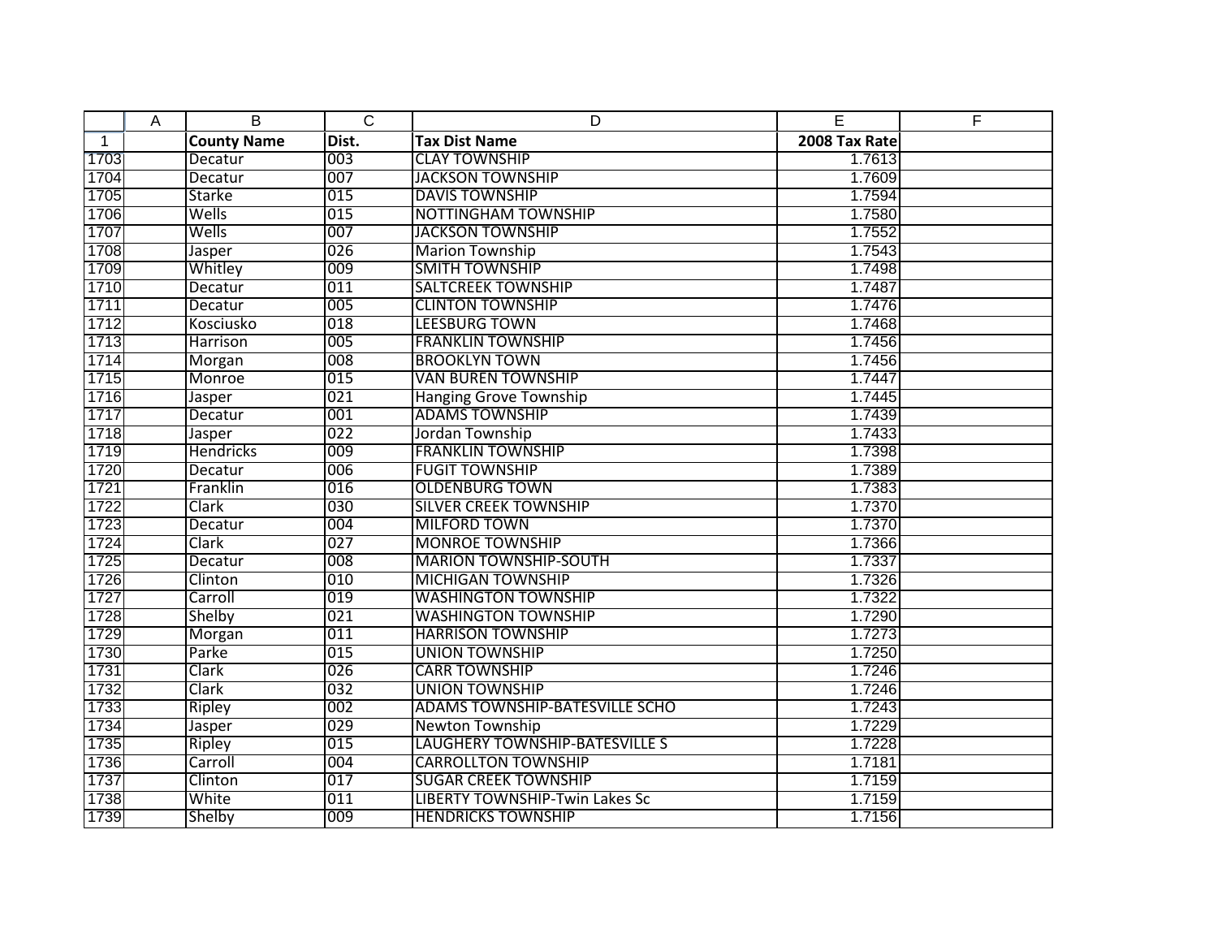| | A | B | C | D | E | F |
|---|---|---|---|---|---|---|
| 1 | | **County Name** | **Dist.** | **Tax Dist Name** | **2008 Tax Rate** | |
| 1703 | | Decatur | 003 | CLAY TOWNSHIP | 1.7613 | |
| 1704 | | Decatur | 007 | JACKSON TOWNSHIP | 1.7609 | |
| 1705 | | Starke | 015 | DAVIS TOWNSHIP | 1.7594 | |
| 1706 | | Wells | 015 | NOTTINGHAM TOWNSHIP | 1.7580 | |
| 1707 | | Wells | 007 | JACKSON TOWNSHIP | 1.7552 | |
| 1708 | | Jasper | 026 | Marion Township | 1.7543 | |
| 1709 | | Whitley | 009 | SMITH TOWNSHIP | 1.7498 | |
| 1710 | | Decatur | 011 | SALTCREEK TOWNSHIP | 1.7487 | |
| 1711 | | Decatur | 005 | CLINTON TOWNSHIP | 1.7476 | |
| 1712 | | Kosciusko | 018 | LEESBURG TOWN | 1.7468 | |
| 1713 | | Harrison | 005 | FRANKLIN TOWNSHIP | 1.7456 | |
| 1714 | | Morgan | 008 | BROOKLYN TOWN | 1.7456 | |
| 1715 | | Monroe | 015 | VAN BUREN TOWNSHIP | 1.7447 | |
| 1716 | | Jasper | 021 | Hanging Grove Township | 1.7445 | |
| 1717 | | Decatur | 001 | ADAMS TOWNSHIP | 1.7439 | |
| 1718 | | Jasper | 022 | Jordan Township | 1.7433 | |
| 1719 | | Hendricks | 009 | FRANKLIN TOWNSHIP | 1.7398 | |
| 1720 | | Decatur | 006 | FUGIT TOWNSHIP | 1.7389 | |
| 1721 | | Franklin | 016 | OLDENBURG TOWN | 1.7383 | |
| 1722 | | Clark | 030 | SILVER CREEK TOWNSHIP | 1.7370 | |
| 1723 | | Decatur | 004 | MILFORD TOWN | 1.7370 | |
| 1724 | | Clark | 027 | MONROE TOWNSHIP | 1.7366 | |
| 1725 | | Decatur | 008 | MARION TOWNSHIP-SOUTH | 1.7337 | |
| 1726 | | Clinton | 010 | MICHIGAN TOWNSHIP | 1.7326 | |
| 1727 | | Carroll | 019 | WASHINGTON TOWNSHIP | 1.7322 | |
| 1728 | | Shelby | 021 | WASHINGTON TOWNSHIP | 1.7290 | |
| 1729 | | Morgan | 011 | HARRISON TOWNSHIP | 1.7273 | |
| 1730 | | Parke | 015 | UNION TOWNSHIP | 1.7250 | |
| 1731 | | Clark | 026 | CARR TOWNSHIP | 1.7246 | |
| 1732 | | Clark | 032 | UNION TOWNSHIP | 1.7246 | |
| 1733 | | Ripley | 002 | ADAMS TOWNSHIP-BATESVILLE SCHO | 1.7243 | |
| 1734 | | Jasper | 029 | Newton Township | 1.7229 | |
| 1735 | | Ripley | 015 | LAUGHERY TOWNSHIP-BATESVILLE S | 1.7228 | |
| 1736 | | Carroll | 004 | CARROLLTON TOWNSHIP | 1.7181 | |
| 1737 | | Clinton | 017 | SUGAR CREEK TOWNSHIP | 1.7159 | |
| 1738 | | White | 011 | LIBERTY TOWNSHIP-Twin Lakes Sc | 1.7159 | |
| 1739 | | Shelby | 009 | HENDRICKS TOWNSHIP | 1.7156 | |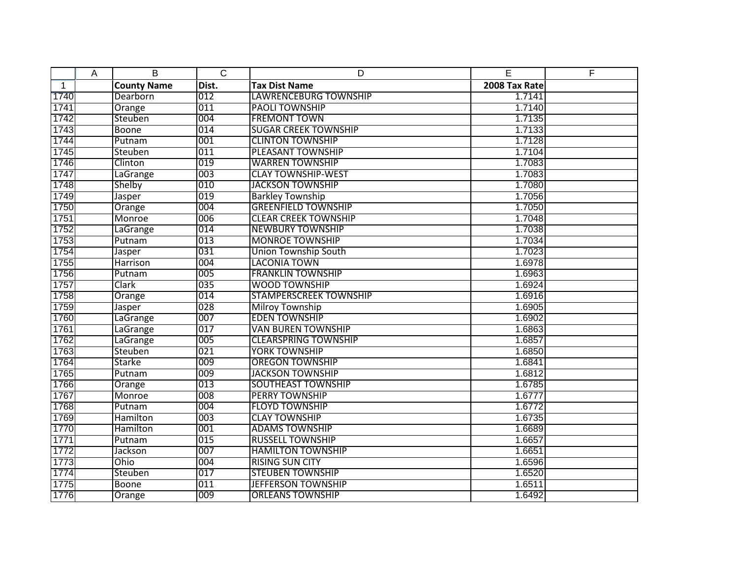| | A | B | C | D | E | F |
|---|---|---|---|---|---|---|
| 1 | | **County Name** | **Dist.** | **Tax Dist Name** | **2008 Tax Rate** | |
| 1740 | | Dearborn | 012 | LAWRENCEBURG TOWNSHIP | 1.7141 | |
| 1741 | | Orange | 011 | PAOLI TOWNSHIP | 1.7140 | |
| 1742 | | Steuben | 004 | FREMONT TOWN | 1.7135 | |
| 1743 | | Boone | 014 | SUGAR CREEK TOWNSHIP | 1.7133 | |
| 1744 | | Putnam | 001 | CLINTON TOWNSHIP | 1.7128 | |
| 1745 | | Steuben | 011 | PLEASANT TOWNSHIP | 1.7104 | |
| 1746 | | Clinton | 019 | WARREN TOWNSHIP | 1.7083 | |
| 1747 | | LaGrange | 003 | CLAY TOWNSHIP-WEST | 1.7083 | |
| 1748 | | Shelby | 010 | JACKSON TOWNSHIP | 1.7080 | |
| 1749 | | Jasper | 019 | Barkley Township | 1.7056 | |
| 1750 | | Orange | 004 | GREENFIELD TOWNSHIP | 1.7050 | |
| 1751 | | Monroe | 006 | CLEAR CREEK TOWNSHIP | 1.7048 | |
| 1752 | | LaGrange | 014 | NEWBURY TOWNSHIP | 1.7038 | |
| 1753 | | Putnam | 013 | MONROE TOWNSHIP | 1.7034 | |
| 1754 | | Jasper | 031 | Union Township South | 1.7023 | |
| 1755 | | Harrison | 004 | LACONIA TOWN | 1.6978 | |
| 1756 | | Putnam | 005 | FRANKLIN TOWNSHIP | 1.6963 | |
| 1757 | | Clark | 035 | WOOD TOWNSHIP | 1.6924 | |
| 1758 | | Orange | 014 | STAMPERSCREEK TOWNSHIP | 1.6916 | |
| 1759 | | Jasper | 028 | Milroy Township | 1.6905 | |
| 1760 | | LaGrange | 007 | EDEN TOWNSHIP | 1.6902 | |
| 1761 | | LaGrange | 017 | VAN BUREN TOWNSHIP | 1.6863 | |
| 1762 | | LaGrange | 005 | CLEARSPRING TOWNSHIP | 1.6857 | |
| 1763 | | Steuben | 021 | YORK TOWNSHIP | 1.6850 | |
| 1764 | | Starke | 009 | OREGON TOWNSHIP | 1.6841 | |
| 1765 | | Putnam | 009 | JACKSON TOWNSHIP | 1.6812 | |
| 1766 | | Orange | 013 | SOUTHEAST TOWNSHIP | 1.6785 | |
| 1767 | | Monroe | 008 | PERRY TOWNSHIP | 1.6777 | |
| 1768 | | Putnam | 004 | FLOYD TOWNSHIP | 1.6772 | |
| 1769 | | Hamilton | 003 | CLAY TOWNSHIP | 1.6735 | |
| 1770 | | Hamilton | 001 | ADAMS TOWNSHIP | 1.6689 | |
| 1771 | | Putnam | 015 | RUSSELL TOWNSHIP | 1.6657 | |
| 1772 | | Jackson | 007 | HAMILTON TOWNSHIP | 1.6651 | |
| 1773 | | Ohio | 004 | RISING SUN CITY | 1.6596 | |
| 1774 | | Steuben | 017 | STEUBEN TOWNSHIP | 1.6520 | |
| 1775 | | Boone | 011 | JEFFERSON TOWNSHIP | 1.6511 | |
| 1776 | | Orange | 009 | ORLEANS TOWNSHIP | 1.6492 | |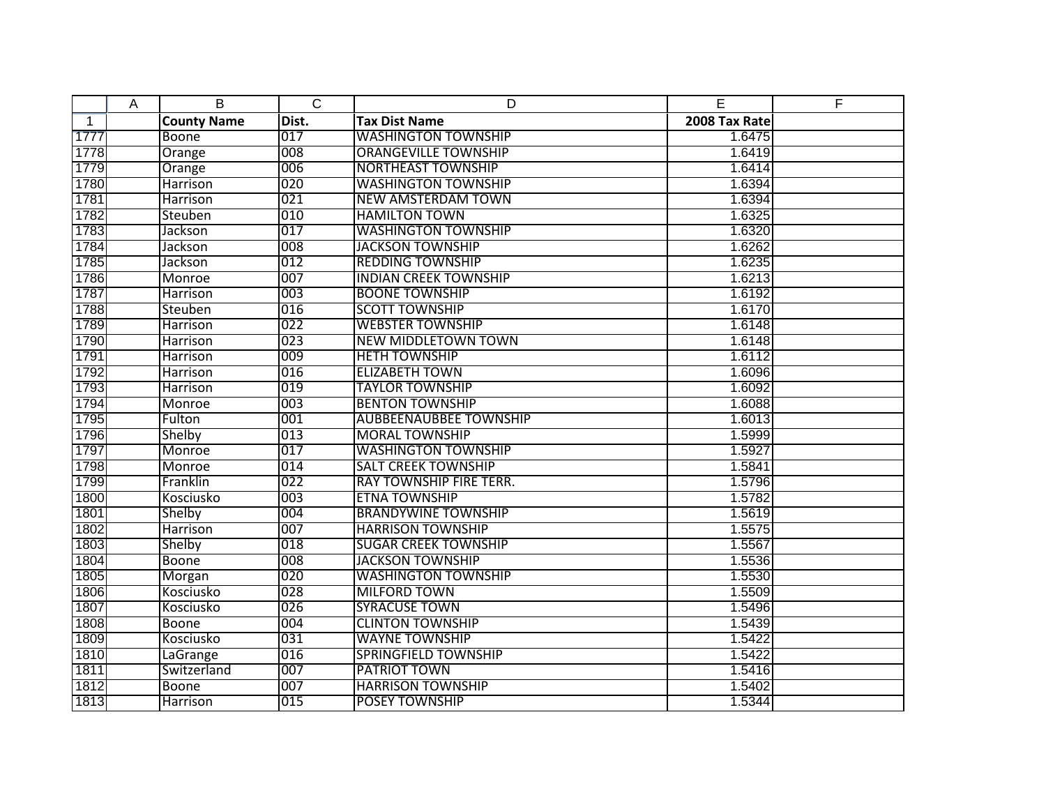| | A | B | C | D | E | F |
|---|---|---|---|---|---|---|
| 1 | | **County Name** | **Dist.** | **Tax Dist Name** | **2008 Tax Rate** | |
| 1777 | | Boone | 017 | WASHINGTON TOWNSHIP | 1.6475 | |
| 1778 | | Orange | 008 | ORANGEVILLE TOWNSHIP | 1.6419 | |
| 1779 | | Orange | 006 | NORTHEAST TOWNSHIP | 1.6414 | |
| 1780 | | Harrison | 020 | WASHINGTON TOWNSHIP | 1.6394 | |
| 1781 | | Harrison | 021 | NEW AMSTERDAM TOWN | 1.6394 | |
| 1782 | | Steuben | 010 | HAMILTON TOWN | 1.6325 | |
| 1783 | | Jackson | 017 | WASHINGTON TOWNSHIP | 1.6320 | |
| 1784 | | Jackson | 008 | JACKSON TOWNSHIP | 1.6262 | |
| 1785 | | Jackson | 012 | REDDING TOWNSHIP | 1.6235 | |
| 1786 | | Monroe | 007 | INDIAN CREEK TOWNSHIP | 1.6213 | |
| 1787 | | Harrison | 003 | BOONE TOWNSHIP | 1.6192 | |
| 1788 | | Steuben | 016 | SCOTT TOWNSHIP | 1.6170 | |
| 1789 | | Harrison | 022 | WEBSTER TOWNSHIP | 1.6148 | |
| 1790 | | Harrison | 023 | NEW MIDDLETOWN TOWN | 1.6148 | |
| 1791 | | Harrison | 009 | HETH TOWNSHIP | 1.6112 | |
| 1792 | | Harrison | 016 | ELIZABETH TOWN | 1.6096 | |
| 1793 | | Harrison | 019 | TAYLOR TOWNSHIP | 1.6092 | |
| 1794 | | Monroe | 003 | BENTON TOWNSHIP | 1.6088 | |
| 1795 | | Fulton | 001 | AUBBEENAUBBEE TOWNSHIP | 1.6013 | |
| 1796 | | Shelby | 013 | MORAL TOWNSHIP | 1.5999 | |
| 1797 | | Monroe | 017 | WASHINGTON TOWNSHIP | 1.5927 | |
| 1798 | | Monroe | 014 | SALT CREEK TOWNSHIP | 1.5841 | |
| 1799 | | Franklin | 022 | RAY TOWNSHIP FIRE TERR. | 1.5796 | |
| 1800 | | Kosciusko | 003 | ETNA TOWNSHIP | 1.5782 | |
| 1801 | | Shelby | 004 | BRANDYWINE TOWNSHIP | 1.5619 | |
| 1802 | | Harrison | 007 | HARRISON TOWNSHIP | 1.5575 | |
| 1803 | | Shelby | 018 | SUGAR CREEK TOWNSHIP | 1.5567 | |
| 1804 | | Boone | 008 | JACKSON TOWNSHIP | 1.5536 | |
| 1805 | | Morgan | 020 | WASHINGTON TOWNSHIP | 1.5530 | |
| 1806 | | Kosciusko | 028 | MILFORD TOWN | 1.5509 | |
| 1807 | | Kosciusko | 026 | SYRACUSE TOWN | 1.5496 | |
| 1808 | | Boone | 004 | CLINTON TOWNSHIP | 1.5439 | |
| 1809 | | Kosciusko | 031 | WAYNE TOWNSHIP | 1.5422 | |
| 1810 | | LaGrange | 016 | SPRINGFIELD TOWNSHIP | 1.5422 | |
| 1811 | | Switzerland | 007 | PATRIOT TOWN | 1.5416 | |
| 1812 | | Boone | 007 | HARRISON TOWNSHIP | 1.5402 | |
| 1813 | | Harrison | 015 | POSEY TOWNSHIP | 1.5344 | |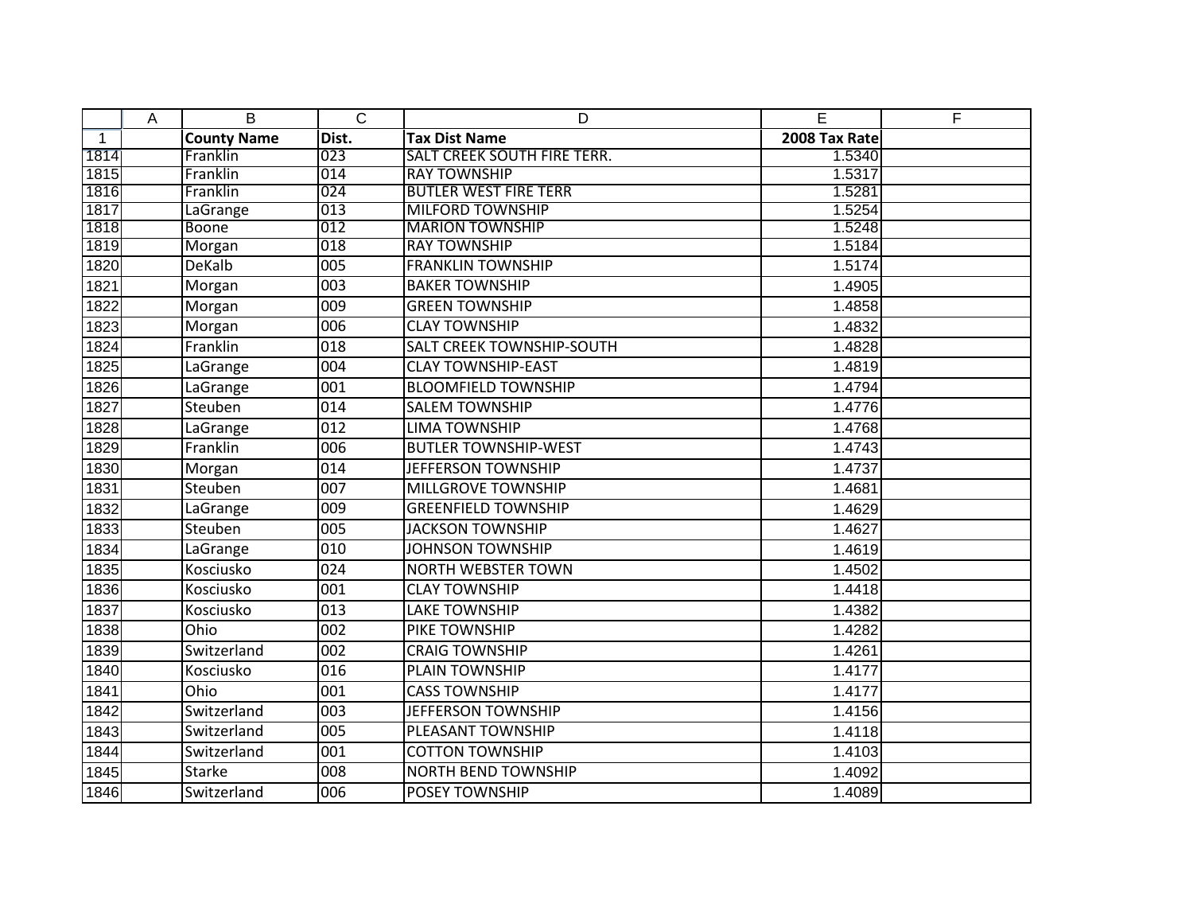| | A | B | C | D | E | F |
|---|---|---|---|---|---|---|
| 1 | | County Name | Dist. | Tax Dist Name | 2008 Tax Rate | |
| 1814 | | Franklin | 023 | SALT CREEK SOUTH FIRE TERR. | 1.5340 | |
| 1815 | | Franklin | 014 | RAY TOWNSHIP | 1.5317 | |
| 1816 | | Franklin | 024 | BUTLER WEST FIRE TERR | 1.5281 | |
| 1817 | | LaGrange | 013 | MILFORD TOWNSHIP | 1.5254 | |
| 1818 | | Boone | 012 | MARION TOWNSHIP | 1.5248 | |
| 1819 | | Morgan | 018 | RAY TOWNSHIP | 1.5184 | |
| 1820 | | DeKalb | 005 | FRANKLIN TOWNSHIP | 1.5174 | |
| 1821 | | Morgan | 003 | BAKER TOWNSHIP | 1.4905 | |
| 1822 | | Morgan | 009 | GREEN TOWNSHIP | 1.4858 | |
| 1823 | | Morgan | 006 | CLAY TOWNSHIP | 1.4832 | |
| 1824 | | Franklin | 018 | SALT CREEK TOWNSHIP-SOUTH | 1.4828 | |
| 1825 | | LaGrange | 004 | CLAY TOWNSHIP-EAST | 1.4819 | |
| 1826 | | LaGrange | 001 | BLOOMFIELD TOWNSHIP | 1.4794 | |
| 1827 | | Steuben | 014 | SALEM TOWNSHIP | 1.4776 | |
| 1828 | | LaGrange | 012 | LIMA TOWNSHIP | 1.4768 | |
| 1829 | | Franklin | 006 | BUTLER TOWNSHIP-WEST | 1.4743 | |
| 1830 | | Morgan | 014 | JEFFERSON TOWNSHIP | 1.4737 | |
| 1831 | | Steuben | 007 | MILLGROVE TOWNSHIP | 1.4681 | |
| 1832 | | LaGrange | 009 | GREENFIELD TOWNSHIP | 1.4629 | |
| 1833 | | Steuben | 005 | JACKSON TOWNSHIP | 1.4627 | |
| 1834 | | LaGrange | 010 | JOHNSON TOWNSHIP | 1.4619 | |
| 1835 | | Kosciusko | 024 | NORTH WEBSTER TOWN | 1.4502 | |
| 1836 | | Kosciusko | 001 | CLAY TOWNSHIP | 1.4418 | |
| 1837 | | Kosciusko | 013 | LAKE TOWNSHIP | 1.4382 | |
| 1838 | | Ohio | 002 | PIKE TOWNSHIP | 1.4282 | |
| 1839 | | Switzerland | 002 | CRAIG TOWNSHIP | 1.4261 | |
| 1840 | | Kosciusko | 016 | PLAIN TOWNSHIP | 1.4177 | |
| 1841 | | Ohio | 001 | CASS TOWNSHIP | 1.4177 | |
| 1842 | | Switzerland | 003 | JEFFERSON TOWNSHIP | 1.4156 | |
| 1843 | | Switzerland | 005 | PLEASANT TOWNSHIP | 1.4118 | |
| 1844 | | Switzerland | 001 | COTTON TOWNSHIP | 1.4103 | |
| 1845 | | Starke | 008 | NORTH BEND TOWNSHIP | 1.4092 | |
| 1846 | | Switzerland | 006 | POSEY TOWNSHIP | 1.4089 | |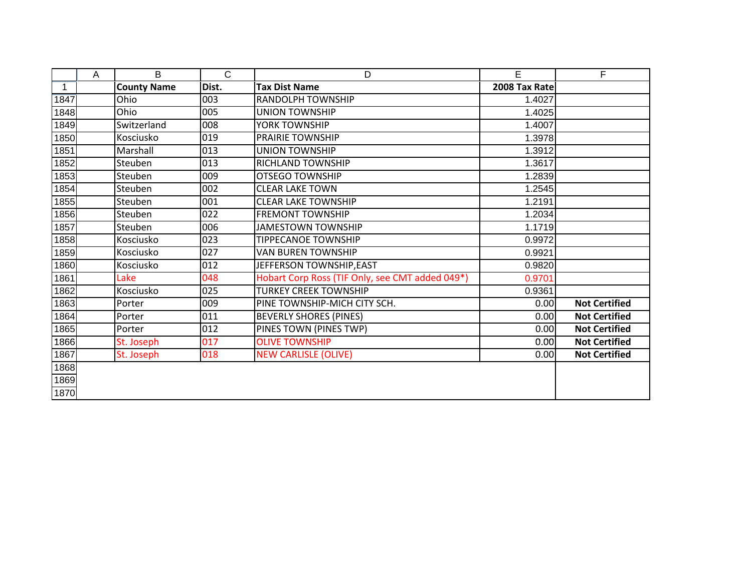| County Name | Dist. | Tax Dist Name | 2008 Tax Rate | |
|---|---|---|---|---|
| Ohio | 003 | RANDOLPH TOWNSHIP | 1.4027 | |
| Ohio | 005 | UNION TOWNSHIP | 1.4025 | |
| Switzerland | 008 | YORK TOWNSHIP | 1.4007 | |
| Kosciusko | 019 | PRAIRIE TOWNSHIP | 1.3978 | |
| Marshall | 013 | UNION TOWNSHIP | 1.3912 | |
| Steuben | 013 | RICHLAND TOWNSHIP | 1.3617 | |
| Steuben | 009 | OTSEGO TOWNSHIP | 1.2839 | |
| Steuben | 002 | CLEAR LAKE TOWN | 1.2545 | |
| Steuben | 001 | CLEAR LAKE TOWNSHIP | 1.2191 | |
| Steuben | 022 | FREMONT TOWNSHIP | 1.2034 | |
| Steuben | 006 | JAMESTOWN TOWNSHIP | 1.1719 | |
| Kosciusko | 023 | TIPPECANOE TOWNSHIP | 0.9972 | |
| Kosciusko | 027 | VAN BUREN TOWNSHIP | 0.9921 | |
| Kosciusko | 012 | JEFFERSON TOWNSHIP,EAST | 0.9820 | |
| Lake | 048 | Hobart Corp Ross (TIF Only, see CMT added 049*) | 0.9701 | |
| Kosciusko | 025 | TURKEY CREEK TOWNSHIP | 0.9361 | |
| Porter | 009 | PINE TOWNSHIP-MICH CITY SCH. | 0.00 | **Not Certified** |
| Porter | 011 | BEVERLY SHORES (PINES) | 0.00 | **Not Certified** |
| Porter | 012 | PINES TOWN (PINES TWP) | 0.00 | **Not Certified** |
| St. Joseph | 017 | OLIVE TOWNSHIP | 0.00 | **Not Certified** |
| St. Joseph | 018 | NEW CARLISLE (OLIVE) | 0.00 | **Not Certified** |